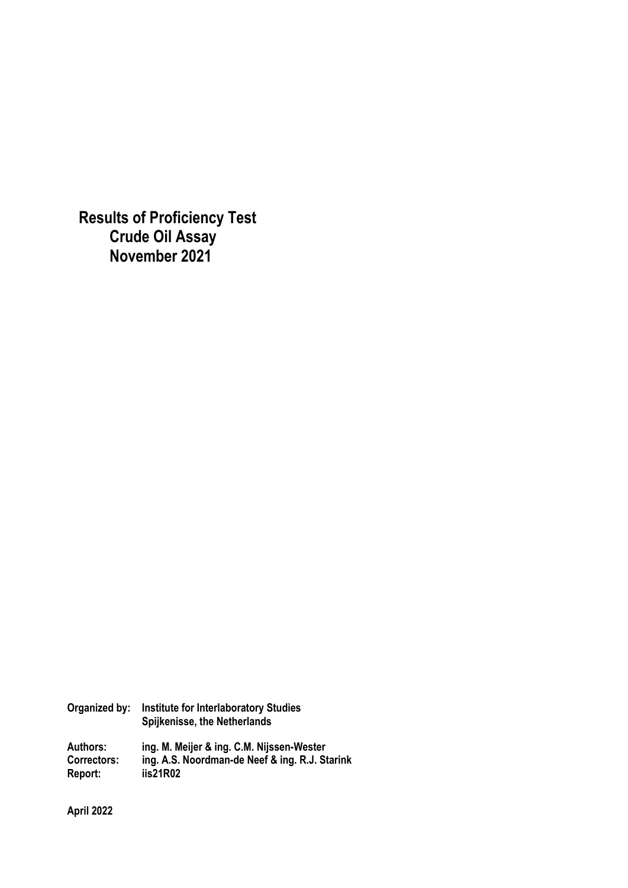# Results of Proficiency Test
## Crude Oil Assay
## November 2021

**Organized by:** Institute for Interlaboratory Studies
Spijkenisse, the Netherlands

**Authors:** ing. M. Meijer & ing. C.M. Nijssen-Wester
**Correctors:** ing. A.S. Noordman-de Neef & ing. R.J. Starink
**Report:** iis21R02

**April 2022**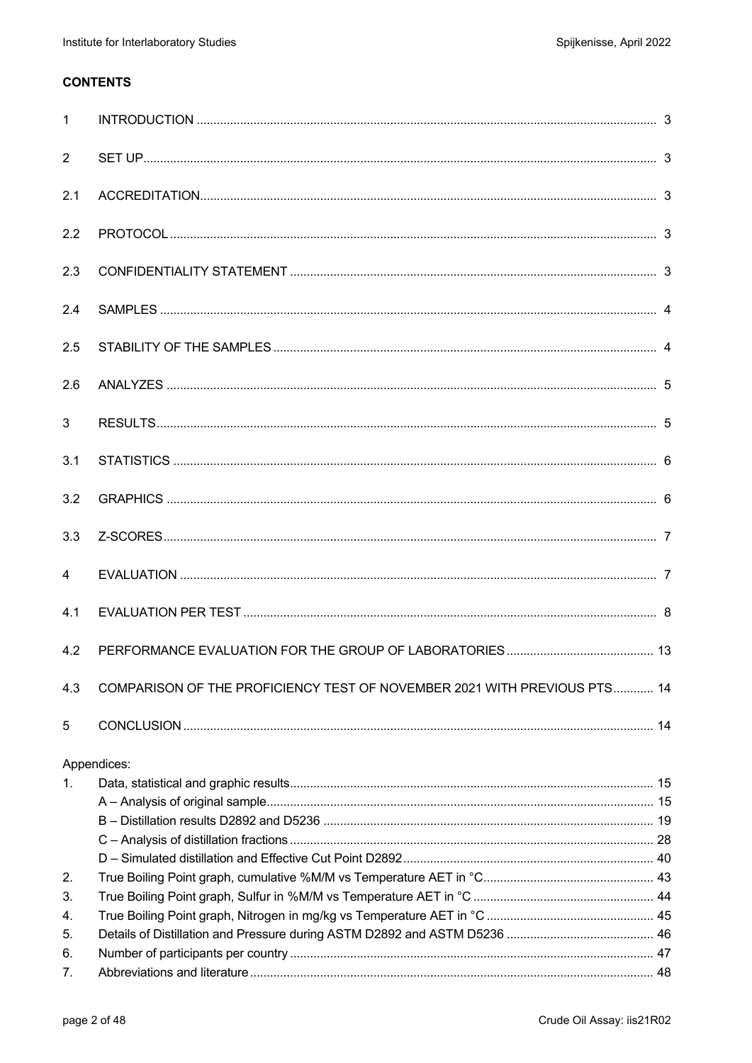**CONTENTS**

| | | |
|---|---|---|
| 1 | INTRODUCTION | 3 |
| 2 | SET UP | 3 |
| 2.1 | ACCREDITATION | 3 |
| 2.2 | PROTOCOL | 3 |
| 2.3 | CONFIDENTIALITY STATEMENT | 3 |
| 2.4 | SAMPLES | 4 |
| 2.5 | STABILITY OF THE SAMPLES | 4 |
| 2.6 | ANALYZES | 5 |
| 3 | RESULTS | 5 |
| 3.1 | STATISTICS | 6 |
| 3.2 | GRAPHICS | 6 |
| 3.3 | Z-SCORES | 7 |
| 4 | EVALUATION | 7 |
| 4.1 | EVALUATION PER TEST | 8 |
| 4.2 | PERFORMANCE EVALUATION FOR THE GROUP OF LABORATORIES | 13 |
| 4.3 | COMPARISON OF THE PROFICIENCY TEST OF NOVEMBER 2021 WITH PREVIOUS PTS | 14 |
| 5 | CONCLUSION | 14 |

Appendices:

| | | |
|---|---|---|
| 1. | Data, statistical and graphic results | 15 |
| | A – Analysis of original sample | 15 |
| | B – Distillation results D2892 and D5236 | 19 |
| | C – Analysis of distillation fractions | 28 |
| | D – Simulated distillation and Effective Cut Point D2892 | 40 |
| 2. | True Boiling Point graph, cumulative %M/M vs Temperature AET in °C | 43 |
| 3. | True Boiling Point graph, Sulfur in %M/M vs Temperature AET in °C | 44 |
| 4. | True Boiling Point graph, Nitrogen in mg/kg vs Temperature AET in °C | 45 |
| 5. | Details of Distillation and Pressure during ASTM D2892 and ASTM D5236 | 46 |
| 6. | Number of participants per country | 47 |
| 7. | Abbreviations and literature | 48 |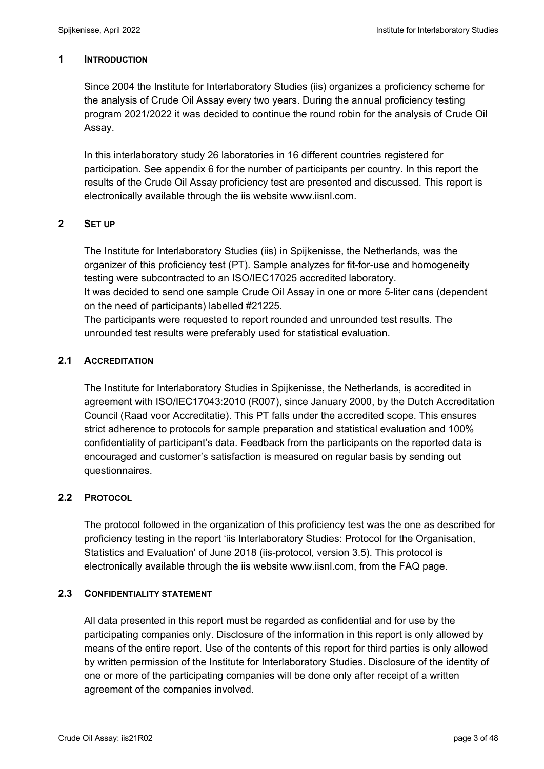## 1 INTRODUCTION

Since 2004 the Institute for Interlaboratory Studies (iis) organizes a proficiency scheme for the analysis of Crude Oil Assay every two years. During the annual proficiency testing program 2021/2022 it was decided to continue the round robin for the analysis of Crude Oil Assay.

In this interlaboratory study 26 laboratories in 16 different countries registered for participation. See appendix 6 for the number of participants per country. In this report the results of the Crude Oil Assay proficiency test are presented and discussed. This report is electronically available through the iis website www.iisnl.com.

## 2 SET UP

The Institute for Interlaboratory Studies (iis) in Spijkenisse, the Netherlands, was the organizer of this proficiency test (PT). Sample analyzes for fit-for-use and homogeneity testing were subcontracted to an ISO/IEC17025 accredited laboratory.
It was decided to send one sample Crude Oil Assay in one or more 5-liter cans (dependent on the need of participants) labelled #21225.
The participants were requested to report rounded and unrounded test results. The unrounded test results were preferably used for statistical evaluation.

### 2.1 ACCREDITATION

The Institute for Interlaboratory Studies in Spijkenisse, the Netherlands, is accredited in agreement with ISO/IEC17043:2010 (R007), since January 2000, by the Dutch Accreditation Council (Raad voor Accreditatie). This PT falls under the accredited scope. This ensures strict adherence to protocols for sample preparation and statistical evaluation and 100% confidentiality of participant's data. Feedback from the participants on the reported data is encouraged and customer's satisfaction is measured on regular basis by sending out questionnaires.

### 2.2 PROTOCOL

The protocol followed in the organization of this proficiency test was the one as described for proficiency testing in the report 'iis Interlaboratory Studies: Protocol for the Organisation, Statistics and Evaluation' of June 2018 (iis-protocol, version 3.5). This protocol is electronically available through the iis website www.iisnl.com, from the FAQ page.

### 2.3 CONFIDENTIALITY STATEMENT

All data presented in this report must be regarded as confidential and for use by the participating companies only. Disclosure of the information in this report is only allowed by means of the entire report. Use of the contents of this report for third parties is only allowed by written permission of the Institute for Interlaboratory Studies. Disclosure of the identity of one or more of the participating companies will be done only after receipt of a written agreement of the companies involved.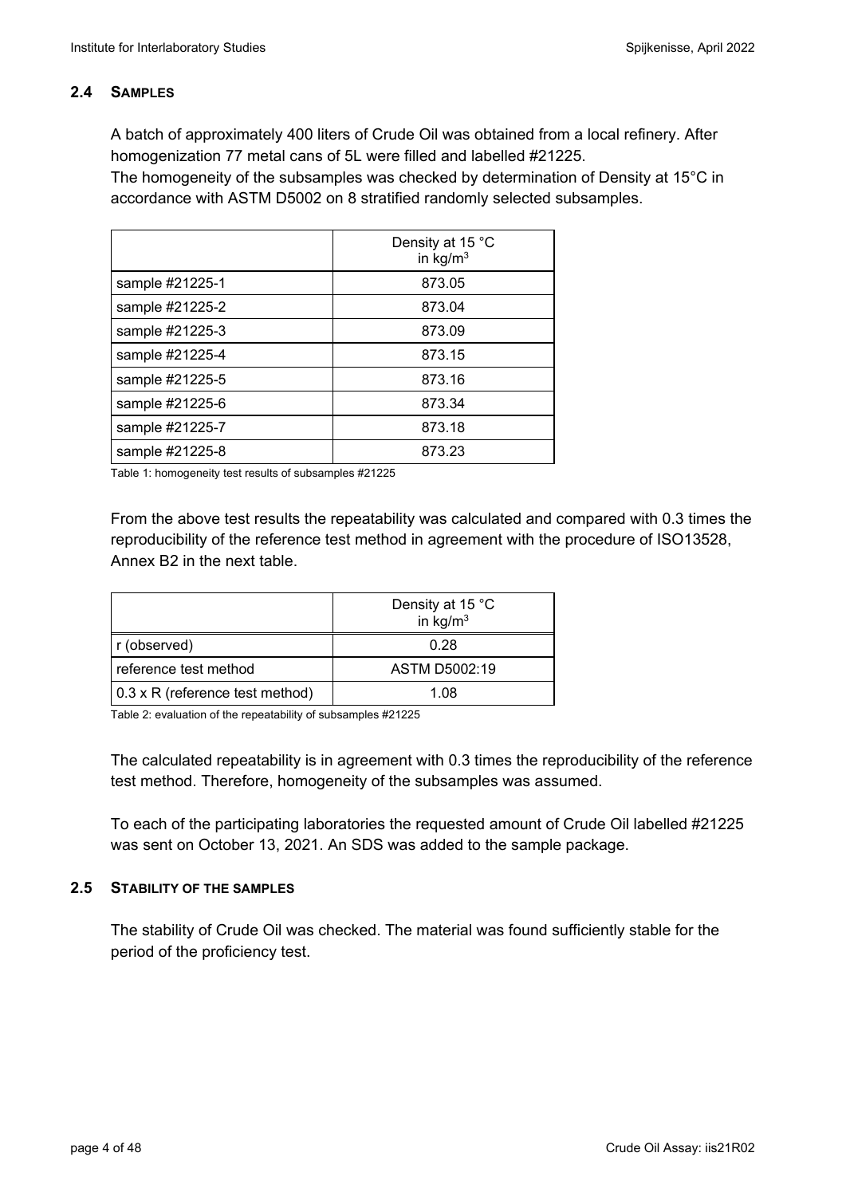### 2.4 SAMPLES

A batch of approximately 400 liters of Crude Oil was obtained from a local refinery. After homogenization 77 metal cans of 5L were filled and labelled #21225.
The homogeneity of the subsamples was checked by determination of Density at 15°C in accordance with ASTM D5002 on 8 stratified randomly selected subsamples.

| | Density at 15 °C in $kg/m^3$ |
|---|---|
| sample #21225-1 | 873.05 |
| sample #21225-2 | 873.04 |
| sample #21225-3 | 873.09 |
| sample #21225-4 | 873.15 |
| sample #21225-5 | 873.16 |
| sample #21225-6 | 873.34 |
| sample #21225-7 | 873.18 |
| sample #21225-8 | 873.23 |

Table 1: homogeneity test results of subsamples #21225

From the above test results the repeatability was calculated and compared with 0.3 times the reproducibility of the reference test method in agreement with the procedure of ISO13528, Annex B2 in the next table.

| | Density at 15 °C in $kg/m^3$ |
|---|---|
| r (observed) | 0.28 |
| reference test method | ASTM D5002:19 |
| 0.3 x R (reference test method) | 1.08 |

Table 2: evaluation of the repeatability of subsamples #21225

The calculated repeatability is in agreement with 0.3 times the reproducibility of the reference test method. Therefore, homogeneity of the subsamples was assumed.

To each of the participating laboratories the requested amount of Crude Oil labelled #21225 was sent on October 13, 2021. An SDS was added to the sample package.

### 2.5 STABILITY OF THE SAMPLES

The stability of Crude Oil was checked. The material was found sufficiently stable for the period of the proficiency test.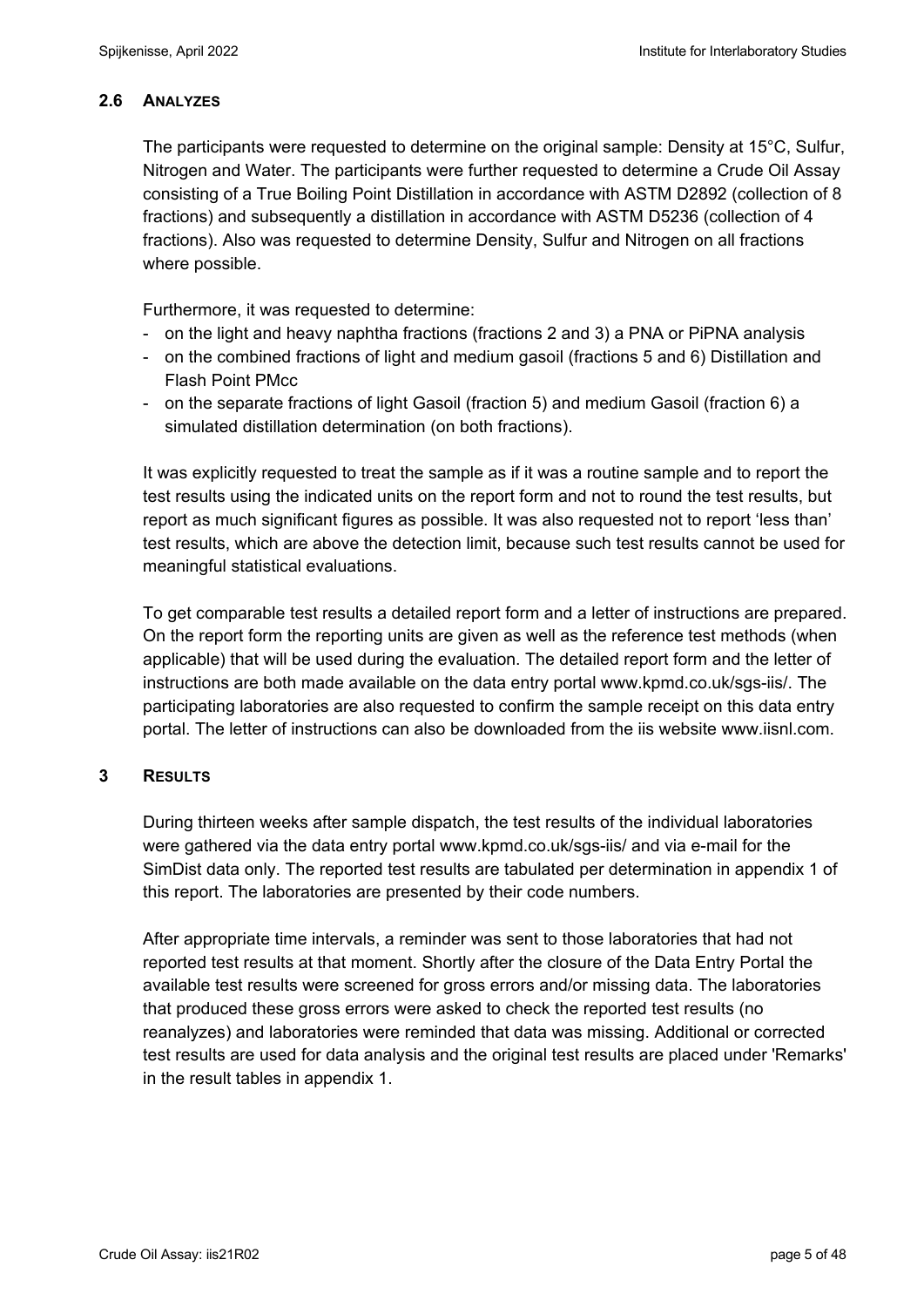## 2.6 ANALYZES

The participants were requested to determine on the original sample: Density at 15°C, Sulfur, Nitrogen and Water. The participants were further requested to determine a Crude Oil Assay consisting of a True Boiling Point Distillation in accordance with ASTM D2892 (collection of 8 fractions) and subsequently a distillation in accordance with ASTM D5236 (collection of 4 fractions). Also was requested to determine Density, Sulfur and Nitrogen on all fractions where possible.

Furthermore, it was requested to determine:

- on the light and heavy naphtha fractions (fractions 2 and 3) a PNA or PiPNA analysis
- on the combined fractions of light and medium gasoil (fractions 5 and 6) Distillation and Flash Point PMcc
- on the separate fractions of light Gasoil (fraction 5) and medium Gasoil (fraction 6) a simulated distillation determination (on both fractions).

It was explicitly requested to treat the sample as if it was a routine sample and to report the test results using the indicated units on the report form and not to round the test results, but report as much significant figures as possible. It was also requested not to report 'less than' test results, which are above the detection limit, because such test results cannot be used for meaningful statistical evaluations.

To get comparable test results a detailed report form and a letter of instructions are prepared. On the report form the reporting units are given as well as the reference test methods (when applicable) that will be used during the evaluation. The detailed report form and the letter of instructions are both made available on the data entry portal www.kpmd.co.uk/sgs-iis/. The participating laboratories are also requested to confirm the sample receipt on this data entry portal. The letter of instructions can also be downloaded from the iis website www.iisnl.com.

# 3 RESULTS

During thirteen weeks after sample dispatch, the test results of the individual laboratories were gathered via the data entry portal www.kpmd.co.uk/sgs-iis/ and via e-mail for the SimDist data only. The reported test results are tabulated per determination in appendix 1 of this report. The laboratories are presented by their code numbers.

After appropriate time intervals, a reminder was sent to those laboratories that had not reported test results at that moment. Shortly after the closure of the Data Entry Portal the available test results were screened for gross errors and/or missing data. The laboratories that produced these gross errors were asked to check the reported test results (no reanalyzes) and laboratories were reminded that data was missing. Additional or corrected test results are used for data analysis and the original test results are placed under 'Remarks' in the result tables in appendix 1.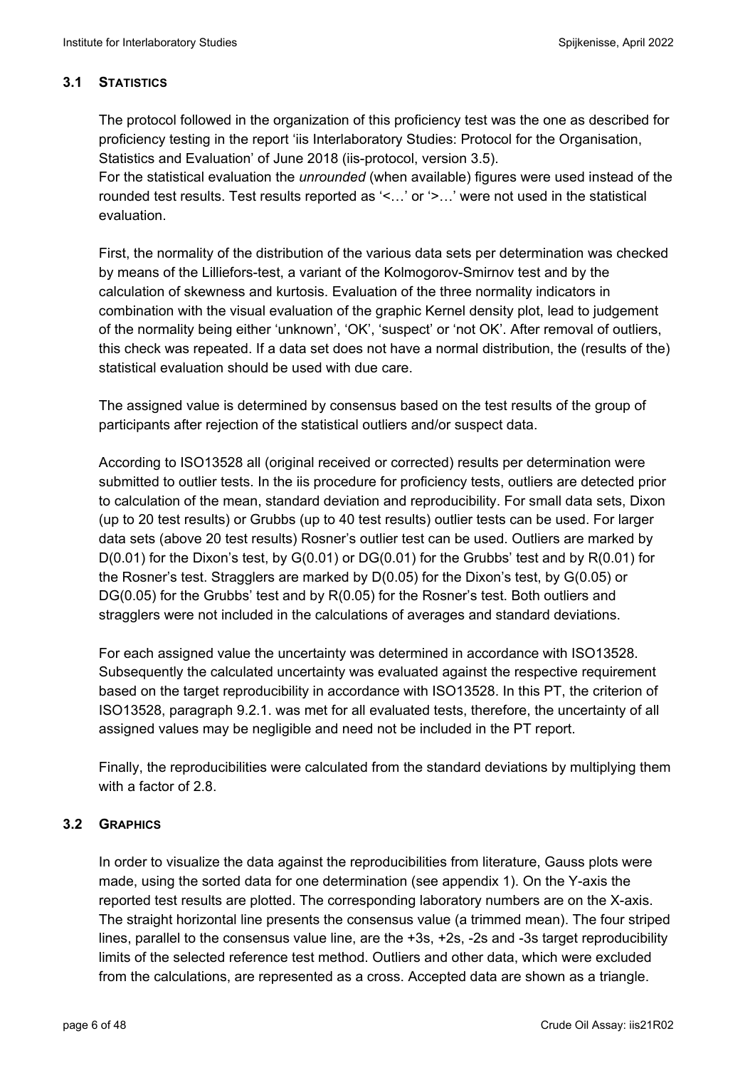### 3.1 STATISTICS

The protocol followed in the organization of this proficiency test was the one as described for proficiency testing in the report 'iis Interlaboratory Studies: Protocol for the Organisation, Statistics and Evaluation' of June 2018 (iis-protocol, version 3.5).
For the statistical evaluation the *unrounded* (when available) figures were used instead of the rounded test results. Test results reported as '<…' or '>…' were not used in the statistical evaluation.

First, the normality of the distribution of the various data sets per determination was checked by means of the Lilliefors-test, a variant of the Kolmogorov-Smirnov test and by the calculation of skewness and kurtosis. Evaluation of the three normality indicators in combination with the visual evaluation of the graphic Kernel density plot, lead to judgement of the normality being either 'unknown', 'OK', 'suspect' or 'not OK'. After removal of outliers, this check was repeated. If a data set does not have a normal distribution, the (results of the) statistical evaluation should be used with due care.

The assigned value is determined by consensus based on the test results of the group of participants after rejection of the statistical outliers and/or suspect data.

According to ISO13528 all (original received or corrected) results per determination were submitted to outlier tests. In the iis procedure for proficiency tests, outliers are detected prior to calculation of the mean, standard deviation and reproducibility. For small data sets, Dixon (up to 20 test results) or Grubbs (up to 40 test results) outlier tests can be used. For larger data sets (above 20 test results) Rosner's outlier test can be used. Outliers are marked by D(0.01) for the Dixon's test, by G(0.01) or DG(0.01) for the Grubbs' test and by R(0.01) for the Rosner's test. Stragglers are marked by D(0.05) for the Dixon's test, by G(0.05) or DG(0.05) for the Grubbs' test and by R(0.05) for the Rosner's test. Both outliers and stragglers were not included in the calculations of averages and standard deviations.

For each assigned value the uncertainty was determined in accordance with ISO13528. Subsequently the calculated uncertainty was evaluated against the respective requirement based on the target reproducibility in accordance with ISO13528. In this PT, the criterion of ISO13528, paragraph 9.2.1. was met for all evaluated tests, therefore, the uncertainty of all assigned values may be negligible and need not be included in the PT report.

Finally, the reproducibilities were calculated from the standard deviations by multiplying them with a factor of 2.8.

### 3.2 GRAPHICS

In order to visualize the data against the reproducibilities from literature, Gauss plots were made, using the sorted data for one determination (see appendix 1). On the Y-axis the reported test results are plotted. The corresponding laboratory numbers are on the X-axis. The straight horizontal line presents the consensus value (a trimmed mean). The four striped lines, parallel to the consensus value line, are the +3s, +2s, -2s and -3s target reproducibility limits of the selected reference test method. Outliers and other data, which were excluded from the calculations, are represented as a cross. Accepted data are shown as a triangle.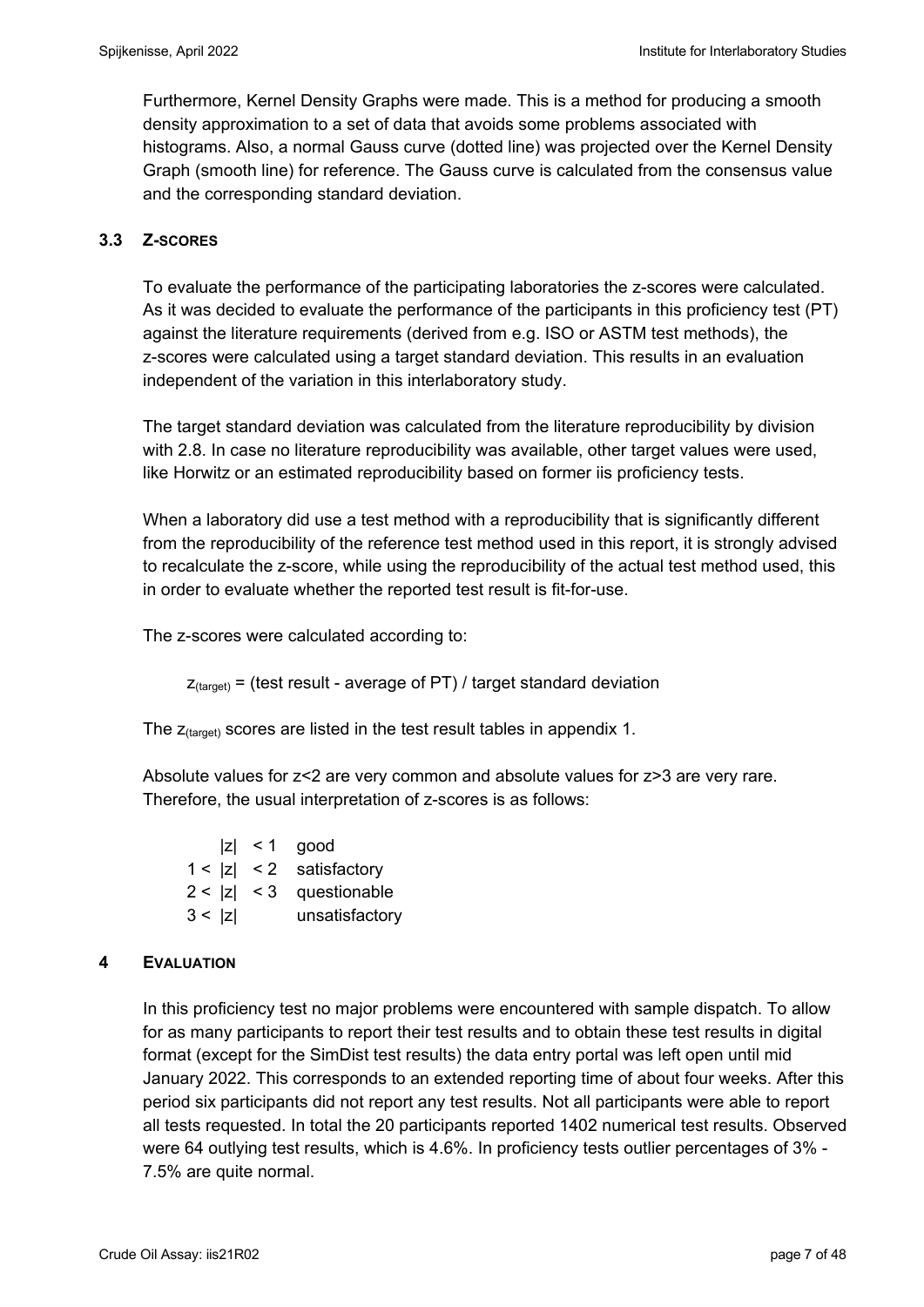Furthermore, Kernel Density Graphs were made. This is a method for producing a smooth density approximation to a set of data that avoids some problems associated with histograms. Also, a normal Gauss curve (dotted line) was projected over the Kernel Density Graph (smooth line) for reference. The Gauss curve is calculated from the consensus value and the corresponding standard deviation.

### 3.3 Z-SCORES

To evaluate the performance of the participating laboratories the z-scores were calculated. As it was decided to evaluate the performance of the participants in this proficiency test (PT) against the literature requirements (derived from e.g. ISO or ASTM test methods), the z-scores were calculated using a target standard deviation. This results in an evaluation independent of the variation in this interlaboratory study.

The target standard deviation was calculated from the literature reproducibility by division with 2.8. In case no literature reproducibility was available, other target values were used, like Horwitz or an estimated reproducibility based on former iis proficiency tests.

When a laboratory did use a test method with a reproducibility that is significantly different from the reproducibility of the reference test method used in this report, it is strongly advised to recalculate the z-score, while using the reproducibility of the actual test method used, this in order to evaluate whether the reported test result is fit-for-use.

The z-scores were calculated according to:

$$z_{(target)} = \text{(test result - average of PT) / target standard deviation}$$

The $z_{(target)}$ scores are listed in the test result tables in appendix 1.

Absolute values for z<2 are very common and absolute values for z>3 are very rare. Therefore, the usual interpretation of z-scores is as follows:

| | |
|---|---|
| $\|z\| < 1$ | good |
| $1 < \|z\| < 2$ | satisfactory |
| $2 < \|z\| < 3$ | questionable |
| $3 < \|z\|$ | unsatisfactory |

## 4 EVALUATION

In this proficiency test no major problems were encountered with sample dispatch. To allow for as many participants to report their test results and to obtain these test results in digital format (except for the SimDist test results) the data entry portal was left open until mid January 2022. This corresponds to an extended reporting time of about four weeks. After this period six participants did not report any test results. Not all participants were able to report all tests requested. In total the 20 participants reported 1402 numerical test results. Observed were 64 outlying test results, which is 4.6%. In proficiency tests outlier percentages of 3% - 7.5% are quite normal.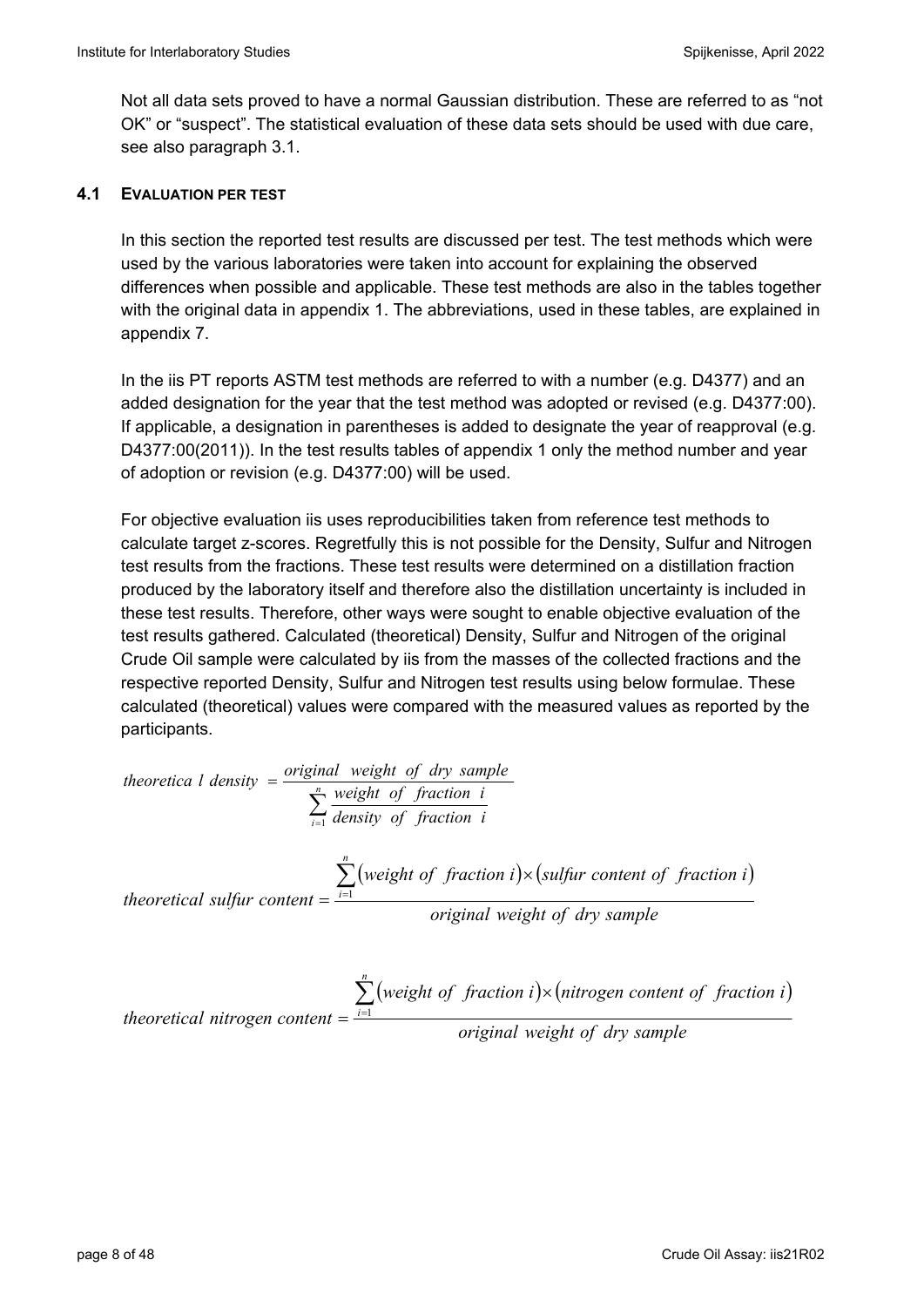Not all data sets proved to have a normal Gaussian distribution. These are referred to as "not OK" or "suspect". The statistical evaluation of these data sets should be used with due care, see also paragraph 3.1.

### 4.1 EVALUATION PER TEST

In this section the reported test results are discussed per test. The test methods which were used by the various laboratories were taken into account for explaining the observed differences when possible and applicable. These test methods are also in the tables together with the original data in appendix 1. The abbreviations, used in these tables, are explained in appendix 7.

In the iis PT reports ASTM test methods are referred to with a number (e.g. D4377) and an added designation for the year that the test method was adopted or revised (e.g. D4377:00). If applicable, a designation in parentheses is added to designate the year of reapproval (e.g. D4377:00(2011)). In the test results tables of appendix 1 only the method number and year of adoption or revision (e.g. D4377:00) will be used.

For objective evaluation iis uses reproducibilities taken from reference test methods to calculate target z-scores. Regretfully this is not possible for the Density, Sulfur and Nitrogen test results from the fractions. These test results were determined on a distillation fraction produced by the laboratory itself and therefore also the distillation uncertainty is included in these test results. Therefore, other ways were sought to enable objective evaluation of the test results gathered. Calculated (theoretical) Density, Sulfur and Nitrogen of the original Crude Oil sample were calculated by iis from the masses of the collected fractions and the respective reported Density, Sulfur and Nitrogen test results using below formulae. These calculated (theoretical) values were compared with the measured values as reported by the participants.

$$theoretical\ density = \frac{original\ weight\ of\ dry\ sample}{\sum_{i=1}^{n} \frac{weight\ of\ fraction\ i}{density\ of\ fraction\ i}}$$

$$theoretical\ sulfur\ content = \frac{\sum_{i=1}^{n} (weight\ of\ fraction\ i) \times (sulfur\ content\ of\ fraction\ i)}{original\ weight\ of\ dry\ sample}$$

$$theoretical\ nitrogen\ content = \frac{\sum_{i=1}^{n} (weight\ of\ fraction\ i) \times (nitrogen\ content\ of\ fraction\ i)}{original\ weight\ of\ dry\ sample}$$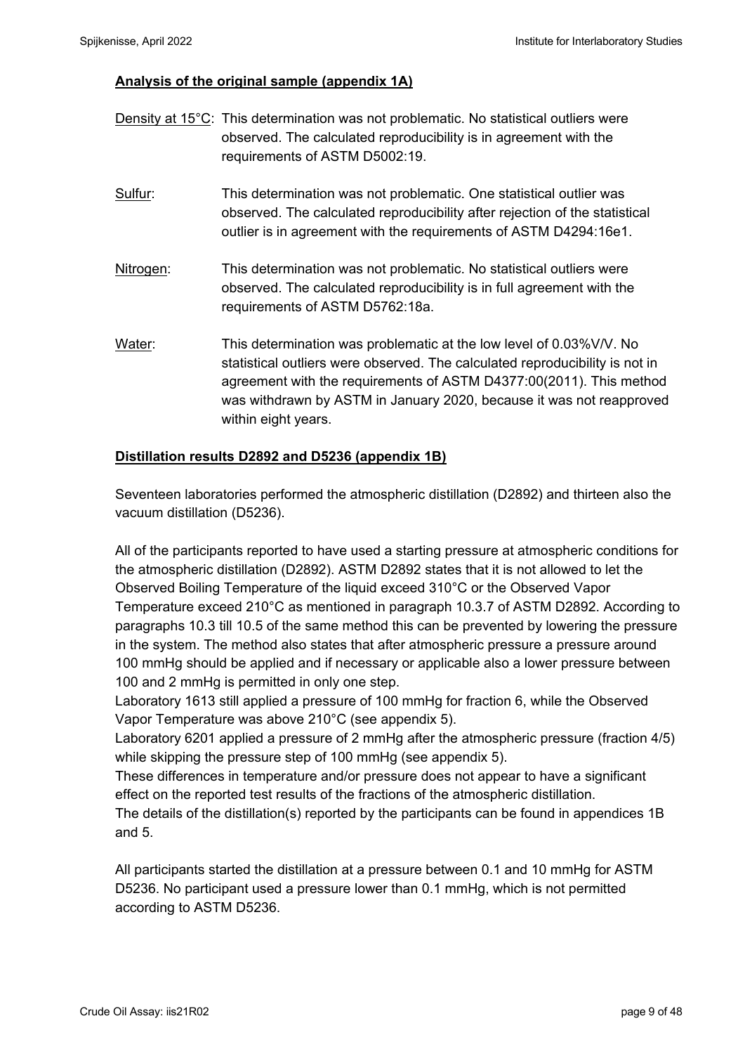**Analysis of the original sample (appendix 1A)**

Density at 15°C: This determination was not problematic. No statistical outliers were observed. The calculated reproducibility is in agreement with the requirements of ASTM D5002:19.

Sulfur: This determination was not problematic. One statistical outlier was observed. The calculated reproducibility after rejection of the statistical outlier is in agreement with the requirements of ASTM D4294:16e1.

Nitrogen: This determination was not problematic. No statistical outliers were observed. The calculated reproducibility is in full agreement with the requirements of ASTM D5762:18a.

Water: This determination was problematic at the low level of 0.03%V/V. No statistical outliers were observed. The calculated reproducibility is not in agreement with the requirements of ASTM D4377:00(2011). This method was withdrawn by ASTM in January 2020, because it was not reapproved within eight years.

**Distillation results D2892 and D5236 (appendix 1B)**

Seventeen laboratories performed the atmospheric distillation (D2892) and thirteen also the vacuum distillation (D5236).

All of the participants reported to have used a starting pressure at atmospheric conditions for the atmospheric distillation (D2892). ASTM D2892 states that it is not allowed to let the Observed Boiling Temperature of the liquid exceed 310°C or the Observed Vapor Temperature exceed 210°C as mentioned in paragraph 10.3.7 of ASTM D2892. According to paragraphs 10.3 till 10.5 of the same method this can be prevented by lowering the pressure in the system. The method also states that after atmospheric pressure a pressure around 100 mmHg should be applied and if necessary or applicable also a lower pressure between 100 and 2 mmHg is permitted in only one step.
Laboratory 1613 still applied a pressure of 100 mmHg for fraction 6, while the Observed Vapor Temperature was above 210°C (see appendix 5).
Laboratory 6201 applied a pressure of 2 mmHg after the atmospheric pressure (fraction 4/5) while skipping the pressure step of 100 mmHg (see appendix 5).
These differences in temperature and/or pressure does not appear to have a significant effect on the reported test results of the fractions of the atmospheric distillation.
The details of the distillation(s) reported by the participants can be found in appendices 1B and 5.

All participants started the distillation at a pressure between 0.1 and 10 mmHg for ASTM D5236. No participant used a pressure lower than 0.1 mmHg, which is not permitted according to ASTM D5236.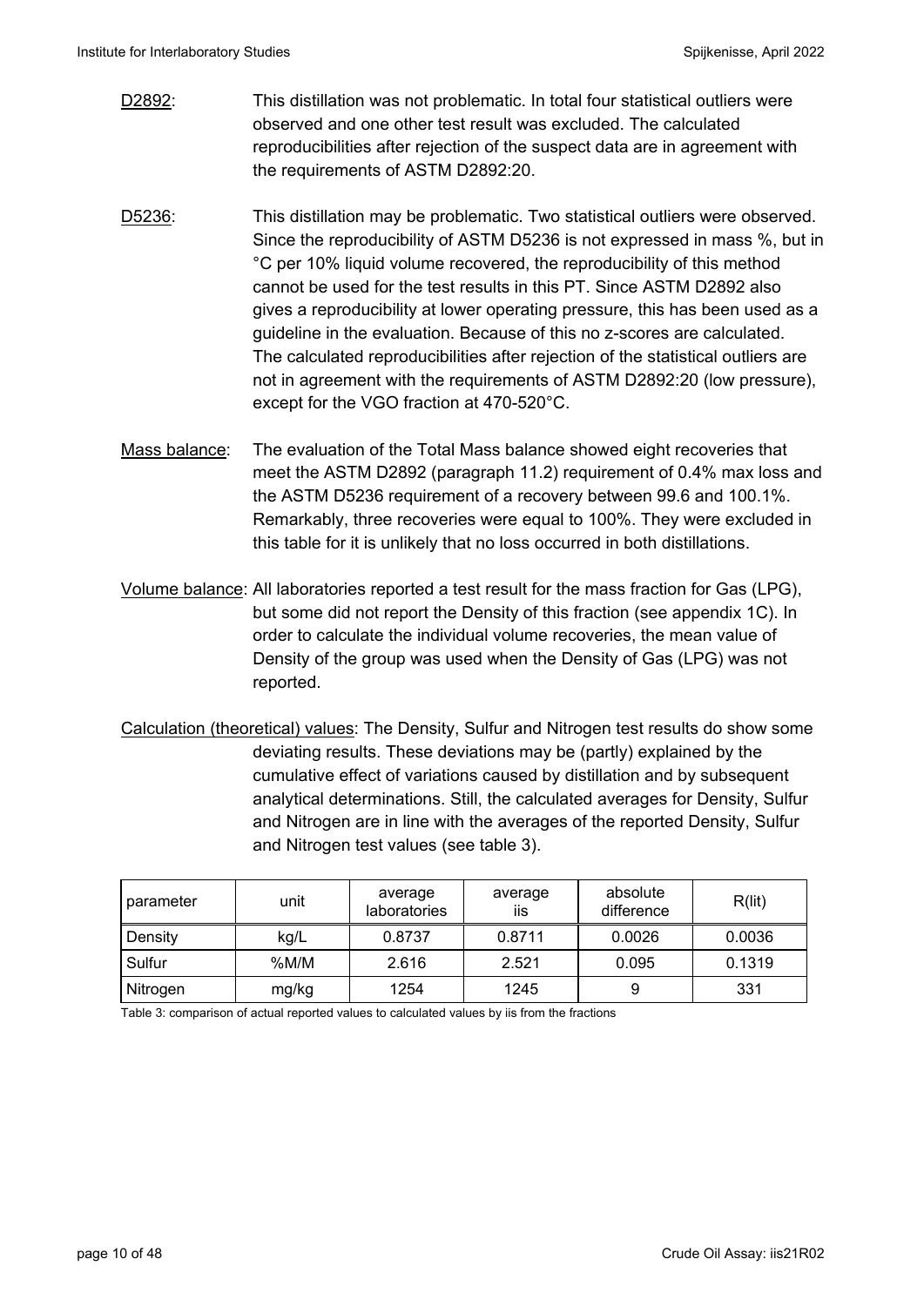D2892: This distillation was not problematic. In total four statistical outliers were observed and one other test result was excluded. The calculated reproducibilities after rejection of the suspect data are in agreement with the requirements of ASTM D2892:20.

D5236: This distillation may be problematic. Two statistical outliers were observed. Since the reproducibility of ASTM D5236 is not expressed in mass %, but in °C per 10% liquid volume recovered, the reproducibility of this method cannot be used for the test results in this PT. Since ASTM D2892 also gives a reproducibility at lower operating pressure, this has been used as a guideline in the evaluation. Because of this no z-scores are calculated. The calculated reproducibilities after rejection of the statistical outliers are not in agreement with the requirements of ASTM D2892:20 (low pressure), except for the VGO fraction at 470-520°C.

Mass balance: The evaluation of the Total Mass balance showed eight recoveries that meet the ASTM D2892 (paragraph 11.2) requirement of 0.4% max loss and the ASTM D5236 requirement of a recovery between 99.6 and 100.1%. Remarkably, three recoveries were equal to 100%. They were excluded in this table for it is unlikely that no loss occurred in both distillations.

Volume balance: All laboratories reported a test result for the mass fraction for Gas (LPG), but some did not report the Density of this fraction (see appendix 1C). In order to calculate the individual volume recoveries, the mean value of Density of the group was used when the Density of Gas (LPG) was not reported.

Calculation (theoretical) values: The Density, Sulfur and Nitrogen test results do show some deviating results. These deviations may be (partly) explained by the cumulative effect of variations caused by distillation and by subsequent analytical determinations. Still, the calculated averages for Density, Sulfur and Nitrogen are in line with the averages of the reported Density, Sulfur and Nitrogen test values (see table 3).

| parameter | unit | average laboratories | average iis | absolute difference | R(lit) |
|---|---|---|---|---|---|
| Density | kg/L | 0.8737 | 0.8711 | 0.0026 | 0.0036 |
| Sulfur | %M/M | 2.616 | 2.521 | 0.095 | 0.1319 |
| Nitrogen | mg/kg | 1254 | 1245 | 9 | 331 |

Table 3: comparison of actual reported values to calculated values by iis from the fractions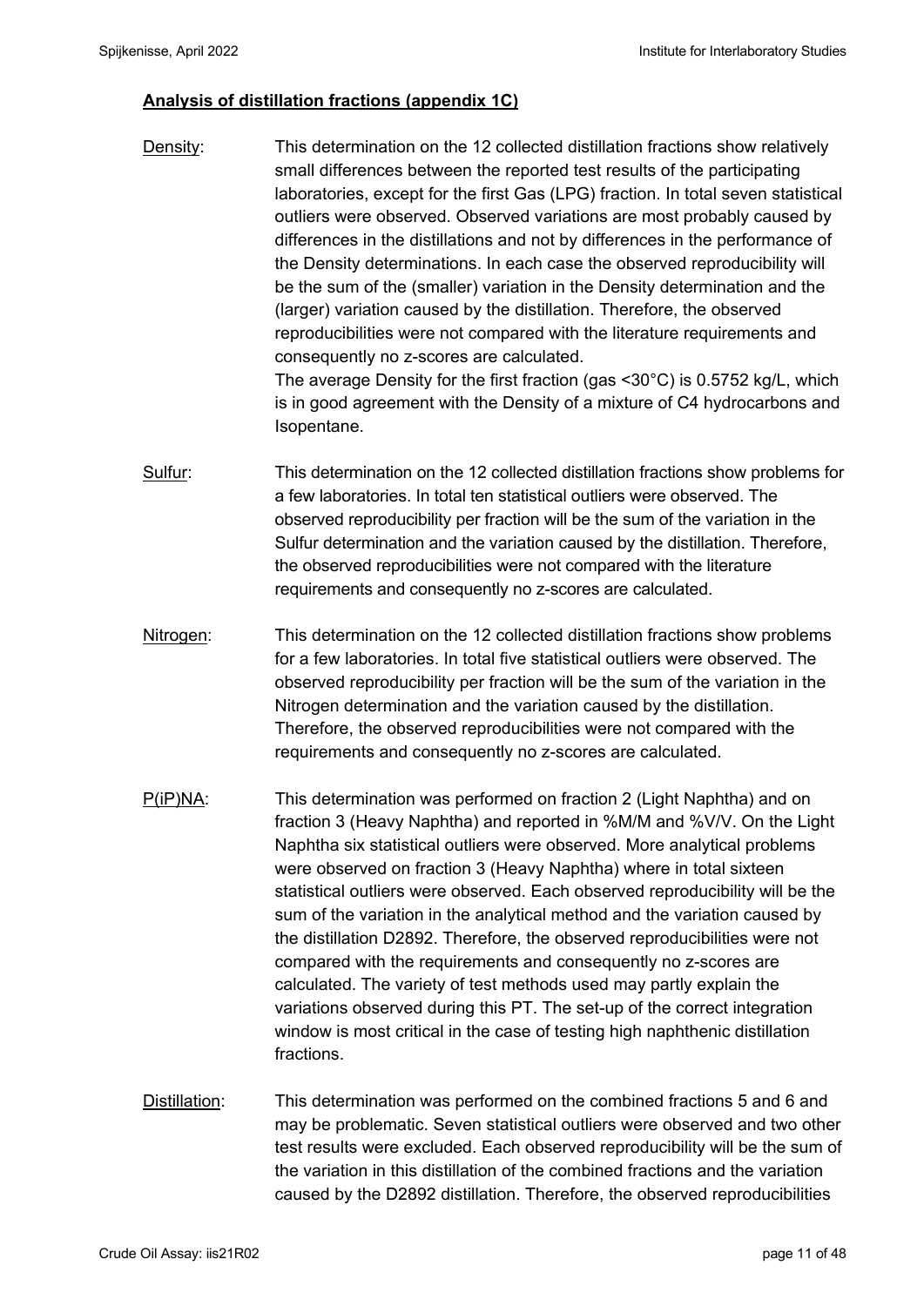**Analysis of distillation fractions (appendix 1C)**

Density: This determination on the 12 collected distillation fractions show relatively small differences between the reported test results of the participating laboratories, except for the first Gas (LPG) fraction. In total seven statistical outliers were observed. Observed variations are most probably caused by differences in the distillations and not by differences in the performance of the Density determinations. In each case the observed reproducibility will be the sum of the (smaller) variation in the Density determination and the (larger) variation caused by the distillation. Therefore, the observed reproducibilities were not compared with the literature requirements and consequently no z-scores are calculated.
The average Density for the first fraction (gas <30°C) is 0.5752 kg/L, which is in good agreement with the Density of a mixture of C4 hydrocarbons and Isopentane.

Sulfur: This determination on the 12 collected distillation fractions show problems for a few laboratories. In total ten statistical outliers were observed. The observed reproducibility per fraction will be the sum of the variation in the Sulfur determination and the variation caused by the distillation. Therefore, the observed reproducibilities were not compared with the literature requirements and consequently no z-scores are calculated.

Nitrogen: This determination on the 12 collected distillation fractions show problems for a few laboratories. In total five statistical outliers were observed. The observed reproducibility per fraction will be the sum of the variation in the Nitrogen determination and the variation caused by the distillation. Therefore, the observed reproducibilities were not compared with the requirements and consequently no z-scores are calculated.

P(iP)NA: This determination was performed on fraction 2 (Light Naphtha) and on fraction 3 (Heavy Naphtha) and reported in %M/M and %V/V. On the Light Naphtha six statistical outliers were observed. More analytical problems were observed on fraction 3 (Heavy Naphtha) where in total sixteen statistical outliers were observed. Each observed reproducibility will be the sum of the variation in the analytical method and the variation caused by the distillation D2892. Therefore, the observed reproducibilities were not compared with the requirements and consequently no z-scores are calculated. The variety of test methods used may partly explain the variations observed during this PT. The set-up of the correct integration window is most critical in the case of testing high naphthenic distillation fractions.

Distillation: This determination was performed on the combined fractions 5 and 6 and may be problematic. Seven statistical outliers were observed and two other test results were excluded. Each observed reproducibility will be the sum of the variation in this distillation of the combined fractions and the variation caused by the D2892 distillation. Therefore, the observed reproducibilities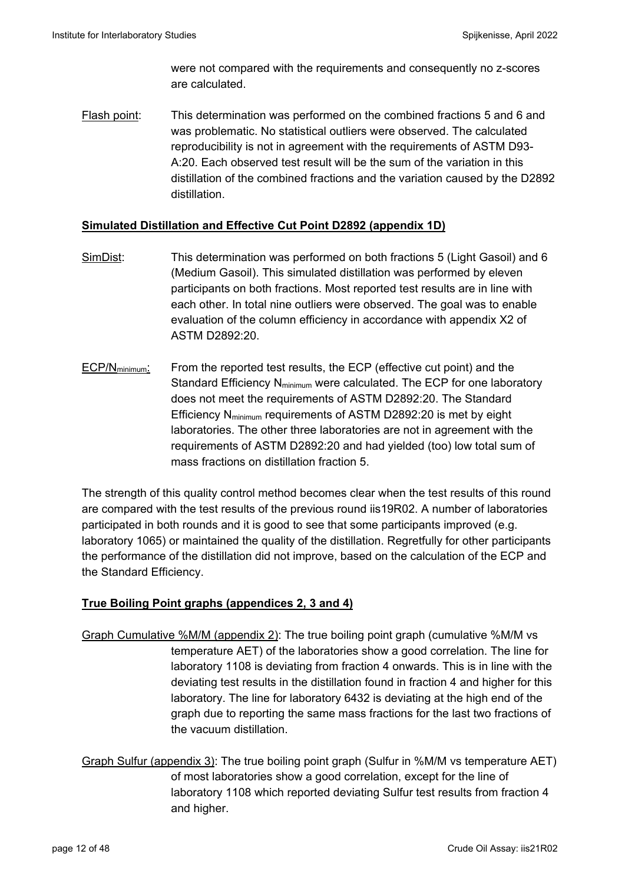were not compared with the requirements and consequently no z-scores are calculated.

Flash point: This determination was performed on the combined fractions 5 and 6 and was problematic. No statistical outliers were observed. The calculated reproducibility is not in agreement with the requirements of ASTM D93-A:20. Each observed test result will be the sum of the variation in this distillation of the combined fractions and the variation caused by the D2892 distillation.

**Simulated Distillation and Effective Cut Point D2892 (appendix 1D)**

SimDist: This determination was performed on both fractions 5 (Light Gasoil) and 6 (Medium Gasoil). This simulated distillation was performed by eleven participants on both fractions. Most reported test results are in line with each other. In total nine outliers were observed. The goal was to enable evaluation of the column efficiency in accordance with appendix X2 of ASTM D2892:20.

ECP/$N_{minimum}$: From the reported test results, the ECP (effective cut point) and the Standard Efficiency $N_{minimum}$ were calculated. The ECP for one laboratory does not meet the requirements of ASTM D2892:20. The Standard Efficiency $N_{minimum}$ requirements of ASTM D2892:20 is met by eight laboratories. The other three laboratories are not in agreement with the requirements of ASTM D2892:20 and had yielded (too) low total sum of mass fractions on distillation fraction 5.

The strength of this quality control method becomes clear when the test results of this round are compared with the test results of the previous round iis19R02. A number of laboratories participated in both rounds and it is good to see that some participants improved (e.g. laboratory 1065) or maintained the quality of the distillation. Regretfully for other participants the performance of the distillation did not improve, based on the calculation of the ECP and the Standard Efficiency.

**True Boiling Point graphs (appendices 2, 3 and 4)**

Graph Cumulative %M/M (appendix 2): The true boiling point graph (cumulative %M/M vs temperature AET) of the laboratories show a good correlation. The line for laboratory 1108 is deviating from fraction 4 onwards. This is in line with the deviating test results in the distillation found in fraction 4 and higher for this laboratory. The line for laboratory 6432 is deviating at the high end of the graph due to reporting the same mass fractions for the last two fractions of the vacuum distillation.

Graph Sulfur (appendix 3): The true boiling point graph (Sulfur in %M/M vs temperature AET) of most laboratories show a good correlation, except for the line of laboratory 1108 which reported deviating Sulfur test results from fraction 4 and higher.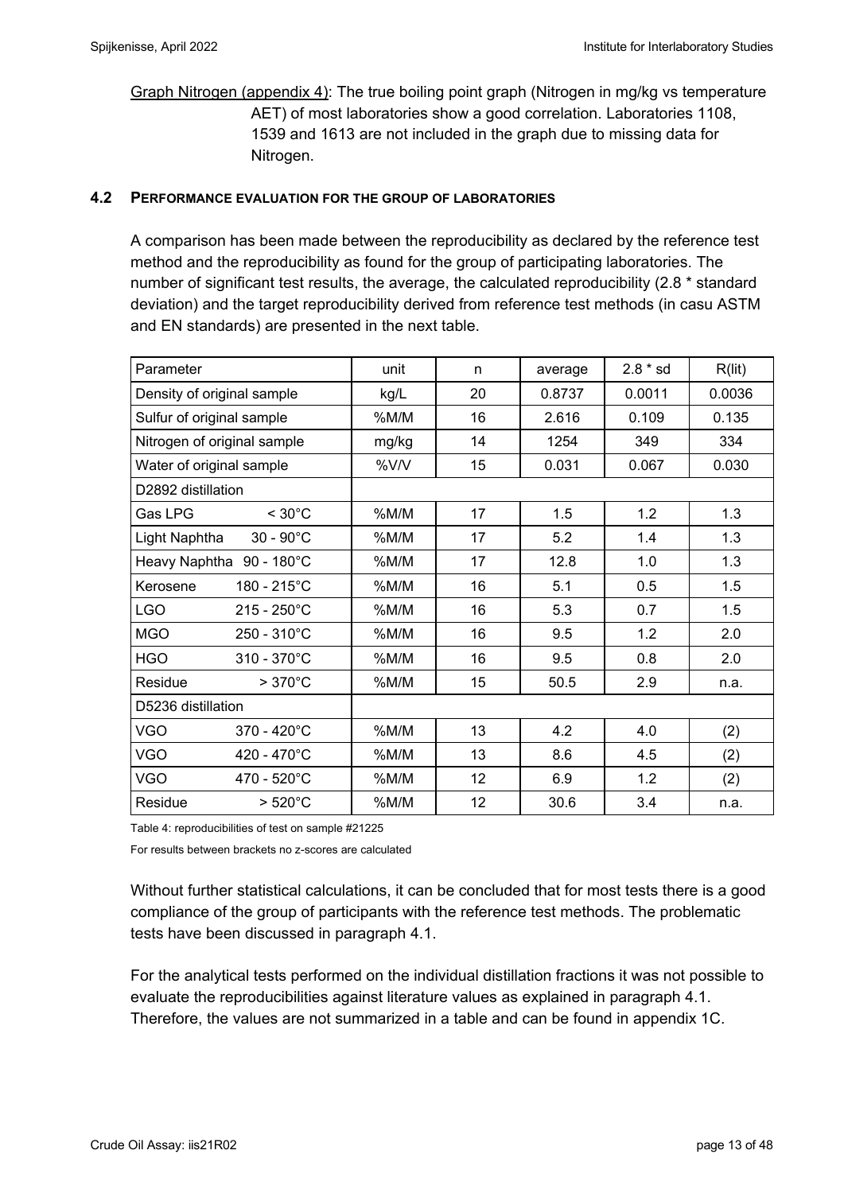Graph Nitrogen (appendix 4): The true boiling point graph (Nitrogen in mg/kg vs temperature AET) of most laboratories show a good correlation. Laboratories 1108, 1539 and 1613 are not included in the graph due to missing data for Nitrogen.

## 4.2 PERFORMANCE EVALUATION FOR THE GROUP OF LABORATORIES

A comparison has been made between the reproducibility as declared by the reference test method and the reproducibility as found for the group of participating laboratories. The number of significant test results, the average, the calculated reproducibility (2.8 * standard deviation) and the target reproducibility derived from reference test methods (in casu ASTM and EN standards) are presented in the next table.

| Parameter | unit | n | average | 2.8 * sd | R(lit) |
|---|---|---|---|---|---|
| Density of original sample | kg/L | 20 | 0.8737 | 0.0011 | 0.0036 |
| Sulfur of original sample | %M/M | 16 | 2.616 | 0.109 | 0.135 |
| Nitrogen of original sample | mg/kg | 14 | 1254 | 349 | 334 |
| Water of original sample | %V/V | 15 | 0.031 | 0.067 | 0.030 |
| D2892 distillation | | | | | |
| Gas LPG < 30°C | %M/M | 17 | 1.5 | 1.2 | 1.3 |
| Light Naphtha 30 - 90°C | %M/M | 17 | 5.2 | 1.4 | 1.3 |
| Heavy Naphtha 90 - 180°C | %M/M | 17 | 12.8 | 1.0 | 1.3 |
| Kerosene 180 - 215°C | %M/M | 16 | 5.1 | 0.5 | 1.5 |
| LGO 215 - 250°C | %M/M | 16 | 5.3 | 0.7 | 1.5 |
| MGO 250 - 310°C | %M/M | 16 | 9.5 | 1.2 | 2.0 |
| HGO 310 - 370°C | %M/M | 16 | 9.5 | 0.8 | 2.0 |
| Residue > 370°C | %M/M | 15 | 50.5 | 2.9 | n.a. |
| D5236 distillation | | | | | |
| VGO 370 - 420°C | %M/M | 13 | 4.2 | 4.0 | (2) |
| VGO 420 - 470°C | %M/M | 13 | 8.6 | 4.5 | (2) |
| VGO 470 - 520°C | %M/M | 12 | 6.9 | 1.2 | (2) |
| Residue > 520°C | %M/M | 12 | 30.6 | 3.4 | n.a. |

Table 4: reproducibilities of test on sample #21225

For results between brackets no z-scores are calculated

Without further statistical calculations, it can be concluded that for most tests there is a good compliance of the group of participants with the reference test methods. The problematic tests have been discussed in paragraph 4.1.

For the analytical tests performed on the individual distillation fractions it was not possible to evaluate the reproducibilities against literature values as explained in paragraph 4.1. Therefore, the values are not summarized in a table and can be found in appendix 1C.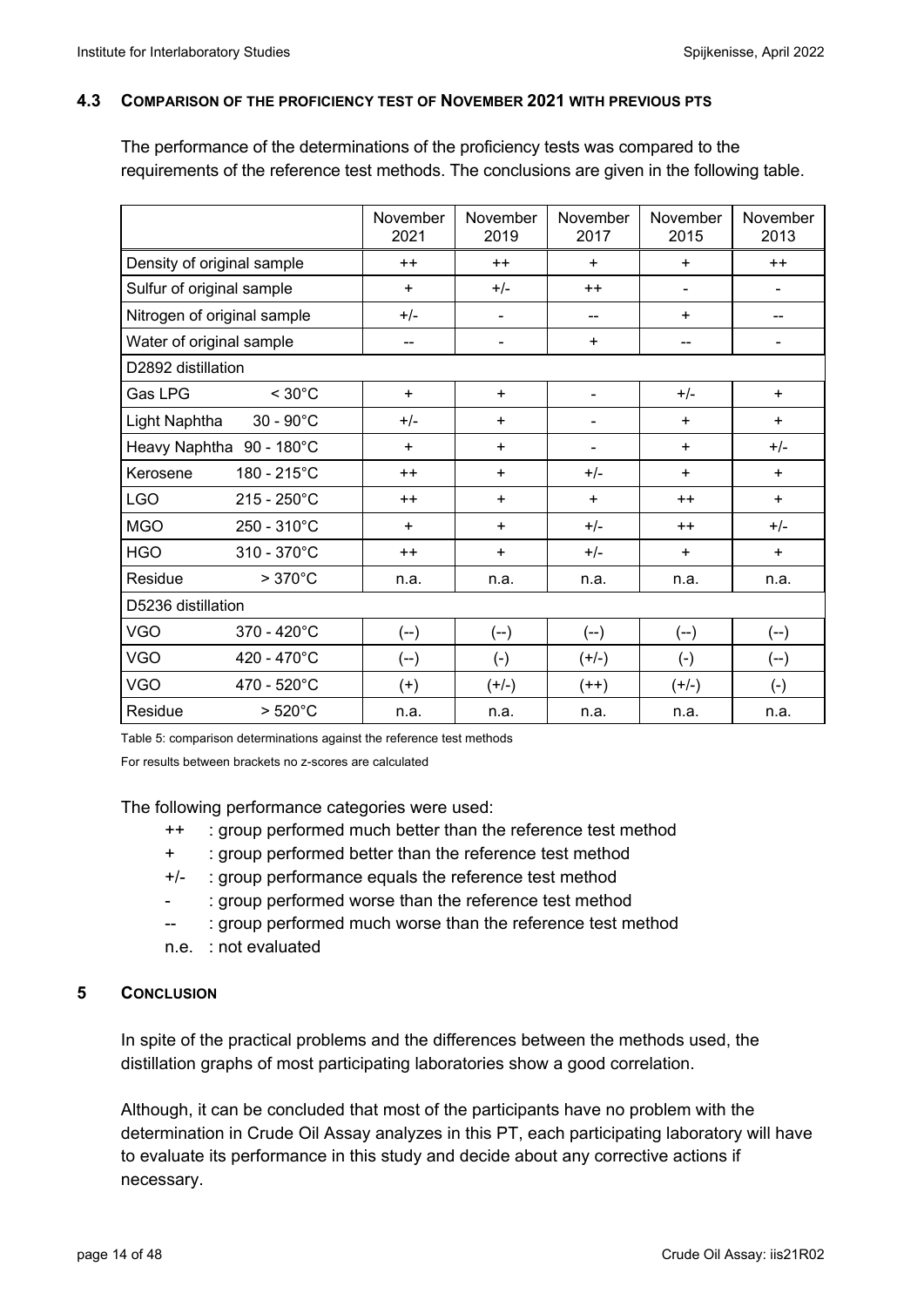### 4.3 COMPARISON OF THE PROFICIENCY TEST OF NOVEMBER 2021 WITH PREVIOUS PTS

The performance of the determinations of the proficiency tests was compared to the requirements of the reference test methods. The conclusions are given in the following table.

| | November 2021 | November 2019 | November 2017 | November 2015 | November 2013 |
|---|---|---|---|---|---|
| Density of original sample | ++ | ++ | + | + | ++ |
| Sulfur of original sample | + | +/- | ++ | - | - |
| Nitrogen of original sample | +/- | - | -- | + | -- |
| Water of original sample | -- | - | + | -- | - |
| D2892 distillation | | | | | |
| Gas LPG < 30°C | + | + | - | +/- | + |
| Light Naphtha 30 - 90°C | +/- | + | - | + | + |
| Heavy Naphtha 90 - 180°C | + | + | - | + | +/- |
| Kerosene 180 - 215°C | ++ | + | +/- | + | + |
| LGO 215 - 250°C | ++ | + | + | ++ | + |
| MGO 250 - 310°C | + | + | +/- | ++ | +/- |
| HGO 310 - 370°C | ++ | + | +/- | + | + |
| Residue > 370°C | n.a. | n.a. | n.a. | n.a. | n.a. |
| D5236 distillation | | | | | |
| VGO 370 - 420°C | (--) | (--) | (--) | (--) | (--) |
| VGO 420 - 470°C | (--) | (-) | (+/-) | (-) | (--) |
| VGO 470 - 520°C | (+) | (+/-) | (++) | (+/-) | (-) |
| Residue > 520°C | n.a. | n.a. | n.a. | n.a. | n.a. |

Table 5: comparison determinations against the reference test methods

For results between brackets no z-scores are calculated

The following performance categories were used:

- ++ : group performed much better than the reference test method
- \+ : group performed better than the reference test method
- +/- : group performance equals the reference test method
- \- : group performed worse than the reference test method
- -- : group performed much worse than the reference test method
- n.e. : not evaluated

## 5 CONCLUSION

In spite of the practical problems and the differences between the methods used, the distillation graphs of most participating laboratories show a good correlation.

Although, it can be concluded that most of the participants have no problem with the determination in Crude Oil Assay analyzes in this PT, each participating laboratory will have to evaluate its performance in this study and decide about any corrective actions if necessary.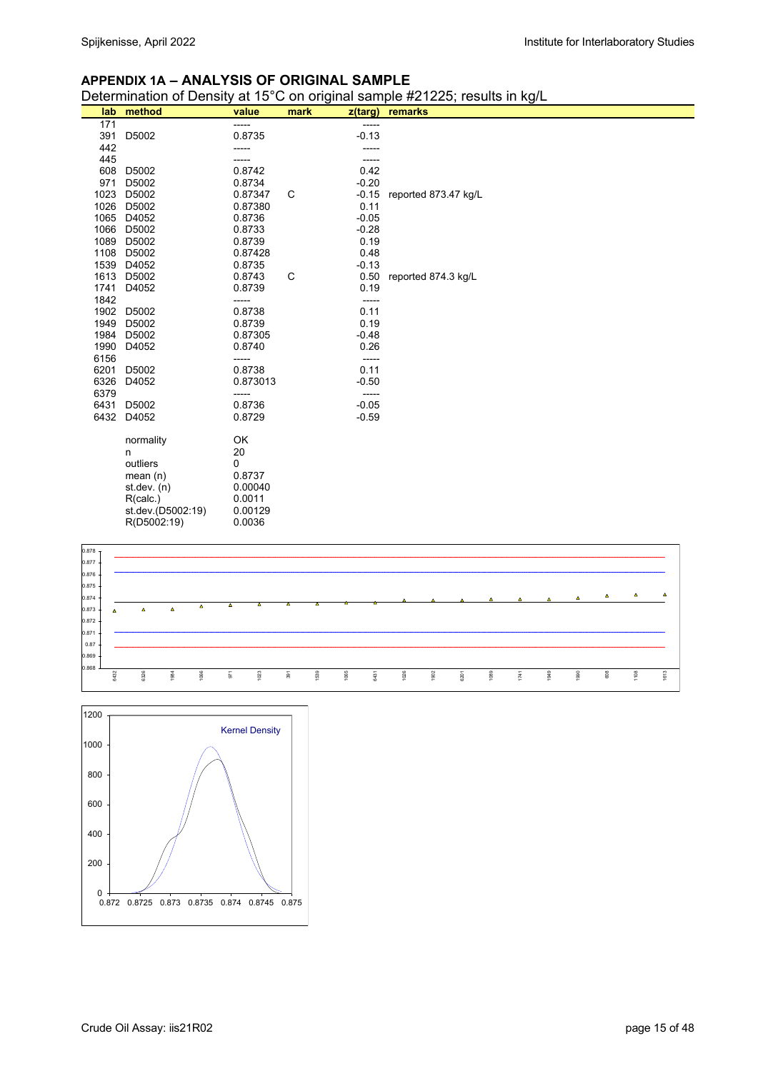## APPENDIX 1A – ANALYSIS OF ORIGINAL SAMPLE

Determination of Density at 15°C on original sample #21225; results in kg/L

| lab | method | value | mark | z(targ) | remarks |
|---|---|---|---|---|---|
| 171 | | ----- | | ----- | |
| 391 | D5002 | 0.8735 | | -0.13 | |
| 442 | | ----- | | ----- | |
| 445 | | ----- | | ----- | |
| 608 | D5002 | 0.8742 | | 0.42 | |
| 971 | D5002 | 0.8734 | | -0.20 | |
| 1023 | D5002 | 0.87347 | C | -0.15 | reported 873.47 kg/L |
| 1026 | D5002 | 0.87380 | | 0.11 | |
| 1065 | D4052 | 0.8736 | | -0.05 | |
| 1066 | D5002 | 0.8733 | | -0.28 | |
| 1089 | D5002 | 0.8739 | | 0.19 | |
| 1108 | D5002 | 0.87428 | | 0.48 | |
| 1539 | D4052 | 0.8735 | | -0.13 | |
| 1613 | D5002 | 0.8743 | C | 0.50 | reported 874.3 kg/L |
| 1741 | D4052 | 0.8739 | | 0.19 | |
| 1842 | | ----- | | ----- | |
| 1902 | D5002 | 0.8738 | | 0.11 | |
| 1949 | D5002 | 0.8739 | | 0.19 | |
| 1984 | D5002 | 0.87305 | | -0.48 | |
| 1990 | D4052 | 0.8740 | | 0.26 | |
| 6156 | | ----- | | ----- | |
| 6201 | D5002 | 0.8738 | | 0.11 | |
| 6326 | D4052 | 0.873013 | | -0.50 | |
| 6379 | | ----- | | ----- | |
| 6431 | D5002 | 0.8736 | | -0.05 | |
| 6432 | D4052 | 0.8729 | | -0.59 | |
| | normality | OK | | | |
| | n | 20 | | | |
| | outliers | 0 | | | |
| | mean (n) | 0.8737 | | | |
| | st.dev. (n) | 0.00040 | | | |
| | R(calc.) | 0.0011 | | | |
| | st.dev.(D5002:19) | 0.00129 | | | |
| | R(D5002:19) | 0.0036 | | | |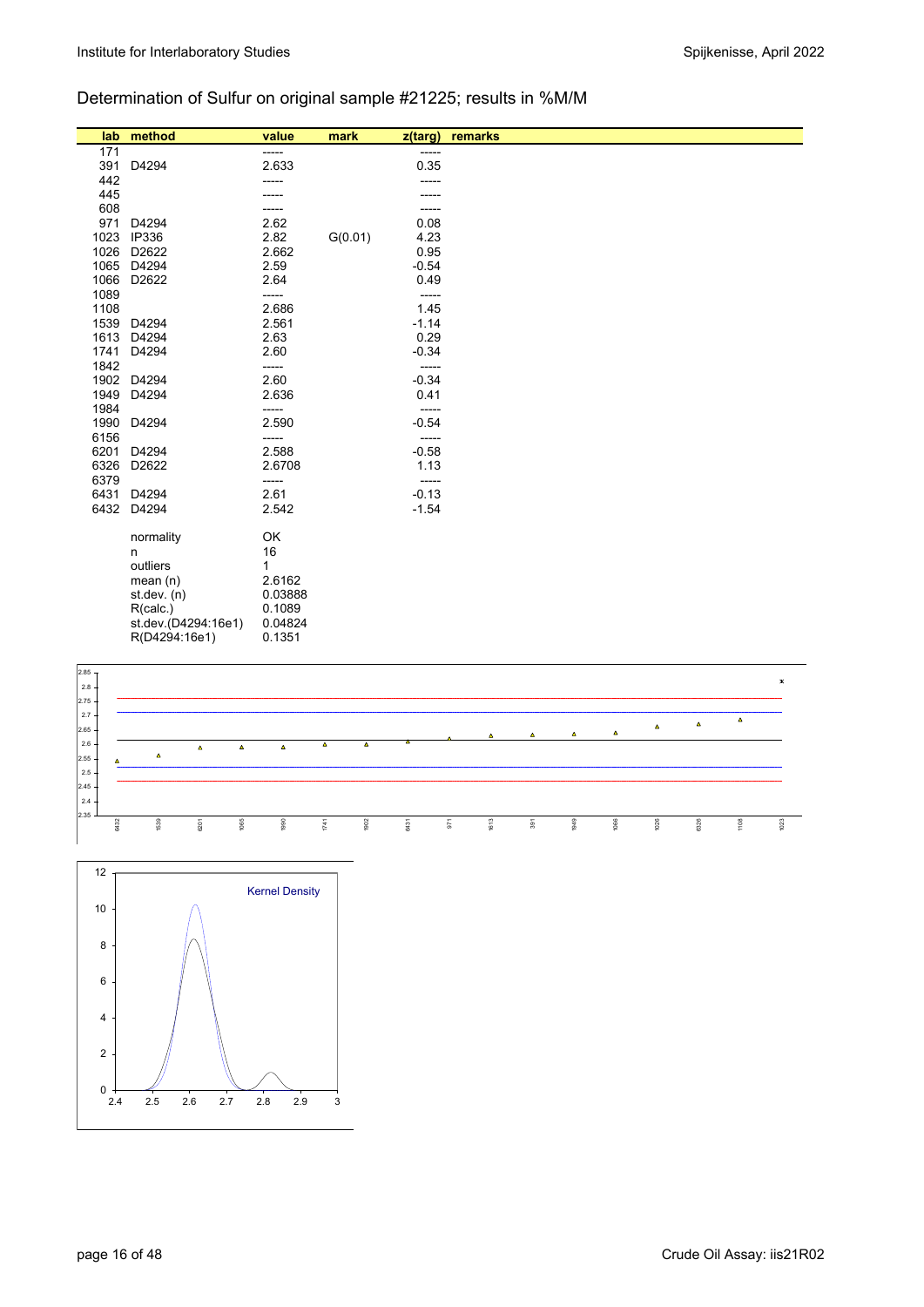## Determination of Sulfur on original sample #21225; results in %M/M

| lab | method | value | mark | z(targ) | remarks |
|---|---|---|---|---|---|
| 171 | | ----- | | ----- | |
| 391 | D4294 | 2.633 | | 0.35 | |
| 442 | | ----- | | ----- | |
| 445 | | ----- | | ----- | |
| 608 | | ----- | | ----- | |
| 971 | D4294 | 2.62 | | 0.08 | |
| 1023 | IP336 | 2.82 | G(0.01) | 4.23 | |
| 1026 | D2622 | 2.662 | | 0.95 | |
| 1065 | D4294 | 2.59 | | -0.54 | |
| 1066 | D2622 | 2.64 | | 0.49 | |
| 1089 | | ----- | | ----- | |
| 1108 | | 2.686 | | 1.45 | |
| 1539 | D4294 | 2.561 | | -1.14 | |
| 1613 | D4294 | 2.63 | | 0.29 | |
| 1741 | D4294 | 2.60 | | -0.34 | |
| 1842 | | ----- | | ----- | |
| 1902 | D4294 | 2.60 | | -0.34 | |
| 1949 | D4294 | 2.636 | | 0.41 | |
| 1984 | | ----- | | ----- | |
| 1990 | D4294 | 2.590 | | -0.54 | |
| 6156 | | ----- | | ----- | |
| 6201 | D4294 | 2.588 | | -0.58 | |
| 6326 | D2622 | 2.6708 | | 1.13 | |
| 6379 | | ----- | | ----- | |
| 6431 | D4294 | 2.61 | | -0.13 | |
| 6432 | D4294 | 2.542 | | -1.54 | |

| | |
|---|---|
| normality | OK |
| n | 16 |
| outliers | 1 |
| mean (n) | 2.6162 |
| st.dev. (n) | 0.03888 |
| R(calc.) | 0.1089 |
| st.dev.(D4294:16e1) | 0.04824 |
| R(D4294:16e1) | 0.1351 |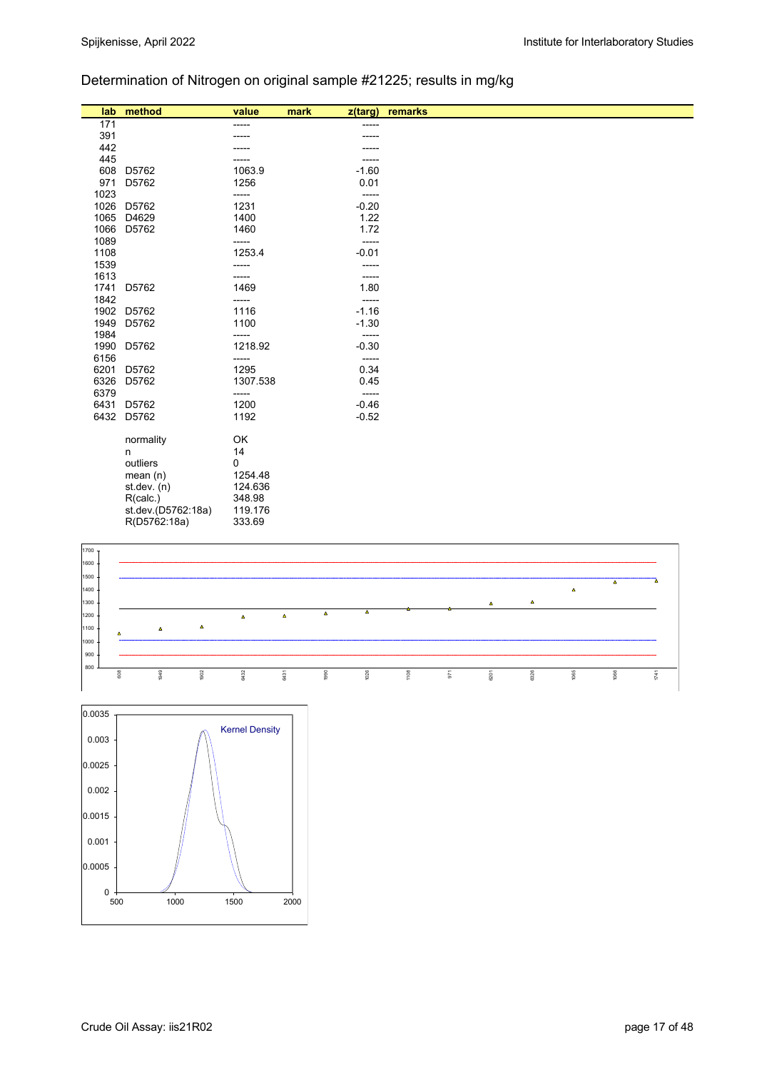## Determination of Nitrogen on original sample #21225; results in mg/kg

| lab | method | value | mark | z(targ) | remarks |
|---|---|---|---|---|---|
| 171 | | ----- | | ----- | |
| 391 | | ----- | | ----- | |
| 442 | | ----- | | ----- | |
| 445 | | ----- | | ----- | |
| 608 | D5762 | 1063.9 | | -1.60 | |
| 971 | D5762 | 1256 | | 0.01 | |
| 1023 | | ----- | | ----- | |
| 1026 | D5762 | 1231 | | -0.20 | |
| 1065 | D4629 | 1400 | | 1.22 | |
| 1066 | D5762 | 1460 | | 1.72 | |
| 1089 | | ----- | | ----- | |
| 1108 | | 1253.4 | | -0.01 | |
| 1539 | | ----- | | ----- | |
| 1613 | | ----- | | ----- | |
| 1741 | D5762 | 1469 | | 1.80 | |
| 1842 | | ----- | | ----- | |
| 1902 | D5762 | 1116 | | -1.16 | |
| 1949 | D5762 | 1100 | | -1.30 | |
| 1984 | | ----- | | ----- | |
| 1990 | D5762 | 1218.92 | | -0.30 | |
| 6156 | | ----- | | ----- | |
| 6201 | D5762 | 1295 | | 0.34 | |
| 6326 | D5762 | 1307.538 | | 0.45 | |
| 6379 | | ----- | | ----- | |
| 6431 | D5762 | 1200 | | -0.46 | |
| 6432 | D5762 | 1192 | | -0.52 | |
| | normality | OK | | | |
| | n | 14 | | | |
| | outliers | 0 | | | |
| | mean (n) | 1254.48 | | | |
| | st.dev. (n) | 124.636 | | | |
| | R(calc.) | 348.98 | | | |
| | st.dev.(D5762:18a) | 119.176 | | | |
| | R(D5762:18a) | 333.69 | | | |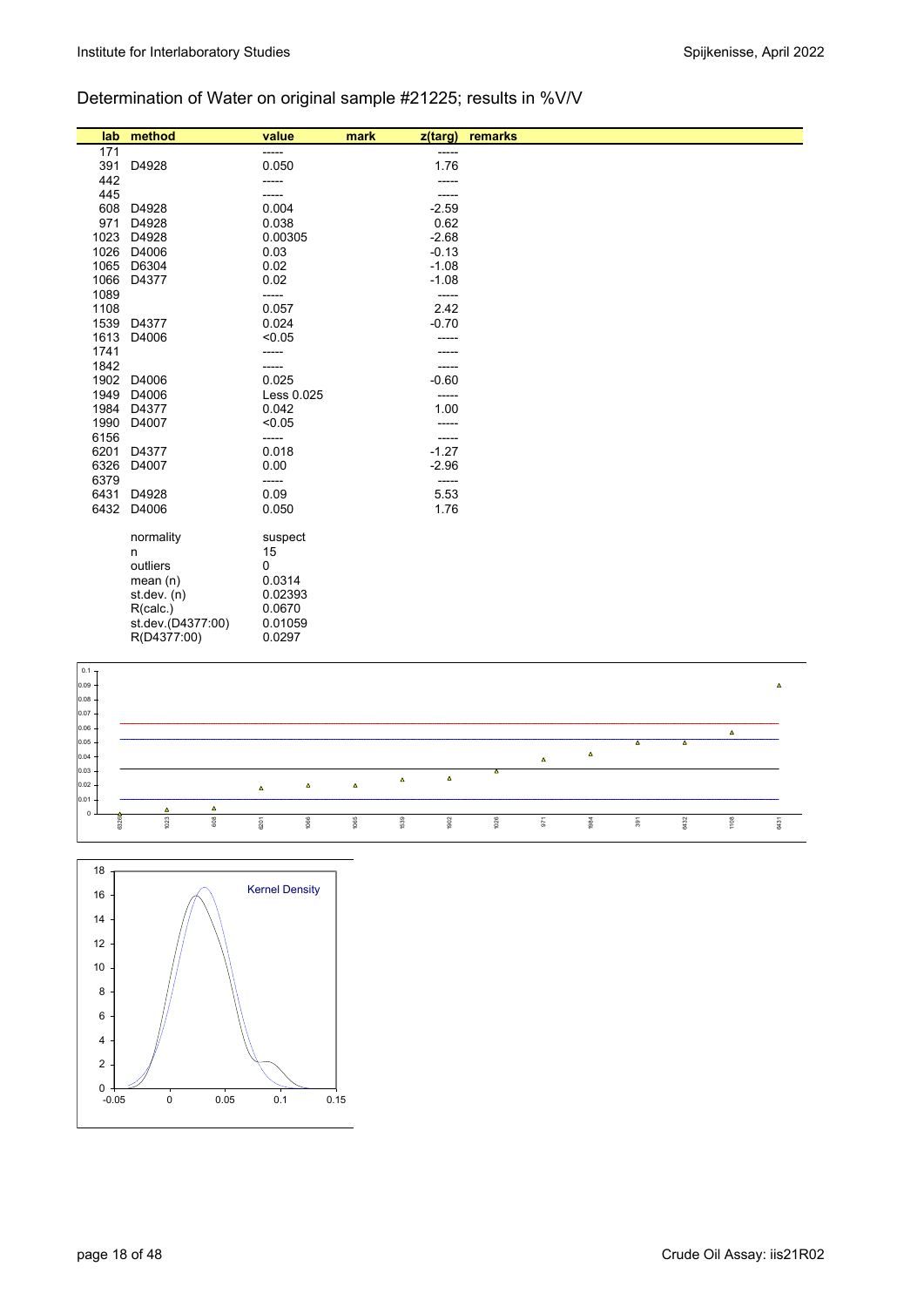## Determination of Water on original sample #21225; results in %V/V

| lab | method | value | mark | z(targ) | remarks |
|---|---|---|---|---|---|
| 171 | | ----- | | ----- | |
| 391 | D4928 | 0.050 | | 1.76 | |
| 442 | | ----- | | ----- | |
| 445 | | ----- | | ----- | |
| 608 | D4928 | 0.004 | | -2.59 | |
| 971 | D4928 | 0.038 | | 0.62 | |
| 1023 | D4928 | 0.00305 | | -2.68 | |
| 1026 | D4006 | 0.03 | | -0.13 | |
| 1065 | D6304 | 0.02 | | -1.08 | |
| 1066 | D4377 | 0.02 | | -1.08 | |
| 1089 | | ----- | | ----- | |
| 1108 | | 0.057 | | 2.42 | |
| 1539 | D4377 | 0.024 | | -0.70 | |
| 1613 | D4006 | <0.05 | | ----- | |
| 1741 | | ----- | | ----- | |
| 1842 | | ----- | | ----- | |
| 1902 | D4006 | 0.025 | | -0.60 | |
| 1949 | D4006 | Less 0.025 | | ----- | |
| 1984 | D4377 | 0.042 | | 1.00 | |
| 1990 | D4007 | <0.05 | | ----- | |
| 6156 | | ----- | | ----- | |
| 6201 | D4377 | 0.018 | | -1.27 | |
| 6326 | D4007 | 0.00 | | -2.96 | |
| 6379 | | ----- | | ----- | |
| 6431 | D4928 | 0.09 | | 5.53 | |
| 6432 | D4006 | 0.050 | | 1.76 | |

| | |
|---|---|
| normality | suspect |
| n | 15 |
| outliers | 0 |
| mean (n) | 0.0314 |
| st.dev. (n) | 0.02393 |
| R(calc.) | 0.0670 |
| st.dev.(D4377:00) | 0.01059 |
| R(D4377:00) | 0.0297 |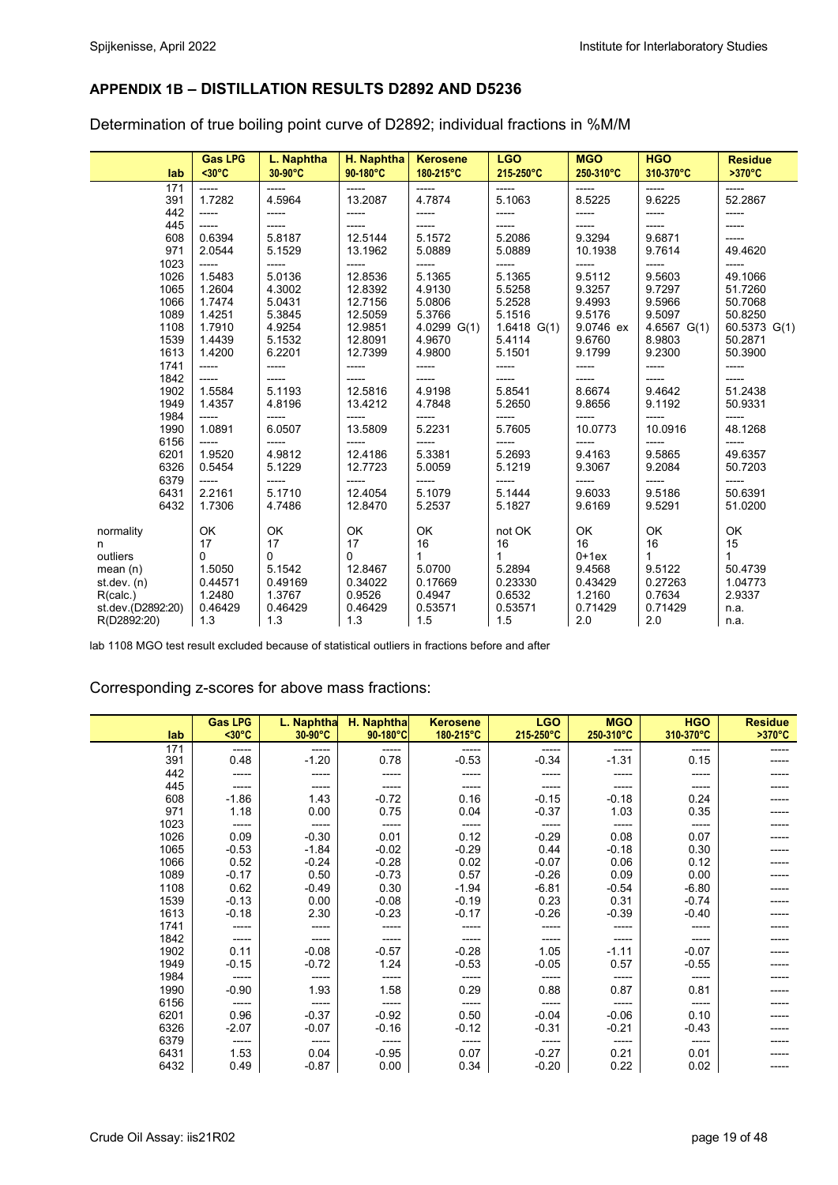## APPENDIX 1B – DISTILLATION RESULTS D2892 AND D5236

Determination of true boiling point curve of D2892; individual fractions in %M/M

| lab | Gas LPG <30°C | L. Naphtha 30-90°C | H. Naphtha 90-180°C | Kerosene 180-215°C | LGO 215-250°C | MGO 250-310°C | HGO 310-370°C | Residue >370°C |
|---|---|---|---|---|---|---|---|---|
| 171 | ----- | ----- | ----- | ----- | ----- | ----- | ----- | ----- |
| 391 | 1.7282 | 4.5964 | 13.2087 | 4.7874 | 5.1063 | 8.5225 | 9.6225 | 52.2867 |
| 442 | ----- | ----- | ----- | ----- | ----- | ----- | ----- | ----- |
| 445 | ----- | ----- | ----- | ----- | ----- | ----- | ----- | ----- |
| 608 | 0.6394 | 5.8187 | 12.5144 | 5.1572 | 5.2086 | 9.3294 | 9.6871 | ----- |
| 971 | 2.0544 | 5.1529 | 13.1962 | 5.0889 | 5.0889 | 10.1938 | 9.7614 | 49.4620 |
| 1023 | ----- | ----- | ----- | ----- | ----- | ----- | ----- | ----- |
| 1026 | 1.5483 | 5.0136 | 12.8536 | 5.1365 | 5.1365 | 9.5112 | 9.5603 | 49.1066 |
| 1065 | 1.2604 | 4.3002 | 12.8392 | 4.9130 | 5.5258 | 9.3257 | 9.7297 | 51.7260 |
| 1066 | 1.7474 | 5.0431 | 12.7156 | 5.0806 | 5.2528 | 9.4993 | 9.5966 | 50.7068 |
| 1089 | 1.4251 | 5.3845 | 12.5059 | 5.3766 | 5.1516 | 9.5176 | 9.5097 | 50.8250 |
| 1108 | 1.7910 | 4.9254 | 12.9851 | 4.0299 G(1) | 1.6418 G(1) | 9.0746 ex | 4.6567 G(1) | 60.5373 G(1) |
| 1539 | 1.4439 | 5.1532 | 12.8091 | 4.9670 | 5.4114 | 9.6760 | 8.9803 | 50.2871 |
| 1613 | 1.4200 | 6.2201 | 12.7399 | 4.9800 | 5.1501 | 9.1799 | 9.2300 | 50.3900 |
| 1741 | ----- | ----- | ----- | ----- | ----- | ----- | ----- | ----- |
| 1842 | ----- | ----- | ----- | ----- | ----- | ----- | ----- | ----- |
| 1902 | 1.5584 | 5.1193 | 12.5816 | 4.9198 | 5.8541 | 8.6674 | 9.4642 | 51.2438 |
| 1949 | 1.4357 | 4.8196 | 13.4212 | 4.7848 | 5.2650 | 9.8656 | 9.1192 | 50.9331 |
| 1984 | ----- | ----- | ----- | ----- | ----- | ----- | ----- | ----- |
| 1990 | 1.0891 | 6.0507 | 13.5809 | 5.2231 | 5.7605 | 10.0773 | 10.0916 | 48.1268 |
| 6156 | ----- | ----- | ----- | ----- | ----- | ----- | ----- | ----- |
| 6201 | 1.9520 | 4.9812 | 12.4186 | 5.3381 | 5.2693 | 9.4163 | 9.5865 | 49.6357 |
| 6326 | 0.5454 | 5.1229 | 12.7723 | 5.0059 | 5.1219 | 9.3067 | 9.2084 | 50.7203 |
| 6379 | ----- | ----- | ----- | ----- | ----- | ----- | ----- | ----- |
| 6431 | 2.2161 | 5.1710 | 12.4054 | 5.1079 | 5.1444 | 9.6033 | 9.5186 | 50.6391 |
| 6432 | 1.7306 | 4.7486 | 12.8470 | 5.2537 | 5.1827 | 9.6169 | 9.5291 | 51.0200 |
| | | | | | | | | |
| normality | OK | OK | OK | OK | not OK | OK | OK | OK |
| n | 17 | 17 | 17 | 16 | 16 | 16 | 16 | 15 |
| outliers | 0 | 0 | 0 | 1 | 1 | 0+1ex | 1 | 1 |
| mean (n) | 1.5050 | 5.1542 | 12.8467 | 5.0700 | 5.2894 | 9.4568 | 9.5122 | 50.4739 |
| st.dev. (n) | 0.44571 | 0.49169 | 0.34022 | 0.17669 | 0.23330 | 0.43429 | 0.27263 | 1.04773 |
| R(calc.) | 1.2480 | 1.3767 | 0.9526 | 0.4947 | 0.6532 | 1.2160 | 0.7634 | 2.9337 |
| st.dev.(D2892:20) | 0.46429 | 0.46429 | 0.46429 | 0.53571 | 0.53571 | 0.71429 | 0.71429 | n.a. |
| R(D2892:20) | 1.3 | 1.3 | 1.3 | 1.5 | 1.5 | 2.0 | 2.0 | n.a. |

lab 1108 MGO test result excluded because of statistical outliers in fractions before and after

Corresponding z-scores for above mass fractions:

| lab | Gas LPG <30°C | L. Naphtha 30-90°C | H. Naphtha 90-180°C | Kerosene 180-215°C | LGO 215-250°C | MGO 250-310°C | HGO 310-370°C | Residue >370°C |
|---|---|---|---|---|---|---|---|---|
| 171 | ----- | ----- | ----- | ----- | ----- | ----- | ----- | ----- |
| 391 | 0.48 | -1.20 | 0.78 | -0.53 | -0.34 | -1.31 | 0.15 | ----- |
| 442 | ----- | ----- | ----- | ----- | ----- | ----- | ----- | ----- |
| 445 | ----- | ----- | ----- | ----- | ----- | ----- | ----- | ----- |
| 608 | -1.86 | 1.43 | -0.72 | 0.16 | -0.15 | -0.18 | 0.24 | ----- |
| 971 | 1.18 | 0.00 | 0.75 | 0.04 | -0.37 | 1.03 | 0.35 | ----- |
| 1023 | ----- | ----- | ----- | ----- | ----- | ----- | ----- | ----- |
| 1026 | 0.09 | -0.30 | 0.01 | 0.12 | -0.29 | 0.08 | 0.07 | ----- |
| 1065 | -0.53 | -1.84 | -0.02 | -0.29 | 0.44 | -0.18 | 0.30 | ----- |
| 1066 | 0.52 | -0.24 | -0.28 | 0.02 | -0.07 | 0.06 | 0.12 | ----- |
| 1089 | -0.17 | 0.50 | -0.73 | 0.57 | -0.26 | 0.09 | 0.00 | ----- |
| 1108 | 0.62 | -0.49 | 0.30 | -1.94 | -6.81 | -0.54 | -6.80 | ----- |
| 1539 | -0.13 | 0.00 | -0.08 | -0.19 | 0.23 | 0.31 | -0.74 | ----- |
| 1613 | -0.18 | 2.30 | -0.23 | -0.17 | -0.26 | -0.39 | -0.40 | ----- |
| 1741 | ----- | ----- | ----- | ----- | ----- | ----- | ----- | ----- |
| 1842 | ----- | ----- | ----- | ----- | ----- | ----- | ----- | ----- |
| 1902 | 0.11 | -0.08 | -0.57 | -0.28 | 1.05 | -1.11 | -0.07 | ----- |
| 1949 | -0.15 | -0.72 | 1.24 | -0.53 | -0.05 | 0.57 | -0.55 | ----- |
| 1984 | ----- | ----- | ----- | ----- | ----- | ----- | ----- | ----- |
| 1990 | -0.90 | 1.93 | 1.58 | 0.29 | 0.88 | 0.87 | 0.81 | ----- |
| 6156 | ----- | ----- | ----- | ----- | ----- | ----- | ----- | ----- |
| 6201 | 0.96 | -0.37 | -0.92 | 0.50 | -0.04 | -0.06 | 0.10 | ----- |
| 6326 | -2.07 | -0.07 | -0.16 | -0.12 | -0.31 | -0.21 | -0.43 | ----- |
| 6379 | ----- | ----- | ----- | ----- | ----- | ----- | ----- | ----- |
| 6431 | 1.53 | 0.04 | -0.95 | 0.07 | -0.27 | 0.21 | 0.01 | ----- |
| 6432 | 0.49 | -0.87 | 0.00 | 0.34 | -0.20 | 0.22 | 0.02 | ----- |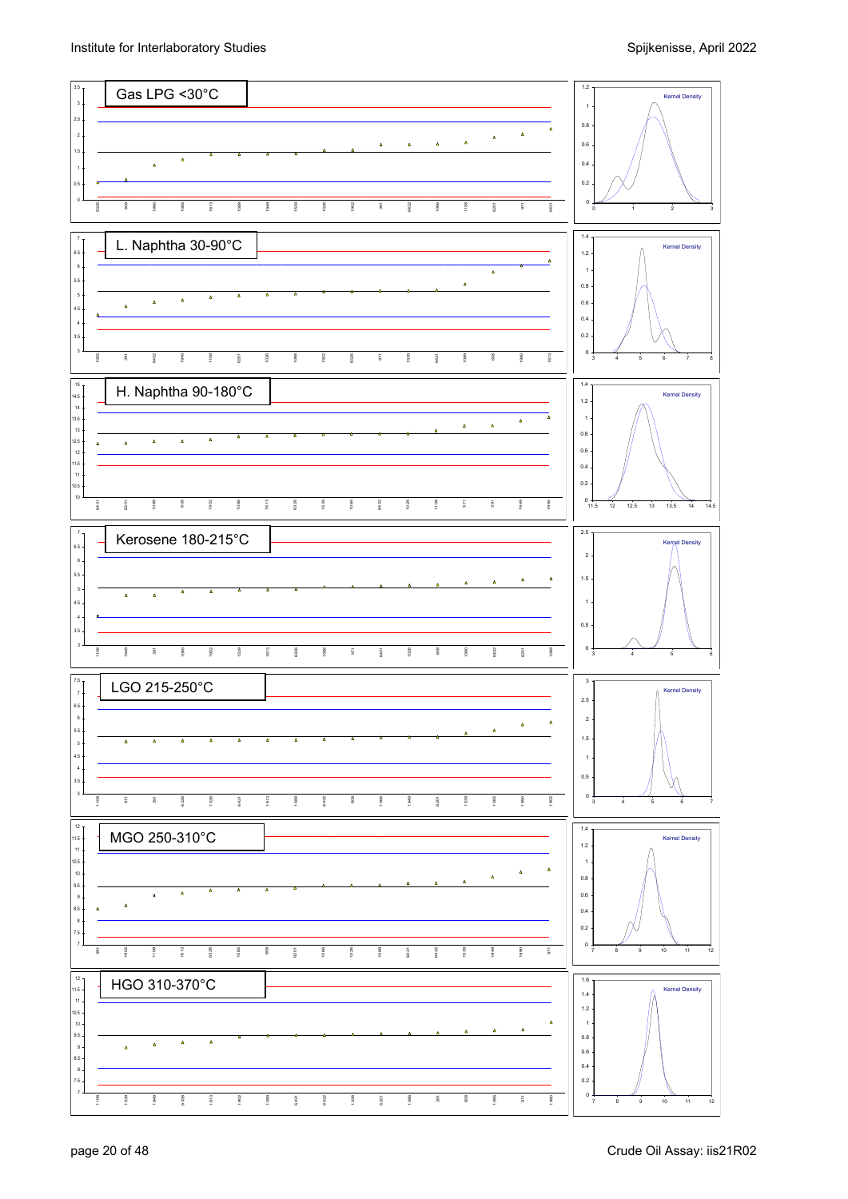Gas LPG <30°C

L. Naphtha 30-90°C

H. Naphtha 90-180°C

Kerosene 180-215°C

LGO 215-250°C

MGO 250-310°C

HGO 310-370°C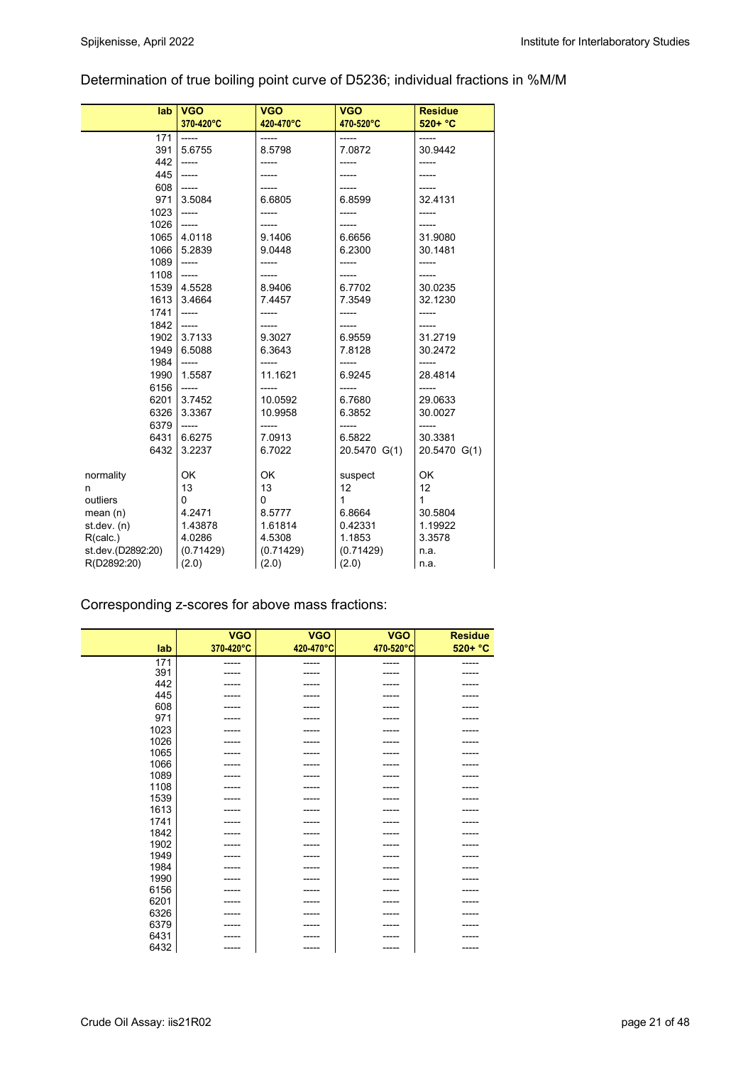Determination of true boiling point curve of D5236; individual fractions in %M/M

| lab | VGO 370-420°C | VGO 420-470°C | VGO 470-520°C | Residue 520+ °C |
|---|---|---|---|---|
| 171 | ----- | ----- | ----- | ----- |
| 391 | 5.6755 | 8.5798 | 7.0872 | 30.9442 |
| 442 | ----- | ----- | ----- | ----- |
| 445 | ----- | ----- | ----- | ----- |
| 608 | ----- | ----- | ----- | ----- |
| 971 | 3.5084 | 6.6805 | 6.8599 | 32.4131 |
| 1023 | ----- | ----- | ----- | ----- |
| 1026 | ----- | ----- | ----- | ----- |
| 1065 | 4.0118 | 9.1406 | 6.6656 | 31.9080 |
| 1066 | 5.2839 | 9.0448 | 6.2300 | 30.1481 |
| 1089 | ----- | ----- | ----- | ----- |
| 1108 | ----- | ----- | ----- | ----- |
| 1539 | 4.5528 | 8.9406 | 6.7702 | 30.0235 |
| 1613 | 3.4664 | 7.4457 | 7.3549 | 32.1230 |
| 1741 | ----- | ----- | ----- | ----- |
| 1842 | ----- | ----- | ----- | ----- |
| 1902 | 3.7133 | 9.3027 | 6.9559 | 31.2719 |
| 1949 | 6.5088 | 6.3643 | 7.8128 | 30.2472 |
| 1984 | ----- | ----- | ----- | ----- |
| 1990 | 1.5587 | 11.1621 | 6.9245 | 28.4814 |
| 6156 | ----- | ----- | ----- | ----- |
| 6201 | 3.7452 | 10.0592 | 6.7680 | 29.0633 |
| 6326 | 3.3367 | 10.9958 | 6.3852 | 30.0027 |
| 6379 | ----- | ----- | ----- | ----- |
| 6431 | 6.6275 | 7.0913 | 6.5822 | 30.3381 |
| 6432 | 3.2237 | 6.7022 | 20.5470 G(1) | 20.5470 G(1) |
| | | | | |
| normality | OK | OK | suspect | OK |
| n | 13 | 13 | 12 | 12 |
| outliers | 0 | 0 | 1 | 1 |
| mean (n) | 4.2471 | 8.5777 | 6.8664 | 30.5804 |
| st.dev. (n) | 1.43878 | 1.61814 | 0.42331 | 1.19922 |
| R(calc.) | 4.0286 | 4.5308 | 1.1853 | 3.3578 |
| st.dev.(D2892:20) | (0.71429) | (0.71429) | (0.71429) | n.a. |
| R(D2892:20) | (2.0) | (2.0) | (2.0) | n.a. |

Corresponding z-scores for above mass fractions:

| lab | VGO 370-420°C | VGO 420-470°C | VGO 470-520°C | Residue 520+ °C |
|---|---|---|---|---|
| 171 | ----- | ----- | ----- | ----- |
| 391 | ----- | ----- | ----- | ----- |
| 442 | ----- | ----- | ----- | ----- |
| 445 | ----- | ----- | ----- | ----- |
| 608 | ----- | ----- | ----- | ----- |
| 971 | ----- | ----- | ----- | ----- |
| 1023 | ----- | ----- | ----- | ----- |
| 1026 | ----- | ----- | ----- | ----- |
| 1065 | ----- | ----- | ----- | ----- |
| 1066 | ----- | ----- | ----- | ----- |
| 1089 | ----- | ----- | ----- | ----- |
| 1108 | ----- | ----- | ----- | ----- |
| 1539 | ----- | ----- | ----- | ----- |
| 1613 | ----- | ----- | ----- | ----- |
| 1741 | ----- | ----- | ----- | ----- |
| 1842 | ----- | ----- | ----- | ----- |
| 1902 | ----- | ----- | ----- | ----- |
| 1949 | ----- | ----- | ----- | ----- |
| 1984 | ----- | ----- | ----- | ----- |
| 1990 | ----- | ----- | ----- | ----- |
| 6156 | ----- | ----- | ----- | ----- |
| 6201 | ----- | ----- | ----- | ----- |
| 6326 | ----- | ----- | ----- | ----- |
| 6379 | ----- | ----- | ----- | ----- |
| 6431 | ----- | ----- | ----- | ----- |
| 6432 | ----- | ----- | ----- | ----- |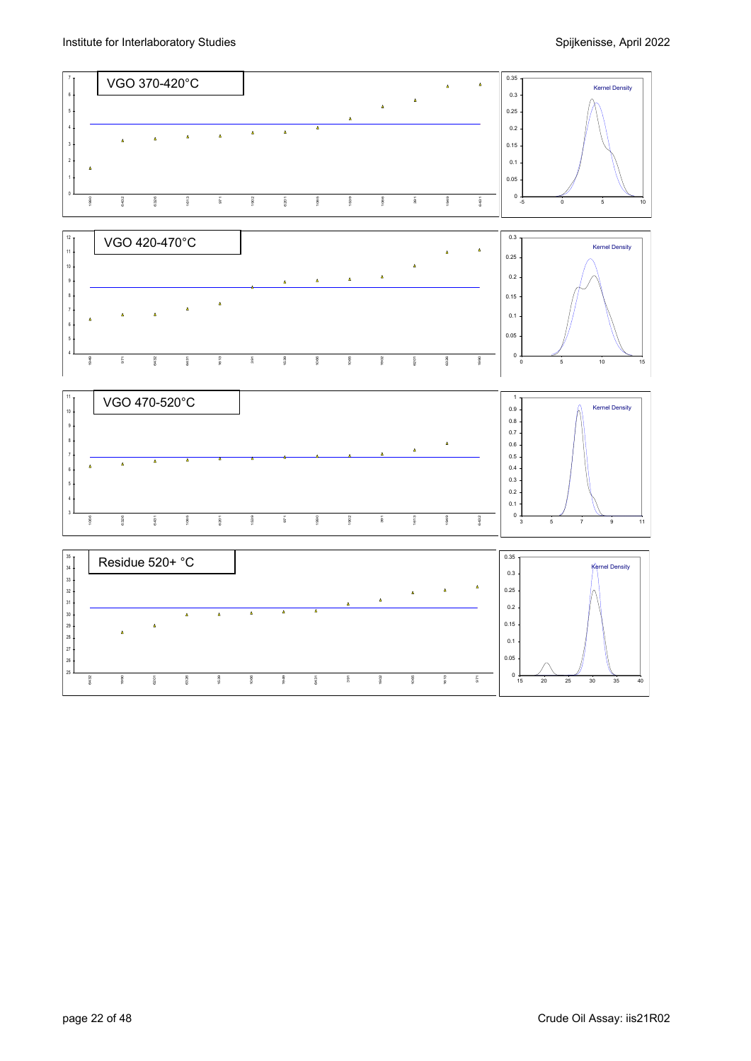VGO 370-420°C

Kernel Density

VGO 420-470°C

Kernel Density

VGO 470-520°C

Kernel Density

Residue 520+ °C

Kernel Density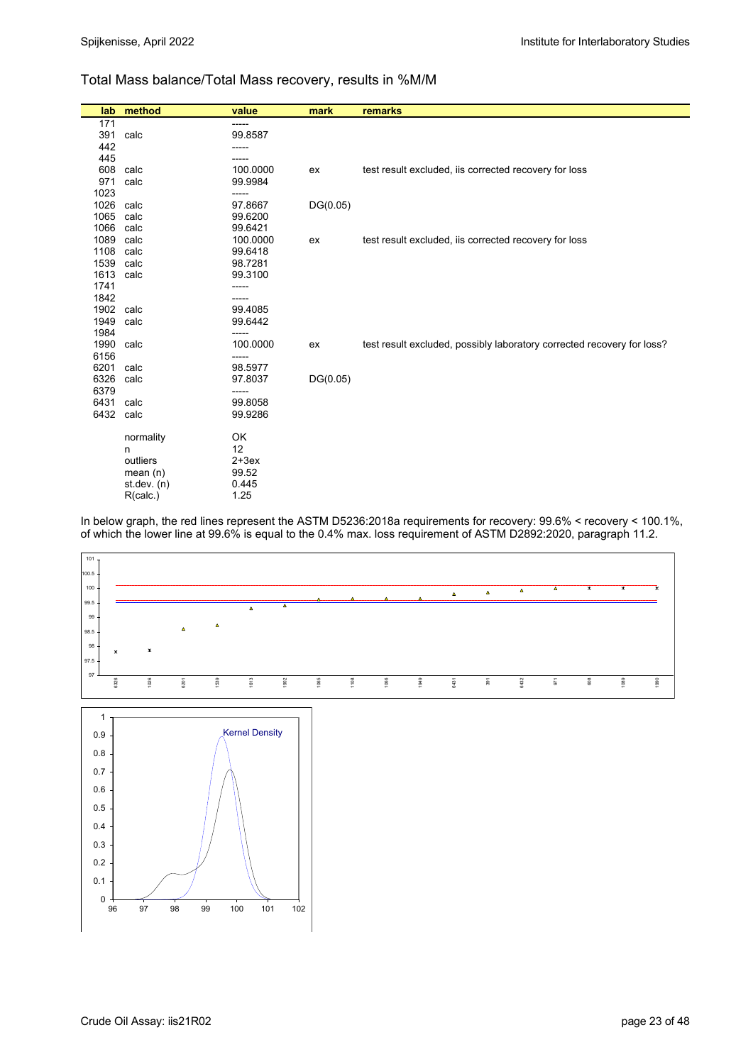## Total Mass balance/Total Mass recovery, results in %M/M

| lab | method | value | mark | remarks |
|---|---|---|---|---|
| 171 | | ----- | | |
| 391 | calc | 99.8587 | | |
| 442 | | ----- | | |
| 445 | | ----- | | |
| 608 | calc | 100.0000 | ex | test result excluded, iis corrected recovery for loss |
| 971 | calc | 99.9984 | | |
| 1023 | | ----- | | |
| 1026 | calc | 97.8667 | DG(0.05) | |
| 1065 | calc | 99.6200 | | |
| 1066 | calc | 99.6421 | | |
| 1089 | calc | 100.0000 | ex | test result excluded, iis corrected recovery for loss |
| 1108 | calc | 99.6418 | | |
| 1539 | calc | 98.7281 | | |
| 1613 | calc | 99.3100 | | |
| 1741 | | ----- | | |
| 1842 | | ----- | | |
| 1902 | calc | 99.4085 | | |
| 1949 | calc | 99.6442 | | |
| 1984 | | ----- | | |
| 1990 | calc | 100.0000 | ex | test result excluded, possibly laboratory corrected recovery for loss? |
| 6156 | | ----- | | |
| 6201 | calc | 98.5977 | | |
| 6326 | calc | 97.8037 | DG(0.05) | |
| 6379 | | ----- | | |
| 6431 | calc | 99.8058 | | |
| 6432 | calc | 99.9286 | | |
| | normality | OK | | |
| | n | 12 | | |
| | outliers | 2+3ex | | |
| | mean (n) | 99.52 | | |
| | st.dev. (n) | 0.445 | | |
| | R(calc.) | 1.25 | | |

In below graph, the red lines represent the ASTM D5236:2018a requirements for recovery: 99.6% < recovery < 100.1%, of which the lower line at 99.6% is equal to the 0.4% max. loss requirement of ASTM D2892:2020, paragraph 11.2.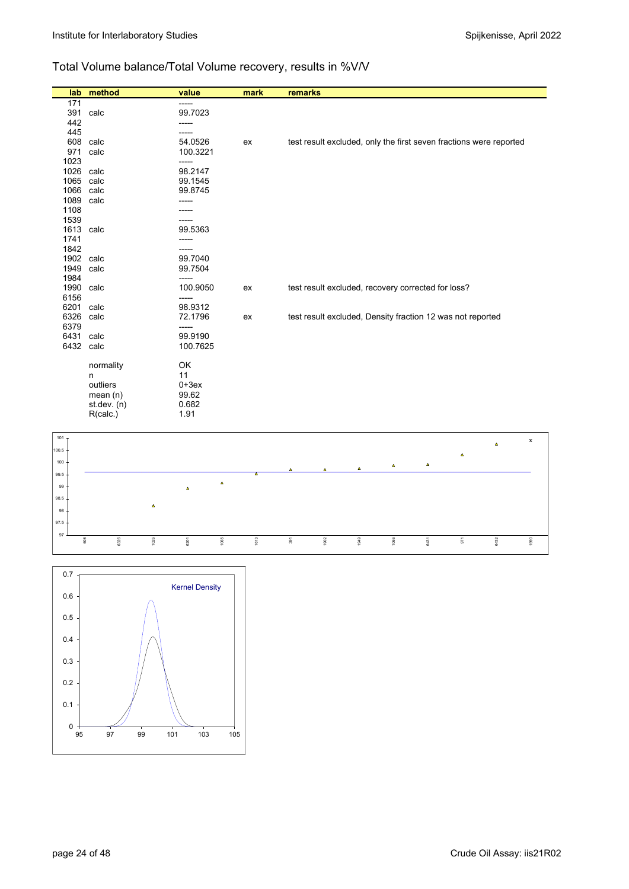## Total Volume balance/Total Volume recovery, results in %V/V

| lab | method | value | mark | remarks |
|---|---|---|---|---|
| 171 | | ----- | | |
| 391 | calc | 99.7023 | | |
| 442 | | ----- | | |
| 445 | | ----- | | |
| 608 | calc | 54.0526 | ex | test result excluded, only the first seven fractions were reported |
| 971 | calc | 100.3221 | | |
| 1023 | | ----- | | |
| 1026 | calc | 98.2147 | | |
| 1065 | calc | 99.1545 | | |
| 1066 | calc | 99.8745 | | |
| 1089 | calc | ----- | | |
| 1108 | | ----- | | |
| 1539 | | ----- | | |
| 1613 | calc | 99.5363 | | |
| 1741 | | ----- | | |
| 1842 | | ----- | | |
| 1902 | calc | 99.7040 | | |
| 1949 | calc | 99.7504 | | |
| 1984 | | ----- | | |
| 1990 | calc | 100.9050 | ex | test result excluded, recovery corrected for loss? |
| 6156 | | ----- | | |
| 6201 | calc | 98.9312 | | |
| 6326 | calc | 72.1796 | ex | test result excluded, Density fraction 12 was not reported |
| 6379 | | ----- | | |
| 6431 | calc | 99.9190 | | |
| 6432 | calc | 100.7625 | | |
| | | | | |
| | normality | OK | | |
| | n | 11 | | |
| | outliers | 0+3ex | | |
| | mean (n) | 99.62 | | |
| | st.dev. (n) | 0.682 | | |
| | R(calc.) | 1.91 | | |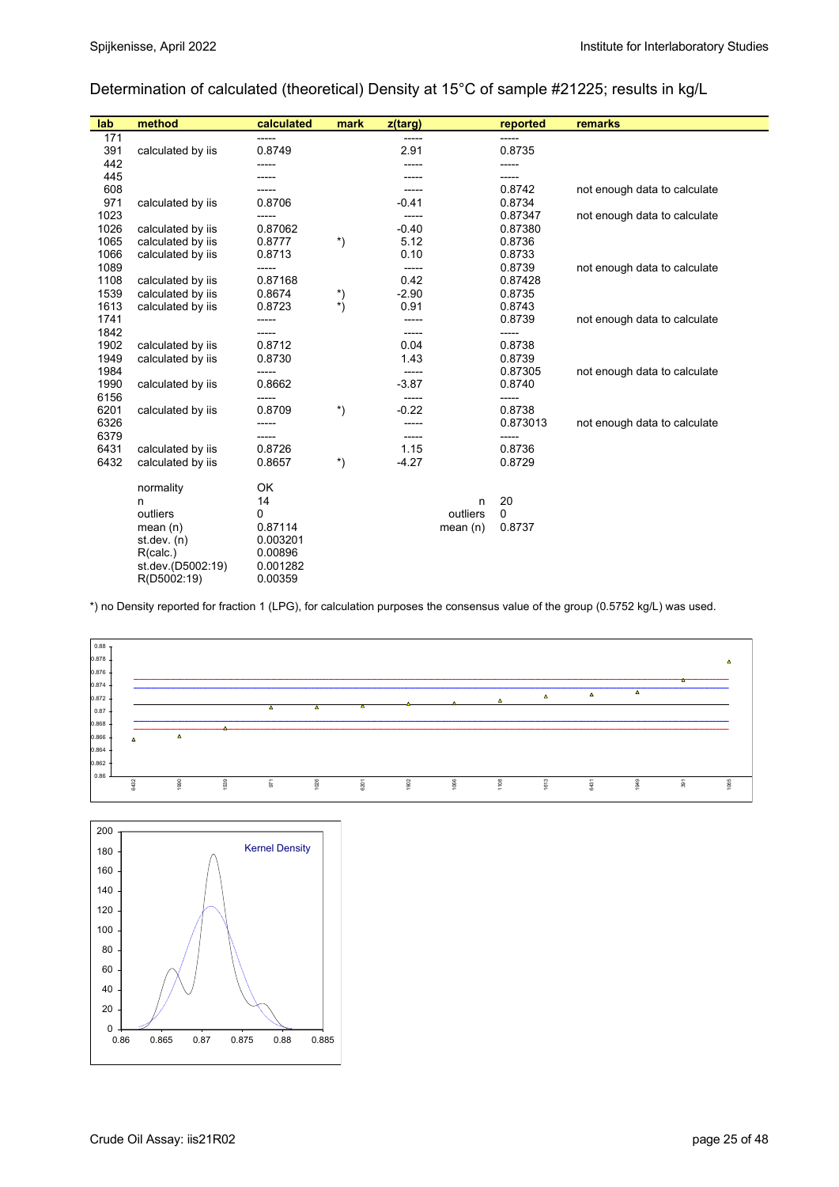Determination of calculated (theoretical) Density at 15°C of sample #21225; results in kg/L

| lab | method | calculated | mark | z(targ) | | reported | remarks |
|---|---|---|---|---|---|---|---|
| 171 | | ----- | | ----- | | ----- | |
| 391 | calculated by iis | 0.8749 | | 2.91 | | 0.8735 | |
| 442 | | ----- | | ----- | | ----- | |
| 445 | | ----- | | ----- | | ----- | |
| 608 | | ----- | | ----- | | 0.8742 | not enough data to calculate |
| 971 | calculated by iis | 0.8706 | | -0.41 | | 0.8734 | |
| 1023 | | ----- | | ----- | | 0.87347 | not enough data to calculate |
| 1026 | calculated by iis | 0.87062 | | -0.40 | | 0.87380 | |
| 1065 | calculated by iis | 0.8777 | *) | 5.12 | | 0.8736 | |
| 1066 | calculated by iis | 0.8713 | | 0.10 | | 0.8733 | |
| 1089 | | ----- | | ----- | | 0.8739 | not enough data to calculate |
| 1108 | calculated by iis | 0.87168 | | 0.42 | | 0.87428 | |
| 1539 | calculated by iis | 0.8674 | *) | -2.90 | | 0.8735 | |
| 1613 | calculated by iis | 0.8723 | *) | 0.91 | | 0.8743 | |
| 1741 | | ----- | | ----- | | 0.8739 | not enough data to calculate |
| 1842 | | ----- | | ----- | | ----- | |
| 1902 | calculated by iis | 0.8712 | | 0.04 | | 0.8738 | |
| 1949 | calculated by iis | 0.8730 | | 1.43 | | 0.8739 | |
| 1984 | | ----- | | ----- | | 0.87305 | not enough data to calculate |
| 1990 | calculated by iis | 0.8662 | | -3.87 | | 0.8740 | |
| 6156 | | ----- | | ----- | | ----- | |
| 6201 | calculated by iis | 0.8709 | *) | -0.22 | | 0.8738 | |
| 6326 | | ----- | | ----- | | 0.873013 | not enough data to calculate |
| 6379 | | ----- | | ----- | | ----- | |
| 6431 | calculated by iis | 0.8726 | | 1.15 | | 0.8736 | |
| 6432 | calculated by iis | 0.8657 | *) | -4.27 | | 0.8729 | |
| | normality | OK | | | | | |
| | n | 14 | | | n | 20 | |
| | outliers | 0 | | | outliers | 0 | |
| | mean (n) | 0.87114 | | | mean (n) | 0.8737 | |
| | st.dev. (n) | 0.003201 | | | | | |
| | R(calc.) | 0.00896 | | | | | |
| | st.dev.(D5002:19) | 0.001282 | | | | | |
| | R(D5002:19) | 0.00359 | | | | | |

*) no Density reported for fraction 1 (LPG), for calculation purposes the consensus value of the group (0.5752 kg/L) was used.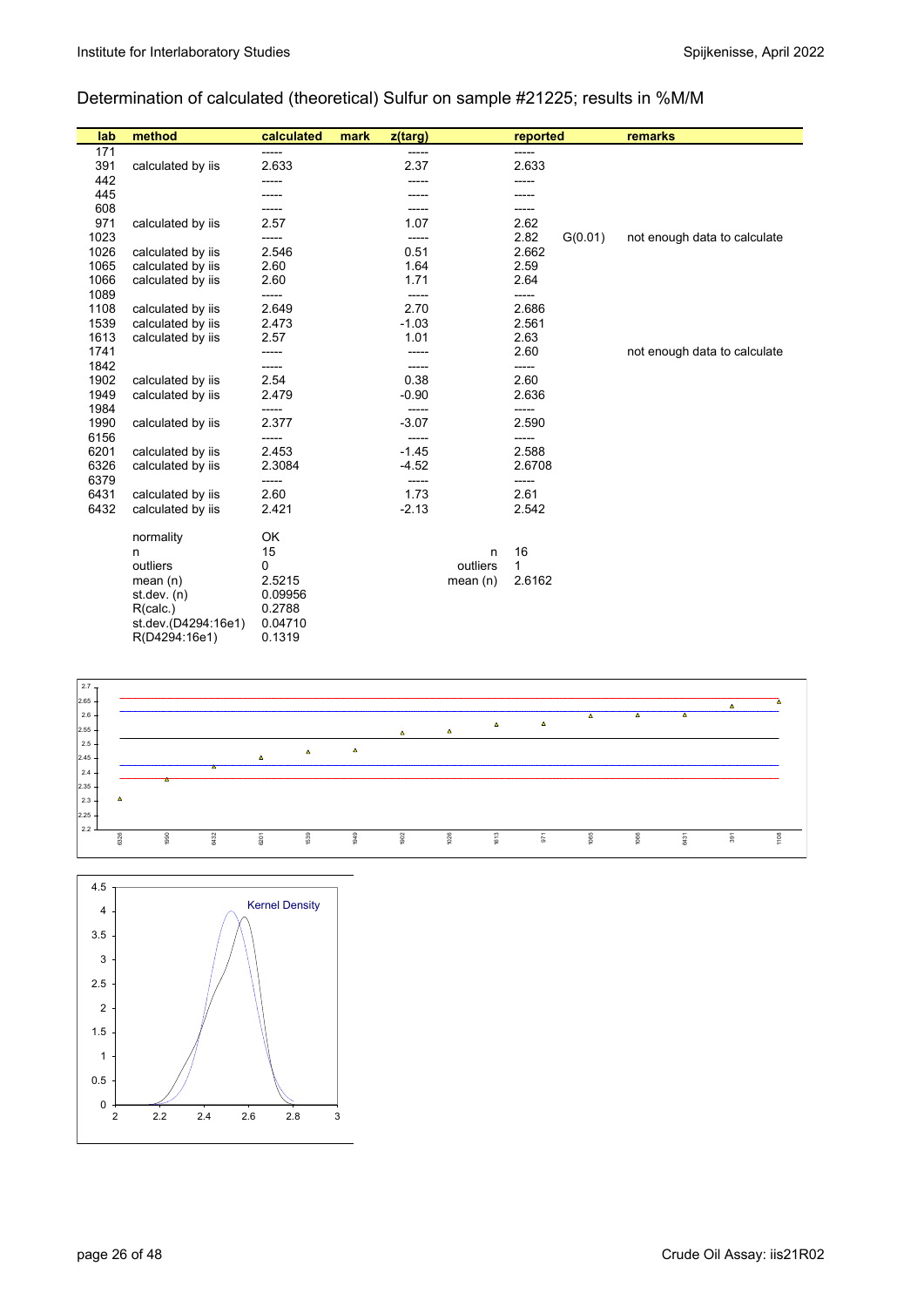## Determination of calculated (theoretical) Sulfur on sample #21225; results in %M/M

| lab | method | calculated | mark | z(targ) | | reported | | remarks |
|---|---|---|---|---|---|---|---|---|
| 171 | | ----- | | ----- | | ----- | | |
| 391 | calculated by iis | 2.633 | | 2.37 | | 2.633 | | |
| 442 | | ----- | | ----- | | ----- | | |
| 445 | | ----- | | ----- | | ----- | | |
| 608 | | ----- | | ----- | | ----- | | |
| 971 | calculated by iis | 2.57 | | 1.07 | | 2.62 | | |
| 1023 | | ----- | | ----- | | 2.82 | G(0.01) | not enough data to calculate |
| 1026 | calculated by iis | 2.546 | | 0.51 | | 2.662 | | |
| 1065 | calculated by iis | 2.60 | | 1.64 | | 2.59 | | |
| 1066 | calculated by iis | 2.60 | | 1.71 | | 2.64 | | |
| 1089 | | ----- | | ----- | | ----- | | |
| 1108 | calculated by iis | 2.649 | | 2.70 | | 2.686 | | |
| 1539 | calculated by iis | 2.473 | | -1.03 | | 2.561 | | |
| 1613 | calculated by iis | 2.57 | | 1.01 | | 2.63 | | |
| 1741 | | ----- | | ----- | | 2.60 | | not enough data to calculate |
| 1842 | | ----- | | ----- | | ----- | | |
| 1902 | calculated by iis | 2.54 | | 0.38 | | 2.60 | | |
| 1949 | calculated by iis | 2.479 | | -0.90 | | 2.636 | | |
| 1984 | | ----- | | ----- | | ----- | | |
| 1990 | calculated by iis | 2.377 | | -3.07 | | 2.590 | | |
| 6156 | | ----- | | ----- | | ----- | | |
| 6201 | calculated by iis | 2.453 | | -1.45 | | 2.588 | | |
| 6326 | calculated by iis | 2.3084 | | -4.52 | | 2.6708 | | |
| 6379 | | ----- | | ----- | | ----- | | |
| 6431 | calculated by iis | 2.60 | | 1.73 | | 2.61 | | |
| 6432 | calculated by iis | 2.421 | | -2.13 | | 2.542 | | |
| | normality | OK | | | | | | |
| | n | 15 | | | n | 16 | | |
| | outliers | 0 | | | outliers | 1 | | |
| | mean (n) | 2.5215 | | | mean (n) | 2.6162 | | |
| | st.dev. (n) | 0.09956 | | | | | | |
| | R(calc.) | 0.2788 | | | | | | |
| | st.dev.(D4294:16e1) | 0.04710 | | | | | | |
| | R(D4294:16e1) | 0.1319 | | | | | | |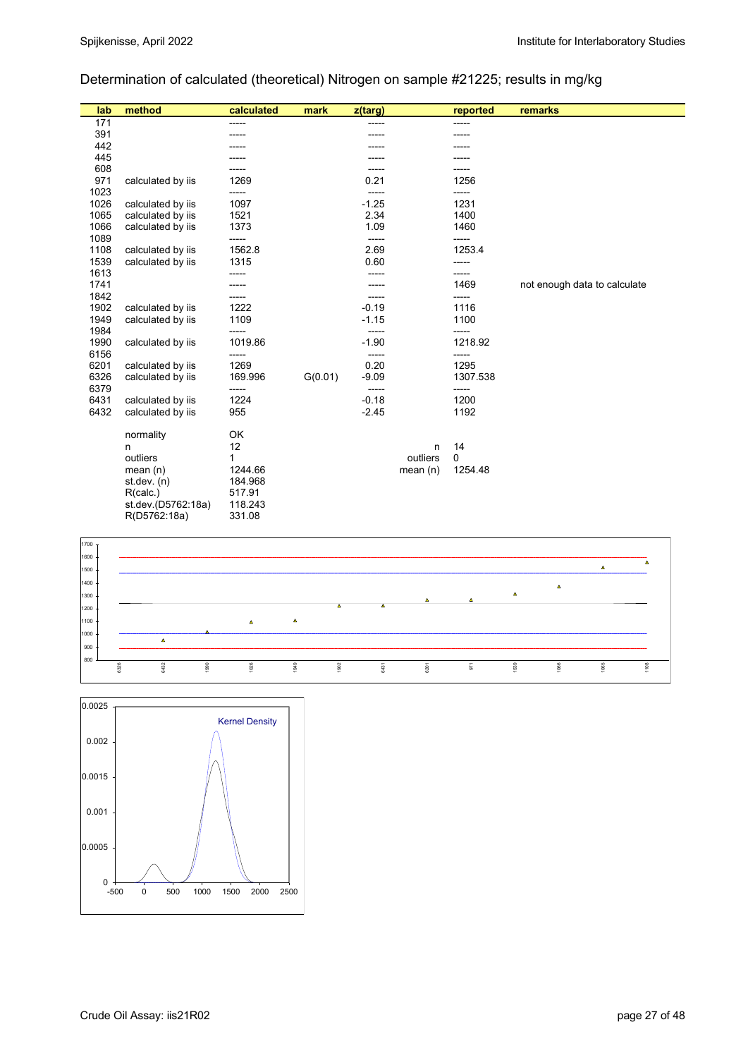## Determination of calculated (theoretical) Nitrogen on sample #21225; results in mg/kg

| lab | method | calculated | mark | z(targ) | | reported | remarks |
|---|---|---|---|---|---|---|---|
| 171 | | ----- | | ----- | | ----- | |
| 391 | | ----- | | ----- | | ----- | |
| 442 | | ----- | | ----- | | ----- | |
| 445 | | ----- | | ----- | | ----- | |
| 608 | | ----- | | ----- | | ----- | |
| 971 | calculated by iis | 1269 | | 0.21 | | 1256 | |
| 1023 | | ----- | | ----- | | ----- | |
| 1026 | calculated by iis | 1097 | | -1.25 | | 1231 | |
| 1065 | calculated by iis | 1521 | | 2.34 | | 1400 | |
| 1066 | calculated by iis | 1373 | | 1.09 | | 1460 | |
| 1089 | | ----- | | ----- | | ----- | |
| 1108 | calculated by iis | 1562.8 | | 2.69 | | 1253.4 | |
| 1539 | calculated by iis | 1315 | | 0.60 | | ----- | |
| 1613 | | ----- | | ----- | | ----- | |
| 1741 | | ----- | | ----- | | 1469 | not enough data to calculate |
| 1842 | | ----- | | ----- | | ----- | |
| 1902 | calculated by iis | 1222 | | -0.19 | | 1116 | |
| 1949 | calculated by iis | 1109 | | -1.15 | | 1100 | |
| 1984 | | ----- | | ----- | | ----- | |
| 1990 | calculated by iis | 1019.86 | | -1.90 | | 1218.92 | |
| 6156 | | ----- | | ----- | | ----- | |
| 6201 | calculated by iis | 1269 | | 0.20 | | 1295 | |
| 6326 | calculated by iis | 169.996 | G(0.01) | -9.09 | | 1307.538 | |
| 6379 | | ----- | | ----- | | ----- | |
| 6431 | calculated by iis | 1224 | | -0.18 | | 1200 | |
| 6432 | calculated by iis | 955 | | -2.45 | | 1192 | |
| | | | | | | | |
| | normality | OK | | | | | |
| | n | 12 | | | n | 14 | |
| | outliers | 1 | | | outliers | 0 | |
| | mean (n) | 1244.66 | | | mean (n) | 1254.48 | |
| | st.dev. (n) | 184.968 | | | | | |
| | R(calc.) | 517.91 | | | | | |
| | st.dev.(D5762:18a) | 118.243 | | | | | |
| | R(D5762:18a) | 331.08 | | | | | |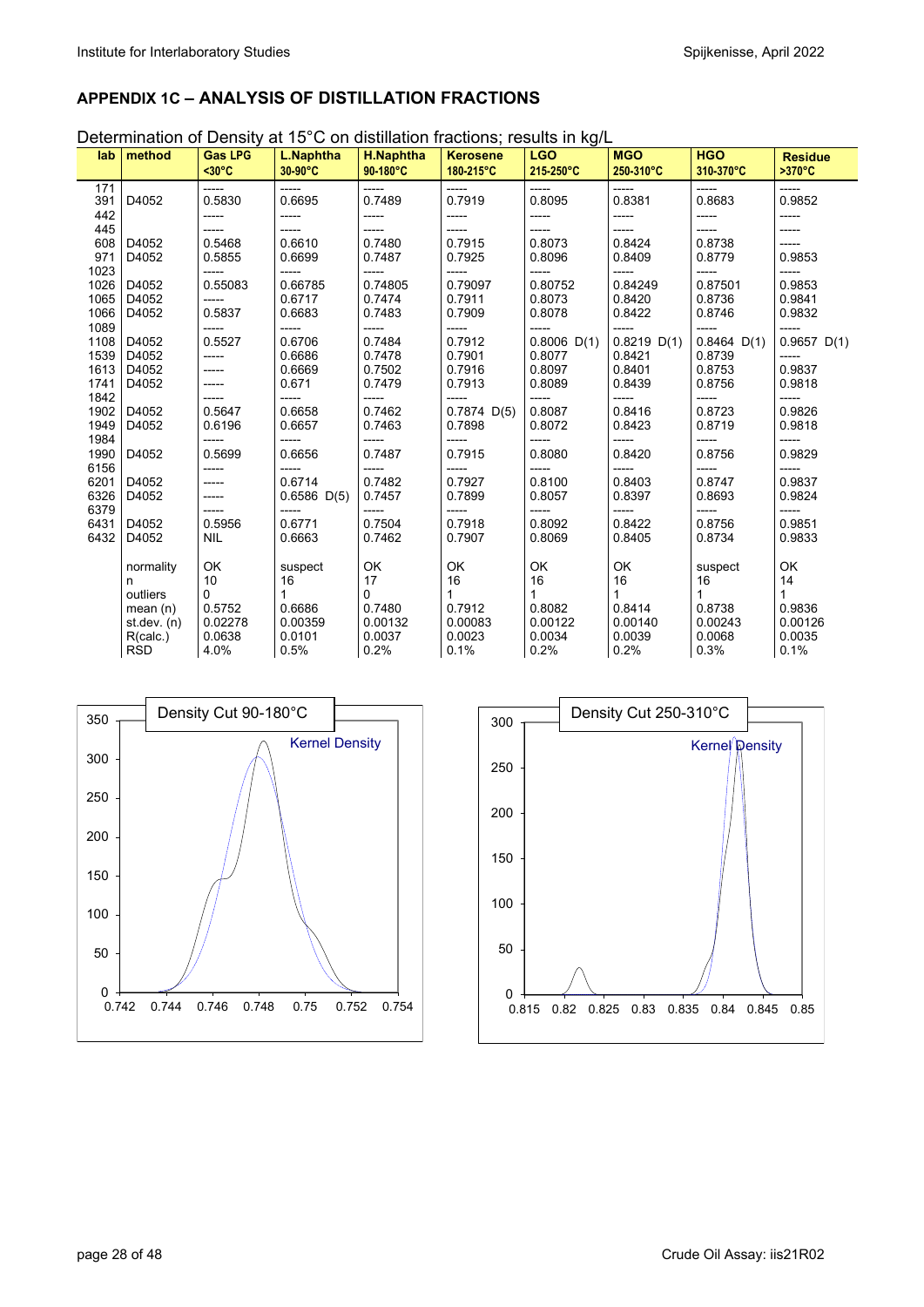## APPENDIX 1C – ANALYSIS OF DISTILLATION FRACTIONS

Determination of Density at 15°C on distillation fractions; results in kg/L

| lab | method | Gas LPG <30°C | L.Naphtha 30-90°C | H.Naphtha 90-180°C | Kerosene 180-215°C | LGO 215-250°C | MGO 250-310°C | HGO 310-370°C | Residue >370°C |
|---|---|---|---|---|---|---|---|---|---|
| 171 | | ----- | ----- | ----- | ----- | ----- | ----- | ----- | ----- |
| 391 | D4052 | 0.5830 | 0.6695 | 0.7489 | 0.7919 | 0.8095 | 0.8381 | 0.8683 | 0.9852 |
| 442 | | ----- | ----- | ----- | ----- | ----- | ----- | ----- | ----- |
| 445 | | ----- | ----- | ----- | ----- | ----- | ----- | ----- | ----- |
| 608 | D4052 | 0.5468 | 0.6610 | 0.7480 | 0.7915 | 0.8073 | 0.8424 | 0.8738 | ----- |
| 971 | D4052 | 0.5855 | 0.6699 | 0.7487 | 0.7925 | 0.8096 | 0.8409 | 0.8779 | 0.9853 |
| 1023 | | ----- | ----- | ----- | ----- | ----- | ----- | ----- | ----- |
| 1026 | D4052 | 0.55083 | 0.66785 | 0.74805 | 0.79097 | 0.80752 | 0.84249 | 0.87501 | 0.9853 |
| 1065 | D4052 | ----- | 0.6717 | 0.7474 | 0.7911 | 0.8073 | 0.8420 | 0.8736 | 0.9841 |
| 1066 | D4052 | 0.5837 | 0.6683 | 0.7483 | 0.7909 | 0.8078 | 0.8422 | 0.8746 | 0.9832 |
| 1089 | | ----- | ----- | ----- | ----- | ----- | ----- | ----- | ----- |
| 1108 | D4052 | 0.5527 | 0.6706 | 0.7484 | 0.7912 | 0.8006 D(1) | 0.8219 D(1) | 0.8464 D(1) | 0.9657 D(1) |
| 1539 | D4052 | ----- | 0.6686 | 0.7478 | 0.7901 | 0.8077 | 0.8421 | 0.8739 | ----- |
| 1613 | D4052 | ----- | 0.6669 | 0.7502 | 0.7916 | 0.8097 | 0.8401 | 0.8753 | 0.9837 |
| 1741 | D4052 | ----- | 0.671 | 0.7479 | 0.7913 | 0.8089 | 0.8439 | 0.8756 | 0.9818 |
| 1842 | | ----- | ----- | ----- | ----- | ----- | ----- | ----- | ----- |
| 1902 | D4052 | 0.5647 | 0.6658 | 0.7462 | 0.7874 D(5) | 0.8087 | 0.8416 | 0.8723 | 0.9826 |
| 1949 | D4052 | 0.6196 | 0.6657 | 0.7463 | 0.7898 | 0.8072 | 0.8423 | 0.8719 | 0.9818 |
| 1984 | | ----- | ----- | ----- | ----- | ----- | ----- | ----- | ----- |
| 1990 | D4052 | 0.5699 | 0.6656 | 0.7487 | 0.7915 | 0.8080 | 0.8420 | 0.8756 | 0.9829 |
| 6156 | | ----- | ----- | ----- | ----- | ----- | ----- | ----- | ----- |
| 6201 | D4052 | ----- | 0.6714 | 0.7482 | 0.7927 | 0.8100 | 0.8403 | 0.8747 | 0.9837 |
| 6326 | D4052 | ----- | 0.6586 D(5) | 0.7457 | 0.7899 | 0.8057 | 0.8397 | 0.8693 | 0.9824 |
| 6379 | | ----- | ----- | ----- | ----- | ----- | ----- | ----- | ----- |
| 6431 | D4052 | 0.5956 | 0.6771 | 0.7504 | 0.7918 | 0.8092 | 0.8422 | 0.8756 | 0.9851 |
| 6432 | D4052 | NIL | 0.6663 | 0.7462 | 0.7907 | 0.8069 | 0.8405 | 0.8734 | 0.9833 |
| | | | | | | | | | |
| | normality | OK | suspect | OK | OK | OK | OK | suspect | OK |
| | n | 10 | 16 | 17 | 16 | 16 | 16 | 16 | 14 |
| | outliers | 0 | 1 | 0 | 1 | 1 | 1 | 1 | 1 |
| | mean (n) | 0.5752 | 0.6686 | 0.7480 | 0.7912 | 0.8082 | 0.8414 | 0.8738 | 0.9836 |
| | st.dev. (n) | 0.02278 | 0.00359 | 0.00132 | 0.00083 | 0.00122 | 0.00140 | 0.00243 | 0.00126 |
| | R(calc.) | 0.0638 | 0.0101 | 0.0037 | 0.0023 | 0.0034 | 0.0039 | 0.0068 | 0.0035 |
| | RSD | 4.0% | 0.5% | 0.2% | 0.1% | 0.2% | 0.2% | 0.3% | 0.1% |

Density Cut 90-180°C

Density Cut 250-310°C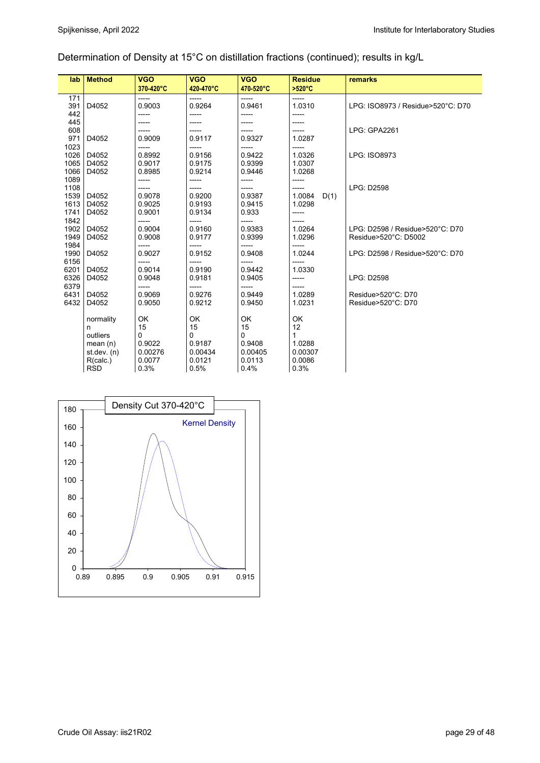Determination of Density at 15°C on distillation fractions (continued); results in kg/L

| lab | Method | VGO 370-420°C | VGO 420-470°C | VGO 470-520°C | Residue >520°C | remarks |
|---|---|---|---|---|---|---|
| 171 | | ----- | ----- | ----- | ----- | |
| 391 | D4052 | 0.9003 | 0.9264 | 0.9461 | 1.0310 | LPG: ISO8973 / Residue>520°C: D70 |
| 442 | | ----- | ----- | ----- | ----- | |
| 445 | | ----- | ----- | ----- | ----- | |
| 608 | | ----- | ----- | ----- | ----- | LPG: GPA2261 |
| 971 | D4052 | 0.9009 | 0.9117 | 0.9327 | 1.0287 | |
| 1023 | | ----- | ----- | ----- | ----- | |
| 1026 | D4052 | 0.8992 | 0.9156 | 0.9422 | 1.0326 | LPG: ISO8973 |
| 1065 | D4052 | 0.9017 | 0.9175 | 0.9399 | 1.0307 | |
| 1066 | D4052 | 0.8985 | 0.9214 | 0.9446 | 1.0268 | |
| 1089 | | ----- | ----- | ----- | ----- | |
| 1108 | | ----- | ----- | ----- | ----- | LPG: D2598 |
| 1539 | D4052 | 0.9078 | 0.9200 | 0.9387 | 1.0084 D(1) | |
| 1613 | D4052 | 0.9025 | 0.9193 | 0.9415 | 1.0298 | |
| 1741 | D4052 | 0.9001 | 0.9134 | 0.933 | ----- | |
| 1842 | | ----- | ----- | ----- | ----- | |
| 1902 | D4052 | 0.9004 | 0.9160 | 0.9383 | 1.0264 | LPG: D2598 / Residue>520°C: D70 |
| 1949 | D4052 | 0.9008 | 0.9177 | 0.9399 | 1.0296 | Residue>520°C: D5002 |
| 1984 | | ----- | ----- | ----- | ----- | |
| 1990 | D4052 | 0.9027 | 0.9152 | 0.9408 | 1.0244 | LPG: D2598 / Residue>520°C: D70 |
| 6156 | | ----- | ----- | ----- | ----- | |
| 6201 | D4052 | 0.9014 | 0.9190 | 0.9442 | 1.0330 | |
| 6326 | D4052 | 0.9048 | 0.9181 | 0.9405 | ----- | LPG: D2598 |
| 6379 | | ----- | ----- | ----- | ----- | |
| 6431 | D4052 | 0.9069 | 0.9276 | 0.9449 | 1.0289 | Residue>520°C: D70 |
| 6432 | D4052 | 0.9050 | 0.9212 | 0.9450 | 1.0231 | Residue>520°C: D70 |
| | | | | | | |
| | normality | OK | OK | OK | OK | |
| | n | 15 | 15 | 15 | 12 | |
| | outliers | 0 | 0 | 0 | 1 | |
| | mean (n) | 0.9022 | 0.9187 | 0.9408 | 1.0288 | |
| | st.dev. (n) | 0.00276 | 0.00434 | 0.00405 | 0.00307 | |
| | R(calc.) | 0.0077 | 0.0121 | 0.0113 | 0.0086 | |
| | RSD | 0.3% | 0.5% | 0.4% | 0.3% | |

Density Cut 370-420°C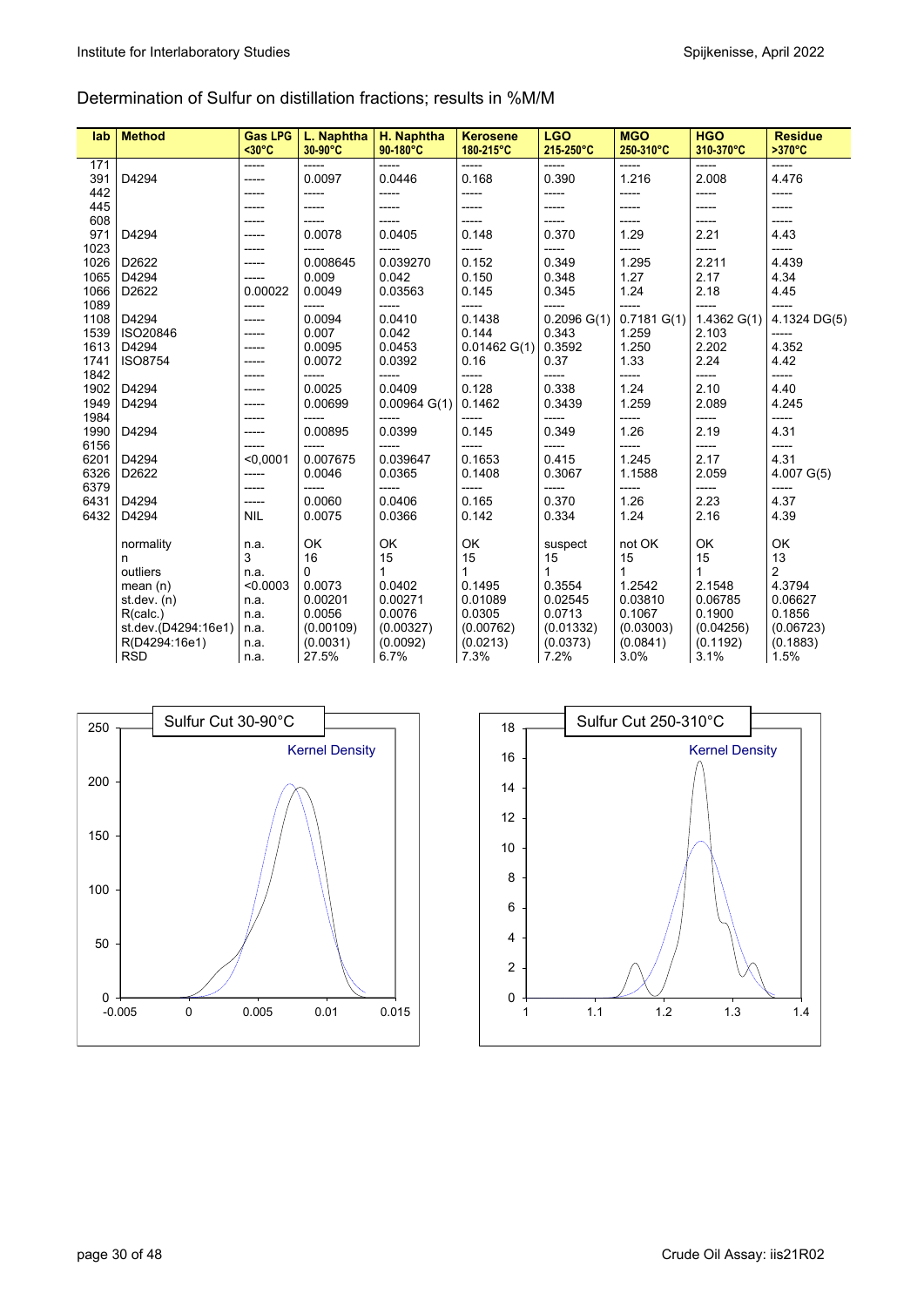## Determination of Sulfur on distillation fractions; results in %M/M

| lab | Method | Gas LPG <30°C | L. Naphtha 30-90°C | H. Naphtha 90-180°C | Kerosene 180-215°C | LGO 215-250°C | MGO 250-310°C | HGO 310-370°C | Residue >370°C |
|---|---|---|---|---|---|---|---|---|---|
| 171 | | ----- | ----- | ----- | ----- | ----- | ----- | ----- | ----- |
| 391 | D4294 | ----- | 0.0097 | 0.0446 | 0.168 | 0.390 | 1.216 | 2.008 | 4.476 |
| 442 | | ----- | ----- | ----- | ----- | ----- | ----- | ----- | ----- |
| 445 | | ----- | ----- | ----- | ----- | ----- | ----- | ----- | ----- |
| 608 | | ----- | ----- | ----- | ----- | ----- | ----- | ----- | ----- |
| 971 | D4294 | ----- | 0.0078 | 0.0405 | 0.148 | 0.370 | 1.29 | 2.21 | 4.43 |
| 1023 | | ----- | ----- | ----- | ----- | ----- | ----- | ----- | ----- |
| 1026 | D2622 | ----- | 0.008645 | 0.039270 | 0.152 | 0.349 | 1.295 | 2.211 | 4.439 |
| 1065 | D4294 | ----- | 0.009 | 0.042 | 0.150 | 0.348 | 1.27 | 2.17 | 4.34 |
| 1066 | D2622 | 0.00022 | 0.0049 | 0.03563 | 0.145 | 0.345 | 1.24 | 2.18 | 4.45 |
| 1089 | | ----- | ----- | ----- | ----- | ----- | ----- | ----- | ----- |
| 1108 | D4294 | ----- | 0.0094 | 0.0410 | 0.1438 | 0.2096 G(1) | 0.7181 G(1) | 1.4362 G(1) | 4.1324 DG(5) |
| 1539 | ISO20846 | ----- | 0.007 | 0.042 | 0.144 | 0.343 | 1.259 | 2.103 | ----- |
| 1613 | D4294 | ----- | 0.0095 | 0.0453 | 0.01462 G(1) | 0.3592 | 1.250 | 2.202 | 4.352 |
| 1741 | ISO8754 | ----- | 0.0072 | 0.0392 | 0.16 | 0.37 | 1.33 | 2.24 | 4.42 |
| 1842 | | ----- | ----- | ----- | ----- | ----- | ----- | ----- | ----- |
| 1902 | D4294 | ----- | 0.0025 | 0.0409 | 0.128 | 0.338 | 1.24 | 2.10 | 4.40 |
| 1949 | D4294 | ----- | 0.00699 | 0.00964 G(1) | 0.1462 | 0.3439 | 1.259 | 2.089 | 4.245 |
| 1984 | | ----- | ----- | ----- | ----- | ----- | ----- | ----- | ----- |
| 1990 | D4294 | ----- | 0.00895 | 0.0399 | 0.145 | 0.349 | 1.26 | 2.19 | 4.31 |
| 6156 | | ----- | ----- | ----- | ----- | ----- | ----- | ----- | ----- |
| 6201 | D4294 | <0,0001 | 0.007675 | 0.039647 | 0.1653 | 0.415 | 1.245 | 2.17 | 4.31 |
| 6326 | D2622 | ----- | 0.0046 | 0.0365 | 0.1408 | 0.3067 | 1.1588 | 2.059 | 4.007 G(5) |
| 6379 | | ----- | ----- | ----- | ----- | ----- | ----- | ----- | ----- |
| 6431 | D4294 | ----- | 0.0060 | 0.0406 | 0.165 | 0.370 | 1.26 | 2.23 | 4.37 |
| 6432 | D4294 | NIL | 0.0075 | 0.0366 | 0.142 | 0.334 | 1.24 | 2.16 | 4.39 |
| | | | | | | | | | |
| | normality | n.a. | OK | OK | OK | suspect | not OK | OK | OK |
| | n | 3 | 16 | 15 | 15 | 15 | 15 | 15 | 13 |
| | outliers | n.a. | 0 | 1 | 1 | 1 | 1 | 1 | 2 |
| | mean (n) | <0.0003 | 0.0073 | 0.0402 | 0.1495 | 0.3554 | 1.2542 | 2.1548 | 4.3794 |
| | st.dev. (n) | n.a. | 0.00201 | 0.00271 | 0.01089 | 0.02545 | 0.03810 | 0.06785 | 0.06627 |
| | R(calc.) | n.a. | 0.0056 | 0.0076 | 0.0305 | 0.0713 | 0.1067 | 0.1900 | 0.1856 |
| | st.dev.(D4294:16e1) | n.a. | (0.00109) | (0.00327) | (0.00762) | (0.01332) | (0.03003) | (0.04256) | (0.06723) |
| | R(D4294:16e1) | n.a. | (0.0031) | (0.0092) | (0.0213) | (0.0373) | (0.0841) | (0.1192) | (0.1883) |
| | RSD | n.a. | 27.5% | 6.7% | 7.3% | 7.2% | 3.0% | 3.1% | 1.5% |

Sulfur Cut 30-90°C

Sulfur Cut 250-310°C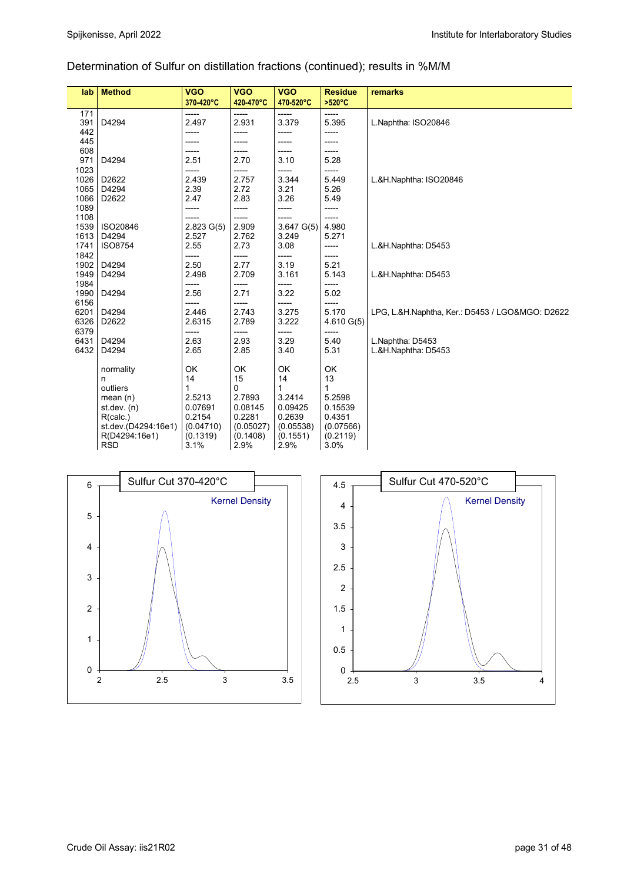Determination of Sulfur on distillation fractions (continued); results in %M/M

| lab | Method | VGO 370-420°C | VGO 420-470°C | VGO 470-520°C | Residue >520°C | remarks |
|---|---|---|---|---|---|---|
| 171 | | ----- | ----- | ----- | ----- | |
| 391 | D4294 | 2.497 | 2.931 | 3.379 | 5.395 | L.Naphtha: ISO20846 |
| 442 | | ----- | ----- | ----- | ----- | |
| 445 | | ----- | ----- | ----- | ----- | |
| 608 | | ----- | ----- | ----- | ----- | |
| 971 | D4294 | 2.51 | 2.70 | 3.10 | 5.28 | |
| 1023 | | ----- | ----- | ----- | ----- | |
| 1026 | D2622 | 2.439 | 2.757 | 3.344 | 5.449 | L.&H.Naphtha: ISO20846 |
| 1065 | D4294 | 2.39 | 2.72 | 3.21 | 5.26 | |
| 1066 | D2622 | 2.47 | 2.83 | 3.26 | 5.49 | |
| 1089 | | ----- | ----- | ----- | ----- | |
| 1108 | | ----- | ----- | ----- | ----- | |
| 1539 | ISO20846 | 2.823 G(5) | 2.909 | 3.647 G(5) | 4.980 | |
| 1613 | D4294 | 2.527 | 2.762 | 3.249 | 5.271 | |
| 1741 | ISO8754 | 2.55 | 2.73 | 3.08 | ----- | L.&H.Naphtha: D5453 |
| 1842 | | ----- | ----- | ----- | ----- | |
| 1902 | D4294 | 2.50 | 2.77 | 3.19 | 5.21 | |
| 1949 | D4294 | 2.498 | 2.709 | 3.161 | 5.143 | L.&H.Naphtha: D5453 |
| 1984 | | ----- | ----- | ----- | ----- | |
| 1990 | D4294 | 2.56 | 2.71 | 3.22 | 5.02 | |
| 6156 | | ----- | ----- | ----- | ----- | |
| 6201 | D4294 | 2.446 | 2.743 | 3.275 | 5.170 | LPG, L.&H.Naphtha, Ker.: D5453 / LGO&MGO: D2622 |
| 6326 | D2622 | 2.6315 | 2.789 | 3.222 | 4.610 G(5) | |
| 6379 | | ----- | ----- | ----- | ----- | |
| 6431 | D4294 | 2.63 | 2.93 | 3.29 | 5.40 | L.Naphtha: D5453 |
| 6432 | D4294 | 2.65 | 2.85 | 3.40 | 5.31 | L.&H.Naphtha: D5453 |
| | normality | OK | OK | OK | OK | |
| | n | 14 | 15 | 14 | 13 | |
| | outliers | 1 | 0 | 1 | 1 | |
| | mean (n) | 2.5213 | 2.7893 | 3.2414 | 5.2598 | |
| | st.dev. (n) | 0.07691 | 0.08145 | 0.09425 | 0.15539 | |
| | R(calc.) | 0.2154 | 0.2281 | 0.2639 | 0.4351 | |
| | st.dev.(D4294:16e1) | (0.04710) | (0.05027) | (0.05538) | (0.07566) | |
| | R(D4294:16e1) | (0.1319) | (0.1408) | (0.1551) | (0.2119) | |
| | RSD | 3.1% | 2.9% | 2.9% | 3.0% | |

Sulfur Cut 370-420°C

Sulfur Cut 470-520°C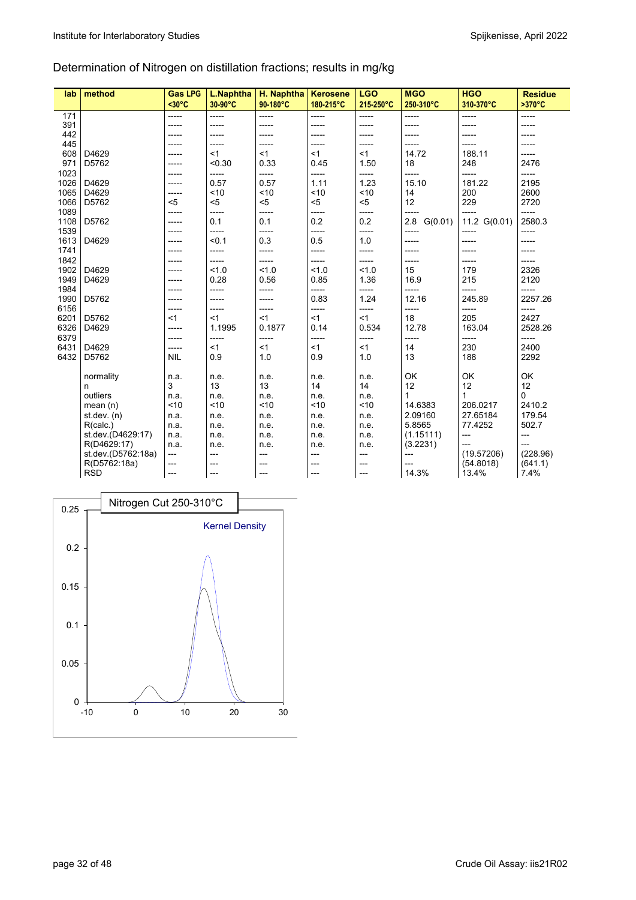## Determination of Nitrogen on distillation fractions; results in mg/kg

| lab | method | Gas LPG <30°C | L.Naphtha 30-90°C | H. Naphtha 90-180°C | Kerosene 180-215°C | LGO 215-250°C | MGO 250-310°C | HGO 310-370°C | Residue >370°C |
|---|---|---|---|---|---|---|---|---|---|
| 171 | | ----- | ----- | ----- | ----- | ----- | ----- | ----- | ----- |
| 391 | | ----- | ----- | ----- | ----- | ----- | ----- | ----- | ----- |
| 442 | | ----- | ----- | ----- | ----- | ----- | ----- | ----- | ----- |
| 445 | | ----- | ----- | ----- | ----- | ----- | ----- | ----- | ----- |
| 608 | D4629 | ----- | <1 | <1 | <1 | <1 | 14.72 | 188.11 | ----- |
| 971 | D5762 | ----- | <0.30 | 0.33 | 0.45 | 1.50 | 18 | 248 | 2476 |
| 1023 | | ----- | ----- | ----- | ----- | ----- | ----- | ----- | ----- |
| 1026 | D4629 | ----- | 0.57 | 0.57 | 1.11 | 1.23 | 15.10 | 181.22 | 2195 |
| 1065 | D4629 | ----- | <10 | <10 | <10 | <10 | 14 | 200 | 2600 |
| 1066 | D5762 | <5 | <5 | <5 | <5 | <5 | 12 | 229 | 2720 |
| 1089 | | ----- | ----- | ----- | ----- | ----- | ----- | ----- | ----- |
| 1108 | D5762 | ----- | 0.1 | 0.1 | 0.2 | 0.2 | 2.8 G(0.01) | 11.2 G(0.01) | 2580.3 |
| 1539 | | ----- | ----- | ----- | ----- | ----- | ----- | ----- | ----- |
| 1613 | D4629 | ----- | <0.1 | 0.3 | 0.5 | 1.0 | ----- | ----- | ----- |
| 1741 | | ----- | ----- | ----- | ----- | ----- | ----- | ----- | ----- |
| 1842 | | ----- | ----- | ----- | ----- | ----- | ----- | ----- | ----- |
| 1902 | D4629 | ----- | <1.0 | <1.0 | <1.0 | <1.0 | 15 | 179 | 2326 |
| 1949 | D4629 | ----- | 0.28 | 0.56 | 0.85 | 1.36 | 16.9 | 215 | 2120 |
| 1984 | | ----- | ----- | ----- | ----- | ----- | ----- | ----- | ----- |
| 1990 | D5762 | ----- | ----- | ----- | 0.83 | 1.24 | 12.16 | 245.89 | 2257.26 |
| 6156 | | ----- | ----- | ----- | ----- | ----- | ----- | ----- | ----- |
| 6201 | D5762 | <1 | <1 | <1 | <1 | <1 | 18 | 205 | 2427 |
| 6326 | D4629 | ----- | 1.1995 | 0.1877 | 0.14 | 0.534 | 12.78 | 163.04 | 2528.26 |
| 6379 | | ----- | ----- | ----- | ----- | ----- | ----- | ----- | ----- |
| 6431 | D4629 | ----- | <1 | <1 | <1 | <1 | 14 | 230 | 2400 |
| 6432 | D5762 | NIL | 0.9 | 1.0 | 0.9 | 1.0 | 13 | 188 | 2292 |
| | normality | n.a. | n.e. | n.e. | n.e. | n.e. | OK | OK | OK |
| | n | 3 | 13 | 13 | 14 | 14 | 12 | 12 | 12 |
| | outliers | n.a. | n.e. | n.e. | n.e. | n.e. | 1 | 1 | 0 |
| | mean (n) | <10 | <10 | <10 | <10 | <10 | 14.6383 | 206.0217 | 2410.2 |
| | st.dev. (n) | n.a. | n.e. | n.e. | n.e. | n.e. | 2.09160 | 27.65184 | 179.54 |
| | R(calc.) | n.a. | n.e. | n.e. | n.e. | n.e. | 5.8565 | 77.4252 | 502.7 |
| | st.dev.(D4629:17) | n.a. | n.e. | n.e. | n.e. | n.e. | (1.15111) | --- | --- |
| | R(D4629:17) | n.a. | n.e. | n.e. | n.e. | n.e. | (3.2231) | --- | --- |
| | st.dev.(D5762:18a) | --- | --- | --- | --- | --- | --- | (19.57206) | (228.96) |
| | R(D5762:18a) | --- | --- | --- | --- | --- | --- | (54.8018) | (641.1) |
| | RSD | --- | --- | --- | --- | --- | 14.3% | 13.4% | 7.4% |

Nitrogen Cut 250-310°C

Kernel Density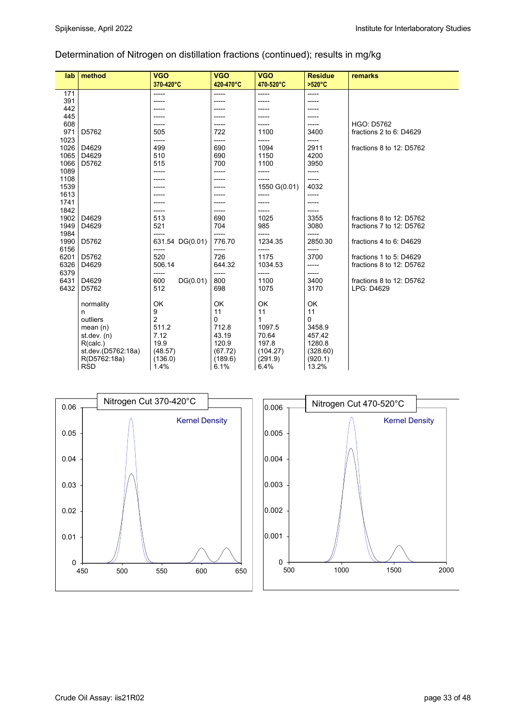Determination of Nitrogen on distillation fractions (continued); results in mg/kg

| lab | method | VGO 370-420°C | VGO 420-470°C | VGO 470-520°C | Residue >520°C | remarks |
|---|---|---|---|---|---|---|
| 171 | | ----- | ----- | ----- | ----- | |
| 391 | | ----- | ----- | ----- | ----- | |
| 442 | | ----- | ----- | ----- | ----- | |
| 445 | | ----- | ----- | ----- | ----- | |
| 608 | | ----- | ----- | ----- | ----- | HGO: D5762 |
| 971 | D5762 | 505 | 722 | 1100 | 3400 | fractions 2 to 6: D4629 |
| 1023 | | ----- | ----- | ----- | ----- | |
| 1026 | D4629 | 499 | 690 | 1094 | 2911 | fractions 8 to 12: D5762 |
| 1065 | D4629 | 510 | 690 | 1150 | 4200 | |
| 1066 | D5762 | 515 | 700 | 1100 | 3950 | |
| 1089 | | ----- | ----- | ----- | ----- | |
| 1108 | | ----- | ----- | ----- | ----- | |
| 1539 | | ----- | ----- | 1550 G(0.01) | 4032 | |
| 1613 | | ----- | ----- | ----- | ----- | |
| 1741 | | ----- | ----- | ----- | ----- | |
| 1842 | | ----- | ----- | ----- | ----- | |
| 1902 | D4629 | 513 | 690 | 1025 | 3355 | fractions 8 to 12: D5762 |
| 1949 | D4629 | 521 | 704 | 985 | 3080 | fractions 7 to 12: D5762 |
| 1984 | | ----- | ----- | ----- | ----- | |
| 1990 | D5762 | 631.54 DG(0.01) | 776.70 | 1234.35 | 2850.30 | fractions 4 to 6: D4629 |
| 6156 | | ----- | ----- | ----- | ----- | |
| 6201 | D5762 | 520 | 726 | 1175 | 3700 | fractions 1 to 5: D4629 |
| 6326 | D4629 | 506.14 | 644.32 | 1034.53 | ----- | fractions 8 to 12: D5762 |
| 6379 | | ----- | ----- | ----- | ----- | |
| 6431 | D4629 | 600 DG(0.01) | 800 | 1100 | 3400 | fractions 8 to 12: D5762 |
| 6432 | D5762 | 512 | 698 | 1075 | 3170 | LPG: D4629 |
| | normality | OK | OK | OK | OK | |
| | n | 9 | 11 | 11 | 11 | |
| | outliers | 2 | 0 | 1 | 0 | |
| | mean (n) | 511.2 | 712.8 | 1097.5 | 3458.9 | |
| | st.dev. (n) | 7.12 | 43.19 | 70.64 | 457.42 | |
| | R(calc.) | 19.9 | 120.9 | 197.8 | 1280.8 | |
| | st.dev.(D5762:18a) | (48.57) | (67.72) | (104.27) | (328.60) | |
| | R(D5762:18a) | (136.0) | (189.6) | (291.9) | (920.1) | |
| | RSD | 1.4% | 6.1% | 6.4% | 13.2% | |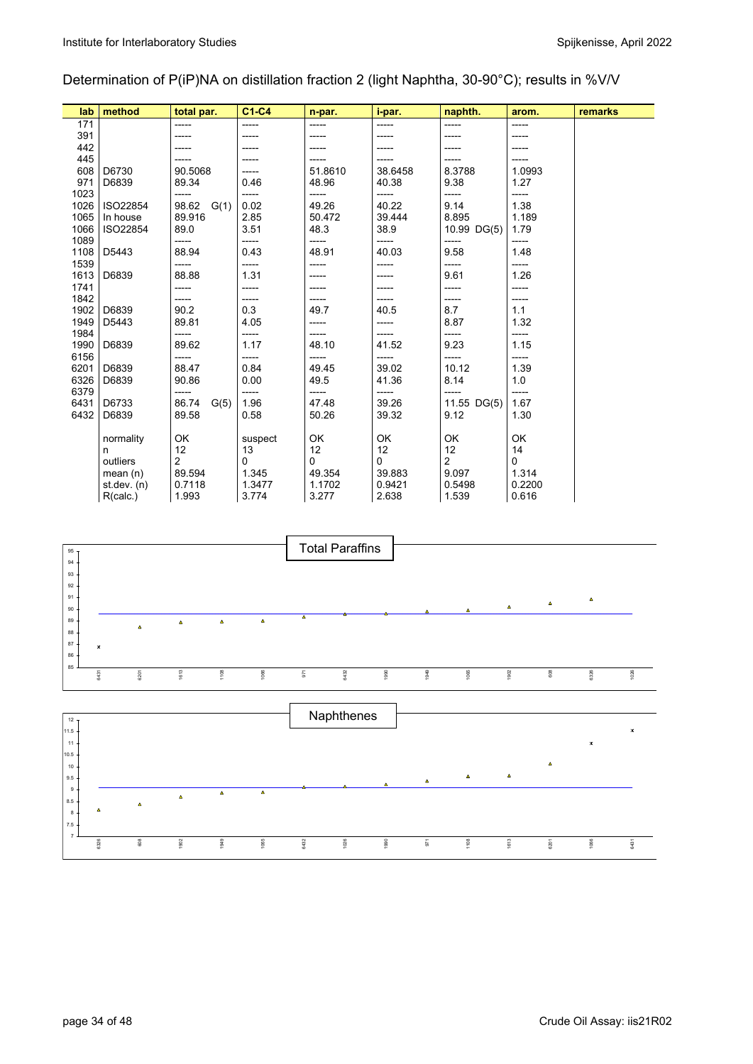## Determination of P(iP)NA on distillation fraction 2 (light Naphtha, 30-90°C); results in %V/V

| lab | method | total par. | C1-C4 | n-par. | i-par. | naphth. | arom. | remarks |
|---|---|---|---|---|---|---|---|---|
| 171 | | ----- | ----- | ----- | ----- | ----- | ----- | |
| 391 | | ----- | ----- | ----- | ----- | ----- | ----- | |
| 442 | | ----- | ----- | ----- | ----- | ----- | ----- | |
| 445 | | ----- | ----- | ----- | ----- | ----- | ----- | |
| 608 | D6730 | 90.5068 | ----- | 51.8610 | 38.6458 | 8.3788 | 1.0993 | |
| 971 | D6839 | 89.34 | 0.46 | 48.96 | 40.38 | 9.38 | 1.27 | |
| 1023 | | ----- | ----- | ----- | ----- | ----- | ----- | |
| 1026 | ISO22854 | 98.62 G(1) | 0.02 | 49.26 | 40.22 | 9.14 | 1.38 | |
| 1065 | In house | 89.916 | 2.85 | 50.472 | 39.444 | 8.895 | 1.189 | |
| 1066 | ISO22854 | 89.0 | 3.51 | 48.3 | 38.9 | 10.99 DG(5) | 1.79 | |
| 1089 | | ----- | ----- | ----- | ----- | ----- | ----- | |
| 1108 | D5443 | 88.94 | 0.43 | 48.91 | 40.03 | 9.58 | 1.48 | |
| 1539 | | ----- | ----- | ----- | ----- | ----- | ----- | |
| 1613 | D6839 | 88.88 | 1.31 | ----- | ----- | 9.61 | 1.26 | |
| 1741 | | ----- | ----- | ----- | ----- | ----- | ----- | |
| 1842 | | ----- | ----- | ----- | ----- | ----- | ----- | |
| 1902 | D6839 | 90.2 | 0.3 | 49.7 | 40.5 | 8.7 | 1.1 | |
| 1949 | D5443 | 89.81 | 4.05 | ----- | ----- | 8.87 | 1.32 | |
| 1984 | | ----- | ----- | ----- | ----- | ----- | ----- | |
| 1990 | D6839 | 89.62 | 1.17 | 48.10 | 41.52 | 9.23 | 1.15 | |
| 6156 | | ----- | ----- | ----- | ----- | ----- | ----- | |
| 6201 | D6839 | 88.47 | 0.84 | 49.45 | 39.02 | 10.12 | 1.39 | |
| 6326 | D6839 | 90.86 | 0.00 | 49.5 | 41.36 | 8.14 | 1.0 | |
| 6379 | | ----- | ----- | ----- | ----- | ----- | ----- | |
| 6431 | D6733 | 86.74 G(5) | 1.96 | 47.48 | 39.26 | 11.55 DG(5) | 1.67 | |
| 6432 | D6839 | 89.58 | 0.58 | 50.26 | 39.32 | 9.12 | 1.30 | |
| | | | | | | | | |
| | normality | OK | suspect | OK | OK | OK | OK | |
| | n | 12 | 13 | 12 | 12 | 12 | 14 | |
| | outliers | 2 | 0 | 0 | 0 | 2 | 0 | |
| | mean (n) | 89.594 | 1.345 | 49.354 | 39.883 | 9.097 | 1.314 | |
| | st.dev. (n) | 0.7118 | 1.3477 | 1.1702 | 0.9421 | 0.5498 | 0.2200 | |
| | R(calc.) | 1.993 | 3.774 | 3.277 | 2.638 | 1.539 | 0.616 | |

Total Paraffins

Naphthenes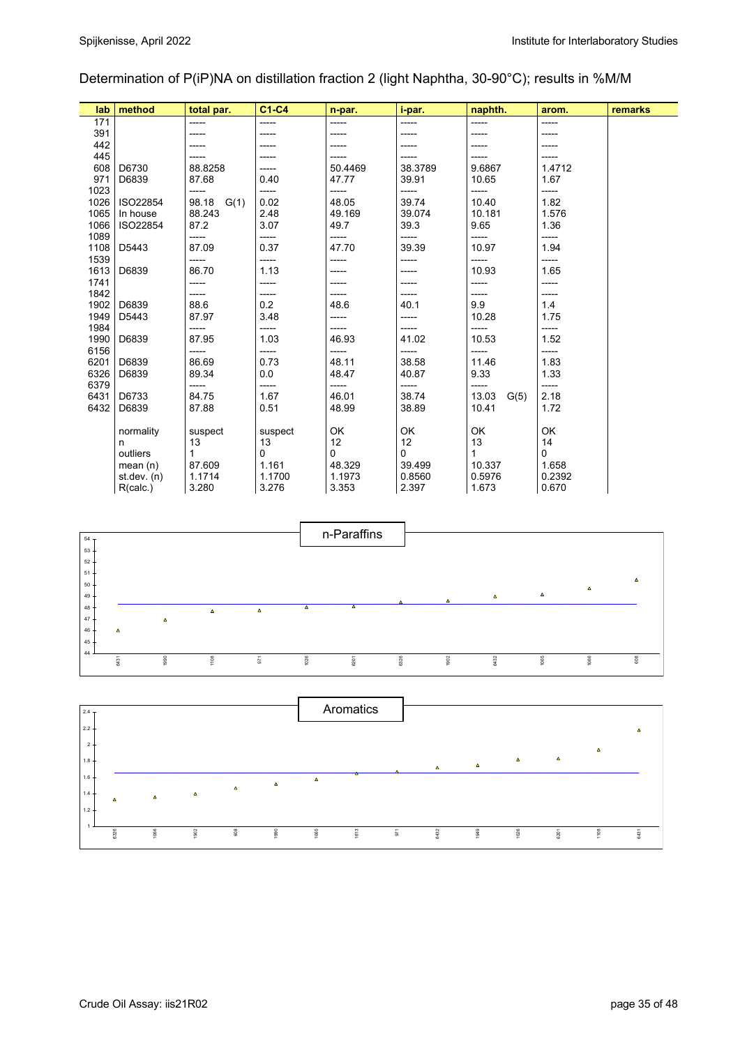Determination of P(iP)NA on distillation fraction 2 (light Naphtha, 30-90°C); results in %M/M

| lab | method | total par. | C1-C4 | n-par. | i-par. | naphth. | arom. | remarks |
|---|---|---|---|---|---|---|---|---|
| 171 | | ----- | ----- | ----- | ----- | ----- | ----- | |
| 391 | | ----- | ----- | ----- | ----- | ----- | ----- | |
| 442 | | ----- | ----- | ----- | ----- | ----- | ----- | |
| 445 | | ----- | ----- | ----- | ----- | ----- | ----- | |
| 608 | D6730 | 88.8258 | ----- | 50.4469 | 38.3789 | 9.6867 | 1.4712 | |
| 971 | D6839 | 87.68 | 0.40 | 47.77 | 39.91 | 10.65 | 1.67 | |
| 1023 | | ----- | ----- | ----- | ----- | ----- | ----- | |
| 1026 | ISO22854 | 98.18 G(1) | 0.02 | 48.05 | 39.74 | 10.40 | 1.82 | |
| 1065 | In house | 88.243 | 2.48 | 49.169 | 39.074 | 10.181 | 1.576 | |
| 1066 | ISO22854 | 87.2 | 3.07 | 49.7 | 39.3 | 9.65 | 1.36 | |
| 1089 | | ----- | ----- | ----- | ----- | ----- | ----- | |
| 1108 | D5443 | 87.09 | 0.37 | 47.70 | 39.39 | 10.97 | 1.94 | |
| 1539 | | ----- | ----- | ----- | ----- | ----- | ----- | |
| 1613 | D6839 | 86.70 | 1.13 | ----- | ----- | 10.93 | 1.65 | |
| 1741 | | ----- | ----- | ----- | ----- | ----- | ----- | |
| 1842 | | ----- | ----- | ----- | ----- | ----- | ----- | |
| 1902 | D6839 | 88.6 | 0.2 | 48.6 | 40.1 | 9.9 | 1.4 | |
| 1949 | D5443 | 87.97 | 3.48 | ----- | ----- | 10.28 | 1.75 | |
| 1984 | | ----- | ----- | ----- | ----- | ----- | ----- | |
| 1990 | D6839 | 87.95 | 1.03 | 46.93 | 41.02 | 10.53 | 1.52 | |
| 6156 | | ----- | ----- | ----- | ----- | ----- | ----- | |
| 6201 | D6839 | 86.69 | 0.73 | 48.11 | 38.58 | 11.46 | 1.83 | |
| 6326 | D6839 | 89.34 | 0.0 | 48.47 | 40.87 | 9.33 | 1.33 | |
| 6379 | | ----- | ----- | ----- | ----- | ----- | ----- | |
| 6431 | D6733 | 84.75 | 1.67 | 46.01 | 38.74 | 13.03 G(5) | 2.18 | |
| 6432 | D6839 | 87.88 | 0.51 | 48.99 | 38.89 | 10.41 | 1.72 | |
| | normality | suspect | suspect | OK | OK | OK | OK | |
| | n | 13 | 13 | 12 | 12 | 13 | 14 | |
| | outliers | 1 | 0 | 0 | 0 | 1 | 0 | |
| | mean (n) | 87.609 | 1.161 | 48.329 | 39.499 | 10.337 | 1.658 | |
| | st.dev. (n) | 1.1714 | 1.1700 | 1.1973 | 0.8560 | 0.5976 | 0.2392 | |
| | R(calc.) | 3.280 | 3.276 | 3.353 | 2.397 | 1.673 | 0.670 | |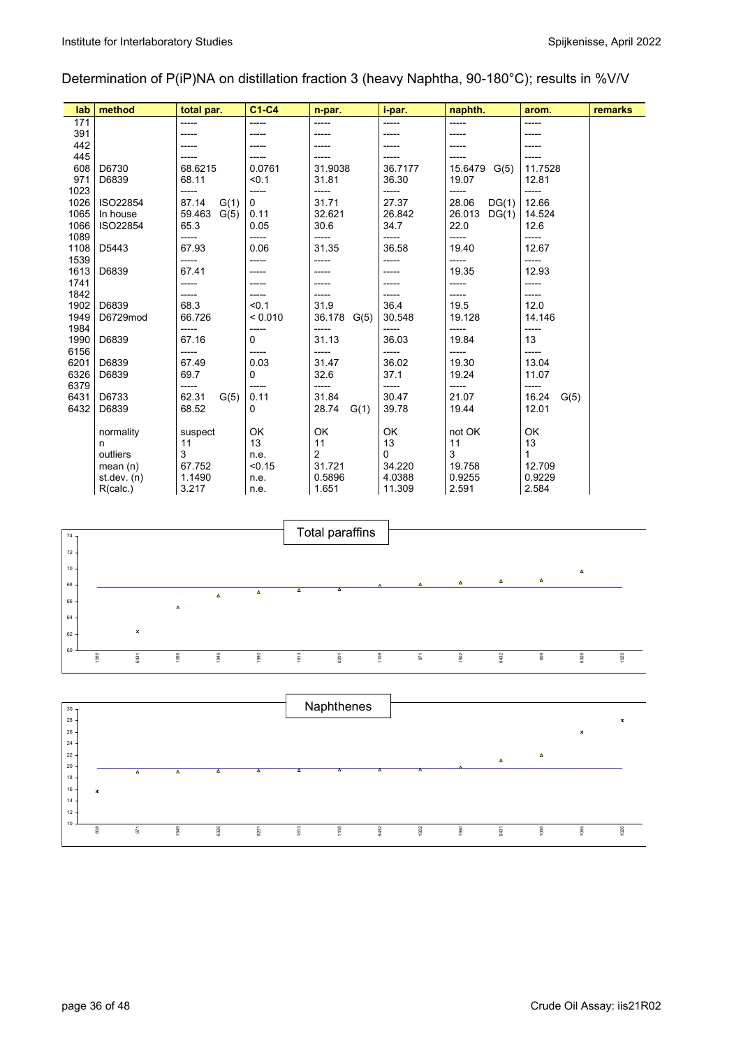Determination of P(iP)NA on distillation fraction 3 (heavy Naphtha, 90-180°C); results in %V/V

| lab | method | total par. | C1-C4 | n-par. | i-par. | naphth. | arom. | remarks |
|---|---|---|---|---|---|---|---|---|
| 171 | | ----- | ----- | ----- | ----- | ----- | ----- | |
| 391 | | ----- | ----- | ----- | ----- | ----- | ----- | |
| 442 | | ----- | ----- | ----- | ----- | ----- | ----- | |
| 445 | | ----- | ----- | ----- | ----- | ----- | ----- | |
| 608 | D6730 | 68.6215 | 0.0761 | 31.9038 | 36.7177 | 15.6479 G(5) | 11.7528 | |
| 971 | D6839 | 68.11 | <0.1 | 31.81 | 36.30 | 19.07 | 12.81 | |
| 1023 | | ----- | ----- | ----- | ----- | ----- | ----- | |
| 1026 | ISO22854 | 87.14 G(1) | 0 | 31.71 | 27.37 | 28.06 DG(1) | 12.66 | |
| 1065 | In house | 59.463 G(5) | 0.11 | 32.621 | 26.842 | 26.013 DG(1) | 14.524 | |
| 1066 | ISO22854 | 65.3 | 0.05 | 30.6 | 34.7 | 22.0 | 12.6 | |
| 1089 | | ----- | ----- | ----- | ----- | ----- | ----- | |
| 1108 | D5443 | 67.93 | 0.06 | 31.35 | 36.58 | 19.40 | 12.67 | |
| 1539 | | ----- | ----- | ----- | ----- | ----- | ----- | |
| 1613 | D6839 | 67.41 | ----- | ----- | ----- | 19.35 | 12.93 | |
| 1741 | | ----- | ----- | ----- | ----- | ----- | ----- | |
| 1842 | | ----- | ----- | ----- | ----- | ----- | ----- | |
| 1902 | D6839 | 68.3 | <0.1 | 31.9 | 36.4 | 19.5 | 12.0 | |
| 1949 | D6729mod | 66.726 | < 0.010 | 36.178 G(5) | 30.548 | 19.128 | 14.146 | |
| 1984 | | ----- | ----- | ----- | ----- | ----- | ----- | |
| 1990 | D6839 | 67.16 | 0 | 31.13 | 36.03 | 19.84 | 13 | |
| 6156 | | ----- | ----- | ----- | ----- | ----- | ----- | |
| 6201 | D6839 | 67.49 | 0.03 | 31.47 | 36.02 | 19.30 | 13.04 | |
| 6326 | D6839 | 69.7 | 0 | 32.6 | 37.1 | 19.24 | 11.07 | |
| 6379 | | ----- | ----- | ----- | ----- | ----- | ----- | |
| 6431 | D6733 | 62.31 G(5) | 0.11 | 31.84 | 30.47 | 21.07 | 16.24 G(5) | |
| 6432 | D6839 | 68.52 | 0 | 28.74 G(1) | 39.78 | 19.44 | 12.01 | |
| | normality | suspect | OK | OK | OK | not OK | OK | |
| | n | 11 | 13 | 11 | 13 | 11 | 13 | |
| | outliers | 3 | n.e. | 2 | 0 | 3 | 1 | |
| | mean (n) | 67.752 | <0.15 | 31.721 | 34.220 | 19.758 | 12.709 | |
| | st.dev. (n) | 1.1490 | n.e. | 0.5896 | 4.0388 | 0.9255 | 0.9229 | |
| | R(calc.) | 3.217 | n.e. | 1.651 | 11.309 | 2.591 | 2.584 | |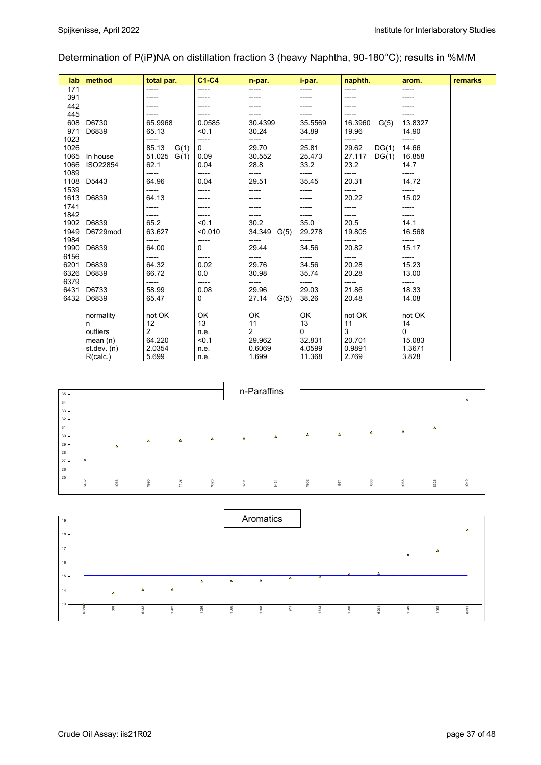Determination of P(iP)NA on distillation fraction 3 (heavy Naphtha, 90-180°C); results in %M/M

| lab | method | total par. | C1-C4 | n-par. | i-par. | naphth. | arom. | remarks |
|---|---|---|---|---|---|---|---|---|
| 171 | | ----- | ----- | ----- | ----- | ----- | ----- | |
| 391 | | ----- | ----- | ----- | ----- | ----- | ----- | |
| 442 | | ----- | ----- | ----- | ----- | ----- | ----- | |
| 445 | | ----- | ----- | ----- | ----- | ----- | ----- | |
| 608 | D6730 | 65.9968 | 0.0585 | 30.4399 | 35.5569 | 16.3960 G(5) | 13.8327 | |
| 971 | D6839 | 65.13 | <0.1 | 30.24 | 34.89 | 19.96 | 14.90 | |
| 1023 | | ----- | ----- | ----- | ----- | ----- | ----- | |
| 1026 | | 85.13 G(1) | 0 | 29.70 | 25.81 | 29.62 DG(1) | 14.66 | |
| 1065 | In house | 51.025 G(1) | 0.09 | 30.552 | 25.473 | 27.117 DG(1) | 16.858 | |
| 1066 | ISO22854 | 62.1 | 0.04 | 28.8 | 33.2 | 23.2 | 14.7 | |
| 1089 | | ----- | ----- | ----- | ----- | ----- | ----- | |
| 1108 | D5443 | 64.96 | 0.04 | 29.51 | 35.45 | 20.31 | 14.72 | |
| 1539 | | ----- | ----- | ----- | ----- | ----- | ----- | |
| 1613 | D6839 | 64.13 | ----- | ----- | ----- | 20.22 | 15.02 | |
| 1741 | | ----- | ----- | ----- | ----- | ----- | ----- | |
| 1842 | | ----- | ----- | ----- | ----- | ----- | ----- | |
| 1902 | D6839 | 65.2 | <0.1 | 30.2 | 35.0 | 20.5 | 14.1 | |
| 1949 | D6729mod | 63.627 | <0.010 | 34.349 G(5) | 29.278 | 19.805 | 16.568 | |
| 1984 | | ----- | ----- | ----- | ----- | ----- | ----- | |
| 1990 | D6839 | 64.00 | 0 | 29.44 | 34.56 | 20.82 | 15.17 | |
| 6156 | | ----- | ----- | ----- | ----- | ----- | ----- | |
| 6201 | D6839 | 64.32 | 0.02 | 29.76 | 34.56 | 20.28 | 15.23 | |
| 6326 | D6839 | 66.72 | 0.0 | 30.98 | 35.74 | 20.28 | 13.00 | |
| 6379 | | ----- | ----- | ----- | ----- | ----- | ----- | |
| 6431 | D6733 | 58.99 | 0.08 | 29.96 | 29.03 | 21.86 | 18.33 | |
| 6432 | D6839 | 65.47 | 0 | 27.14 G(5) | 38.26 | 20.48 | 14.08 | |
| | normality | not OK | OK | OK | OK | not OK | not OK | |
| | n | 12 | 13 | 11 | 13 | 11 | 14 | |
| | outliers | 2 | n.e. | 2 | 0 | 3 | 0 | |
| | mean (n) | 64.220 | <0.1 | 29.962 | 32.831 | 20.701 | 15.083 | |
| | st.dev. (n) | 2.0354 | n.e. | 0.6069 | 4.0599 | 0.9891 | 1.3671 | |
| | R(calc.) | 5.699 | n.e. | 1.699 | 11.368 | 2.769 | 3.828 | |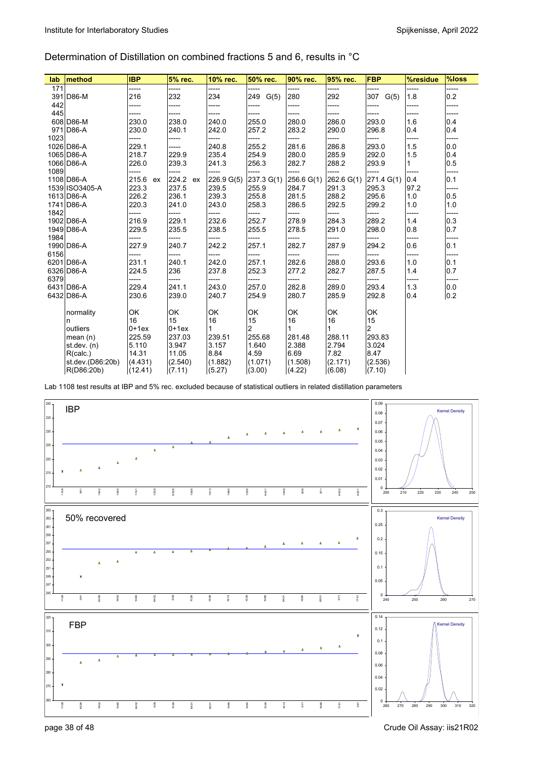## Determination of Distillation on combined fractions 5 and 6, results in °C

| lab | method | IBP | 5% rec. | 10% rec. | 50% rec. | 90% rec. | 95% rec. | FBP | %residue | %loss |
|---|---|---|---|---|---|---|---|---|---|---|
| 171 | | ----- | ----- | ----- | ----- | ----- | ----- | ----- | ----- | ----- |
| 391 | D86-M | 216 | 232 | 234 | 249 G(5) | 280 | 292 | 307 G(5) | 1.8 | 0.2 |
| 442 | | ----- | ----- | ----- | ----- | ----- | ----- | ----- | ----- | ----- |
| 445 | | ----- | ----- | ----- | ----- | ----- | ----- | ----- | ----- | ----- |
| 608 | D86-M | 230.0 | 238.0 | 240.0 | 255.0 | 280.0 | 286.0 | 293.0 | 1.6 | 0.4 |
| 971 | D86-A | 230.0 | 240.1 | 242.0 | 257.2 | 283.2 | 290.0 | 296.8 | 0.4 | 0.4 |
| 1023 | | ----- | ----- | ----- | ----- | ----- | ----- | ----- | ----- | ----- |
| 1026 | D86-A | 229.1 | ----- | 240.8 | 255.2 | 281.6 | 286.8 | 293.0 | 1.5 | 0.0 |
| 1065 | D86-A | 218.7 | 229.9 | 235.4 | 254.9 | 280.0 | 285.9 | 292.0 | 1.5 | 0.4 |
| 1066 | D86-A | 226.0 | 239.3 | 241.3 | 256.3 | 282.7 | 288.2 | 293.9 | 1 | 0.5 |
| 1089 | | ----- | ----- | ----- | ----- | ----- | ----- | ----- | ----- | ----- |
| 1108 | D86-A | 215.6 ex | 224.2 ex | 226.9 G(5) | 237.3 G(1) | 256.6 G(1) | 262.6 G(1) | 271.4 G(1) | 0.4 | 0.1 |
| 1539 | ISO3405-A | 223.3 | 237.5 | 239.5 | 255.9 | 284.7 | 291.3 | 295.3 | 97.2 | ----- |
| 1613 | D86-A | 226.2 | 236.1 | 239.3 | 255.8 | 281.5 | 288.2 | 295.6 | 1.0 | 0.5 |
| 1741 | D86-A | 220.3 | 241.0 | 243.0 | 258.3 | 286.5 | 292.5 | 299.2 | 1.0 | 1.0 |
| 1842 | | ----- | ----- | ----- | ----- | ----- | ----- | ----- | ----- | ----- |
| 1902 | D86-A | 216.9 | 229.1 | 232.6 | 252.7 | 278.9 | 284.3 | 289.2 | 1.4 | 0.3 |
| 1949 | D86-A | 229.5 | 235.5 | 238.5 | 255.5 | 278.5 | 291.0 | 298.0 | 0.8 | 0.7 |
| 1984 | | ----- | ----- | ----- | ----- | ----- | ----- | ----- | ----- | ----- |
| 1990 | D86-A | 227.9 | 240.7 | 242.2 | 257.1 | 282.7 | 287.9 | 294.2 | 0.6 | 0.1 |
| 6156 | | ----- | ----- | ----- | ----- | ----- | ----- | ----- | ----- | ----- |
| 6201 | D86-A | 231.1 | 240.1 | 242.0 | 257.1 | 282.6 | 288.0 | 293.6 | 1.0 | 0.1 |
| 6326 | D86-A | 224.5 | 236 | 237.8 | 252.3 | 277.2 | 282.7 | 287.5 | 1.4 | 0.7 |
| 6379 | | ----- | ----- | ----- | ----- | ----- | ----- | ----- | ----- | ----- |
| 6431 | D86-A | 229.4 | 241.1 | 243.0 | 257.0 | 282.8 | 289.0 | 293.4 | 1.3 | 0.0 |
| 6432 | D86-A | 230.6 | 239.0 | 240.7 | 254.9 | 280.7 | 285.9 | 292.8 | 0.4 | 0.2 |
| | normality | OK | OK | OK | OK | OK | OK | OK | | |
| | n | 16 | 15 | 16 | 15 | 16 | 16 | 15 | | |
| | outliers | 0+1ex | 0+1ex | 1 | 2 | 1 | 1 | 2 | | |
| | mean (n) | 225.59 | 237.03 | 239.51 | 255.68 | 281.48 | 288.11 | 293.83 | | |
| | st.dev. (n) | 5.110 | 3.947 | 3.157 | 1.640 | 2.388 | 2.794 | 3.024 | | |
| | R(calc.) | 14.31 | 11.05 | 8.84 | 4.59 | 6.69 | 7.82 | 8.47 | | |
| | st.dev.(D86:20b) | (4.431) | (2.540) | (1.882) | (1.071) | (1.508) | (2.171) | (2.536) | | |
| | R(D86:20b) | (12.41) | (7.11) | (5.27) | (3.00) | (4.22) | (6.08) | (7.10) | | |

Lab 1108 test results at IBP and 5% rec. excluded because of statistical outliers in related distillation parameters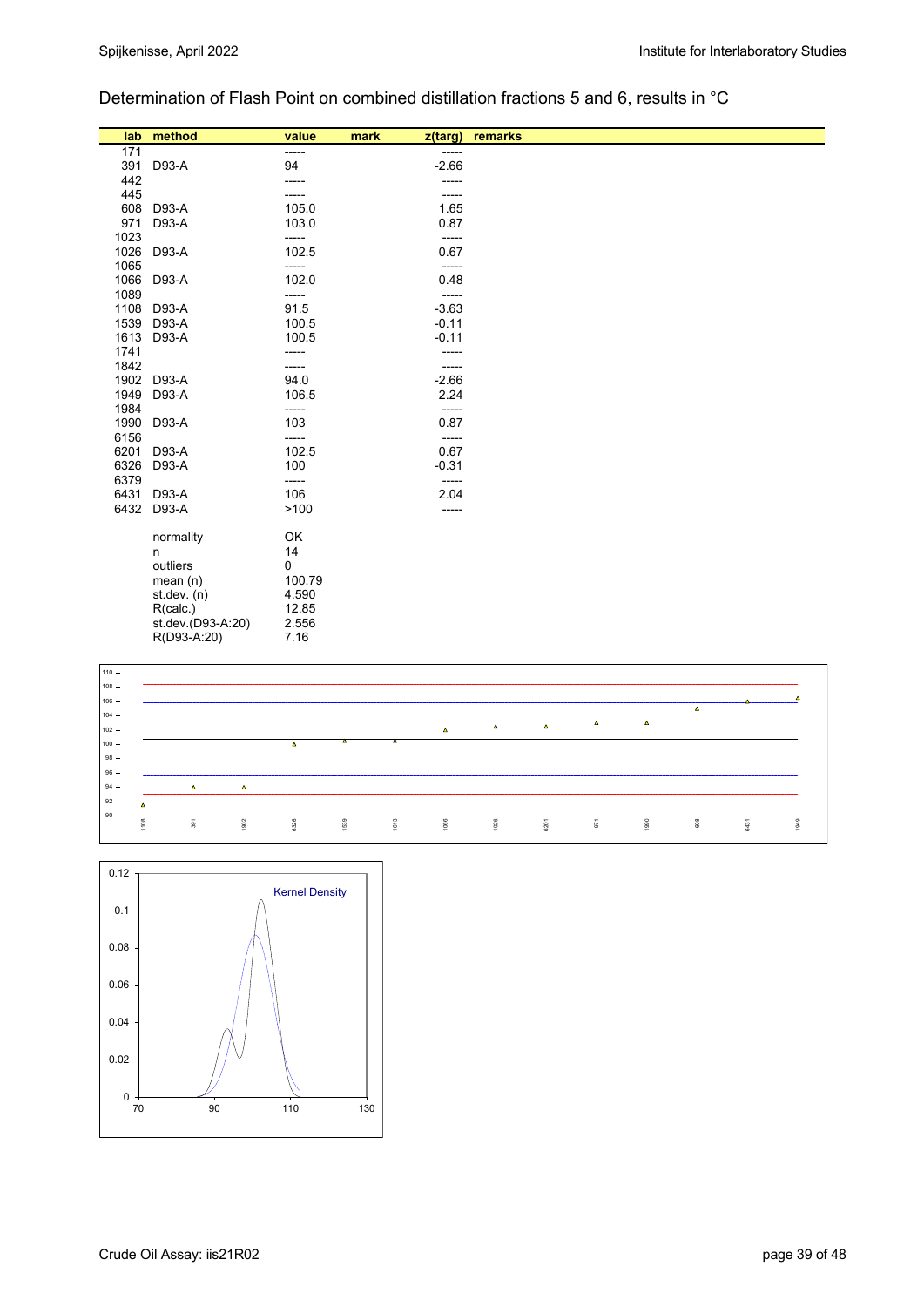## Determination of Flash Point on combined distillation fractions 5 and 6, results in °C

| lab | method | value | mark | z(targ) | remarks |
|---|---|---|---|---|---|
| 171 | | ----- | | ----- | |
| 391 | D93-A | 94 | | -2.66 | |
| 442 | | ----- | | ----- | |
| 445 | | ----- | | ----- | |
| 608 | D93-A | 105.0 | | 1.65 | |
| 971 | D93-A | 103.0 | | 0.87 | |
| 1023 | | ----- | | ----- | |
| 1026 | D93-A | 102.5 | | 0.67 | |
| 1065 | | ----- | | ----- | |
| 1066 | D93-A | 102.0 | | 0.48 | |
| 1089 | | ----- | | ----- | |
| 1108 | D93-A | 91.5 | | -3.63 | |
| 1539 | D93-A | 100.5 | | -0.11 | |
| 1613 | D93-A | 100.5 | | -0.11 | |
| 1741 | | ----- | | ----- | |
| 1842 | | ----- | | ----- | |
| 1902 | D93-A | 94.0 | | -2.66 | |
| 1949 | D93-A | 106.5 | | 2.24 | |
| 1984 | | ----- | | ----- | |
| 1990 | D93-A | 103 | | 0.87 | |
| 6156 | | ----- | | ----- | |
| 6201 | D93-A | 102.5 | | 0.67 | |
| 6326 | D93-A | 100 | | -0.31 | |
| 6379 | | ----- | | ----- | |
| 6431 | D93-A | 106 | | 2.04 | |
| 6432 | D93-A | >100 | | ----- | |

| | |
|---|---|
| normality | OK |
| n | 14 |
| outliers | 0 |
| mean (n) | 100.79 |
| st.dev. (n) | 4.590 |
| R(calc.) | 12.85 |
| st.dev.(D93-A:20) | 2.556 |
| R(D93-A:20) | 7.16 |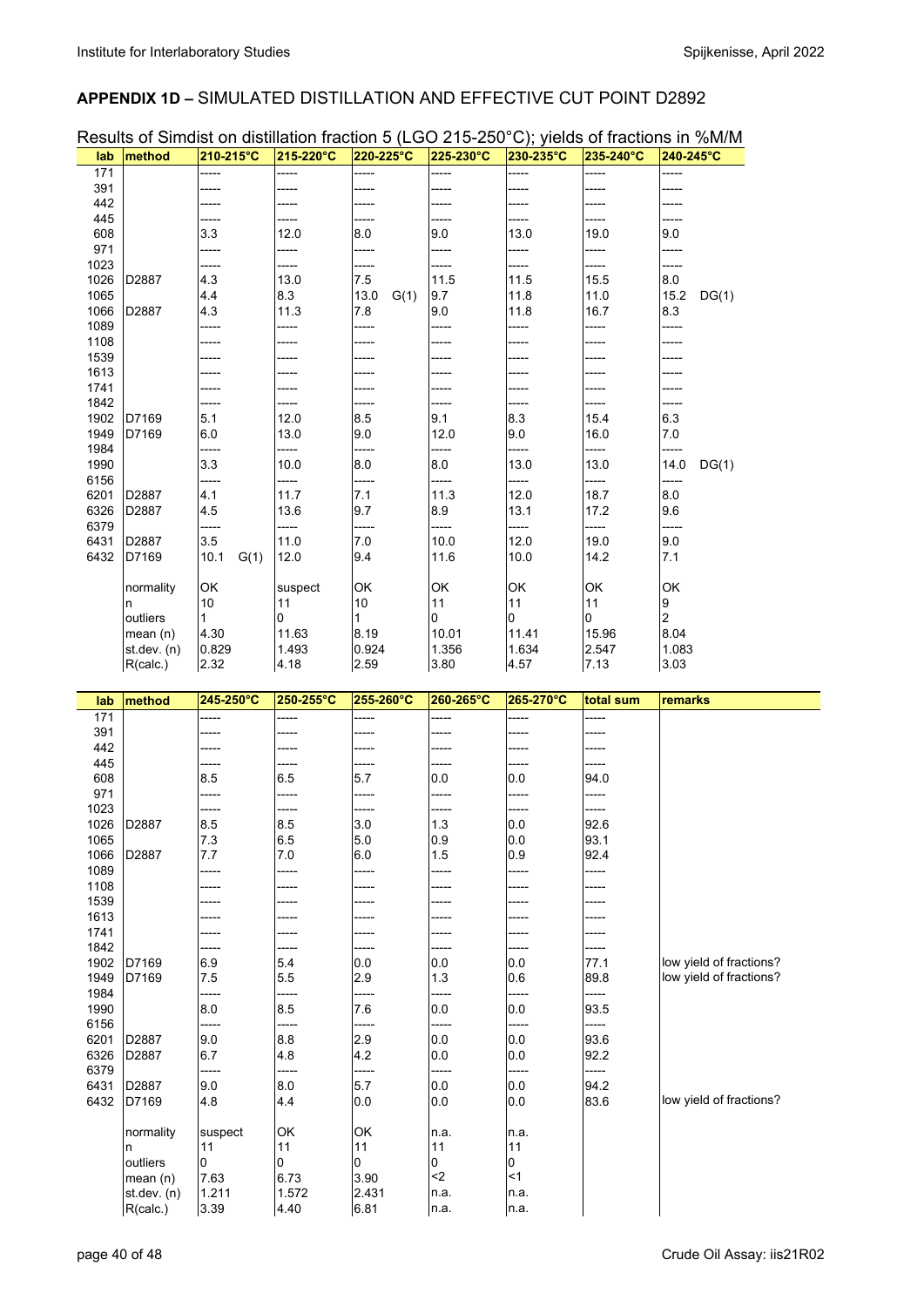## APPENDIX 1D – SIMULATED DISTILLATION AND EFFECTIVE CUT POINT D2892

Results of Simdist on distillation fraction 5 (LGO 215-250°C); yields of fractions in %M/M

| lab | method | 210-215°C | 215-220°C | 220-225°C | 225-230°C | 230-235°C | 235-240°C | 240-245°C |
|---|---|---|---|---|---|---|---|---|
| 171 | | ----- | ----- | ----- | ----- | ----- | ----- | ----- |
| 391 | | ----- | ----- | ----- | ----- | ----- | ----- | ----- |
| 442 | | ----- | ----- | ----- | ----- | ----- | ----- | ----- |
| 445 | | ----- | ----- | ----- | ----- | ----- | ----- | ----- |
| 608 | | 3.3 | 12.0 | 8.0 | 9.0 | 13.0 | 19.0 | 9.0 |
| 971 | | ----- | ----- | ----- | ----- | ----- | ----- | ----- |
| 1023 | | ----- | ----- | ----- | ----- | ----- | ----- | ----- |
| 1026 | D2887 | 4.3 | 13.0 | 7.5 | 11.5 | 11.5 | 15.5 | 8.0 |
| 1065 | | 4.4 | 8.3 | 13.0 G(1) | 9.7 | 11.8 | 11.0 | 15.2 DG(1) |
| 1066 | D2887 | 4.3 | 11.3 | 7.8 | 9.0 | 11.8 | 16.7 | 8.3 |
| 1089 | | ----- | ----- | ----- | ----- | ----- | ----- | ----- |
| 1108 | | ----- | ----- | ----- | ----- | ----- | ----- | ----- |
| 1539 | | ----- | ----- | ----- | ----- | ----- | ----- | ----- |
| 1613 | | ----- | ----- | ----- | ----- | ----- | ----- | ----- |
| 1741 | | ----- | ----- | ----- | ----- | ----- | ----- | ----- |
| 1842 | | ----- | ----- | ----- | ----- | ----- | ----- | ----- |
| 1902 | D7169 | 5.1 | 12.0 | 8.5 | 9.1 | 8.3 | 15.4 | 6.3 |
| 1949 | D7169 | 6.0 | 13.0 | 9.0 | 12.0 | 9.0 | 16.0 | 7.0 |
| 1984 | | ----- | ----- | ----- | ----- | ----- | ----- | ----- |
| 1990 | | 3.3 | 10.0 | 8.0 | 8.0 | 13.0 | 13.0 | 14.0 DG(1) |
| 6156 | | ----- | ----- | ----- | ----- | ----- | ----- | ----- |
| 6201 | D2887 | 4.1 | 11.7 | 7.1 | 11.3 | 12.0 | 18.7 | 8.0 |
| 6326 | D2887 | 4.5 | 13.6 | 9.7 | 8.9 | 13.1 | 17.2 | 9.6 |
| 6379 | | ----- | ----- | ----- | ----- | ----- | ----- | ----- |
| 6431 | D2887 | 3.5 | 11.0 | 7.0 | 10.0 | 12.0 | 19.0 | 9.0 |
| 6432 | D7169 | 10.1 G(1) | 12.0 | 9.4 | 11.6 | 10.0 | 14.2 | 7.1 |
| | normality | OK | suspect | OK | OK | OK | OK | OK |
| | n | 10 | 11 | 10 | 11 | 11 | 11 | 9 |
| | outliers | 1 | 0 | 1 | 0 | 0 | 0 | 2 |
| | mean (n) | 4.30 | 11.63 | 8.19 | 10.01 | 11.41 | 15.96 | 8.04 |
| | st.dev. (n) | 0.829 | 1.493 | 0.924 | 1.356 | 1.634 | 2.547 | 1.083 |
| | R(calc.) | 2.32 | 4.18 | 2.59 | 3.80 | 4.57 | 7.13 | 3.03 |

| lab | method | 245-250°C | 250-255°C | 255-260°C | 260-265°C | 265-270°C | total sum | remarks |
|---|---|---|---|---|---|---|---|---|
| 171 | | ----- | ----- | ----- | ----- | ----- | ----- | |
| 391 | | ----- | ----- | ----- | ----- | ----- | ----- | |
| 442 | | ----- | ----- | ----- | ----- | ----- | ----- | |
| 445 | | ----- | ----- | ----- | ----- | ----- | ----- | |
| 608 | | 8.5 | 6.5 | 5.7 | 0.0 | 0.0 | 94.0 | |
| 971 | | ----- | ----- | ----- | ----- | ----- | ----- | |
| 1023 | | ----- | ----- | ----- | ----- | ----- | ----- | |
| 1026 | D2887 | 8.5 | 8.5 | 3.0 | 1.3 | 0.0 | 92.6 | |
| 1065 | | 7.3 | 6.5 | 5.0 | 0.9 | 0.0 | 93.1 | |
| 1066 | D2887 | 7.7 | 7.0 | 6.0 | 1.5 | 0.9 | 92.4 | |
| 1089 | | ----- | ----- | ----- | ----- | ----- | ----- | |
| 1108 | | ----- | ----- | ----- | ----- | ----- | ----- | |
| 1539 | | ----- | ----- | ----- | ----- | ----- | ----- | |
| 1613 | | ----- | ----- | ----- | ----- | ----- | ----- | |
| 1741 | | ----- | ----- | ----- | ----- | ----- | ----- | |
| 1842 | | ----- | ----- | ----- | ----- | ----- | ----- | |
| 1902 | D7169 | 6.9 | 5.4 | 0.0 | 0.0 | 0.0 | 77.1 | low yield of fractions? |
| 1949 | D7169 | 7.5 | 5.5 | 2.9 | 1.3 | 0.6 | 89.8 | low yield of fractions? |
| 1984 | | ----- | ----- | ----- | ----- | ----- | ----- | |
| 1990 | | 8.0 | 8.5 | 7.6 | 0.0 | 0.0 | 93.5 | |
| 6156 | | ----- | ----- | ----- | ----- | ----- | ----- | |
| 6201 | D2887 | 9.0 | 8.8 | 2.9 | 0.0 | 0.0 | 93.6 | |
| 6326 | D2887 | 6.7 | 4.8 | 4.2 | 0.0 | 0.0 | 92.2 | |
| 6379 | | ----- | ----- | ----- | ----- | ----- | ----- | |
| 6431 | D2887 | 9.0 | 8.0 | 5.7 | 0.0 | 0.0 | 94.2 | |
| 6432 | D7169 | 4.8 | 4.4 | 0.0 | 0.0 | 0.0 | 83.6 | low yield of fractions? |
| | normality | suspect | OK | OK | n.a. | n.a. | | |
| | n | 11 | 11 | 11 | 11 | 11 | | |
| | outliers | 0 | 0 | 0 | 0 | 0 | | |
| | mean (n) | 7.63 | 6.73 | 3.90 | <2 | <1 | | |
| | st.dev. (n) | 1.211 | 1.572 | 2.431 | n.a. | n.a. | | |
| | R(calc.) | 3.39 | 4.40 | 6.81 | n.a. | n.a. | | |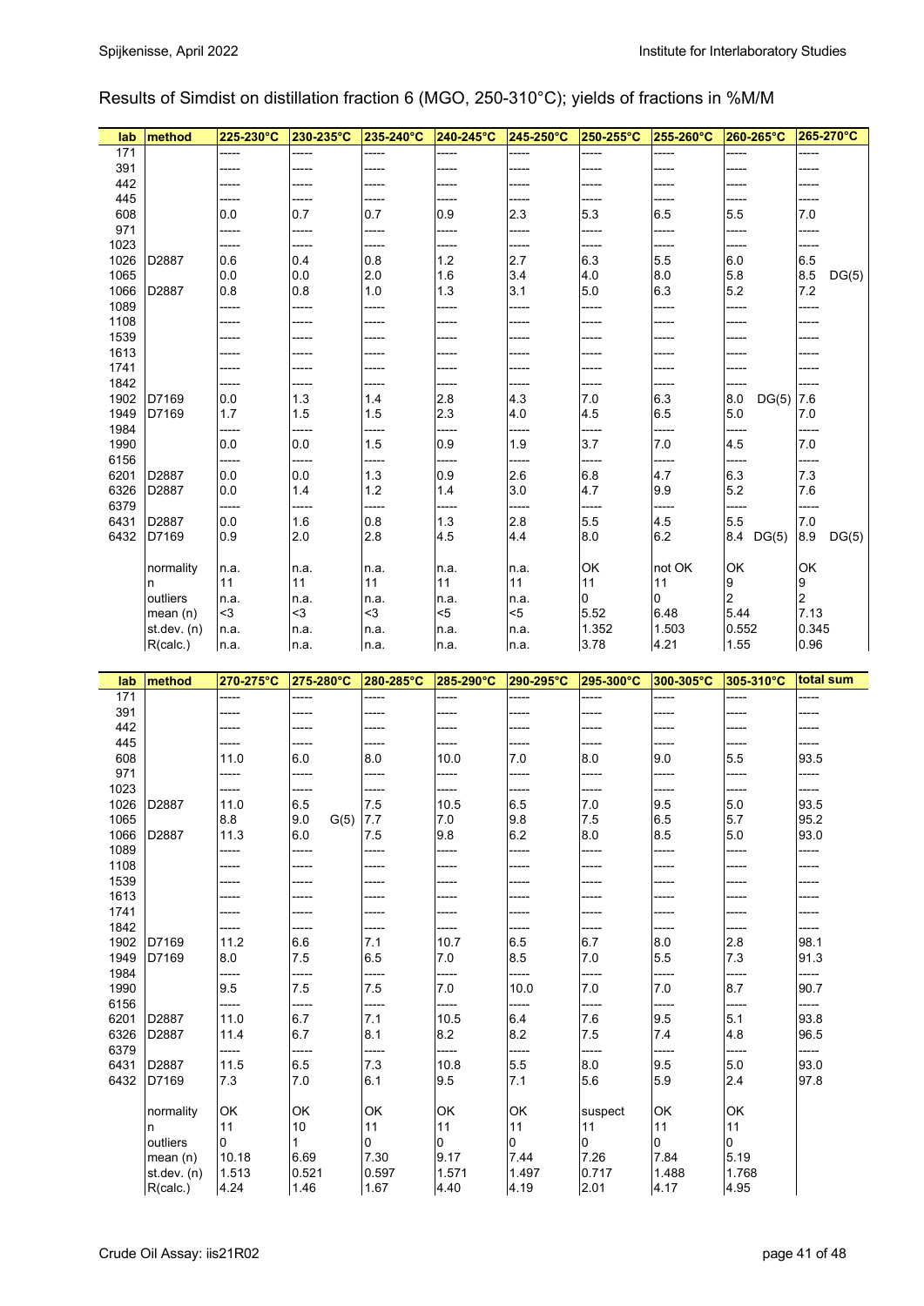Results of Simdist on distillation fraction 6 (MGO, 250-310°C); yields of fractions in %M/M

| lab | method | 225-230°C | 230-235°C | 235-240°C | 240-245°C | 245-250°C | 250-255°C | 255-260°C | 260-265°C | 265-270°C |
|---|---|---|---|---|---|---|---|---|---|---|
| 171 | | ----- | ----- | ----- | ----- | ----- | ----- | ----- | ----- | ----- |
| 391 | | ----- | ----- | ----- | ----- | ----- | ----- | ----- | ----- | ----- |
| 442 | | ----- | ----- | ----- | ----- | ----- | ----- | ----- | ----- | ----- |
| 445 | | ----- | ----- | ----- | ----- | ----- | ----- | ----- | ----- | ----- |
| 608 | | 0.0 | 0.7 | 0.7 | 0.9 | 2.3 | 5.3 | 6.5 | 5.5 | 7.0 |
| 971 | | ----- | ----- | ----- | ----- | ----- | ----- | ----- | ----- | ----- |
| 1023 | | ----- | ----- | ----- | ----- | ----- | ----- | ----- | ----- | ----- |
| 1026 | D2887 | 0.6 | 0.4 | 0.8 | 1.2 | 2.7 | 6.3 | 5.5 | 6.0 | 6.5 |
| 1065 | | 0.0 | 0.0 | 2.0 | 1.6 | 3.4 | 4.0 | 8.0 | 5.8 | 8.5 DG(5) |
| 1066 | D2887 | 0.8 | 0.8 | 1.0 | 1.3 | 3.1 | 5.0 | 6.3 | 5.2 | 7.2 |
| 1089 | | ----- | ----- | ----- | ----- | ----- | ----- | ----- | ----- | ----- |
| 1108 | | ----- | ----- | ----- | ----- | ----- | ----- | ----- | ----- | ----- |
| 1539 | | ----- | ----- | ----- | ----- | ----- | ----- | ----- | ----- | ----- |
| 1613 | | ----- | ----- | ----- | ----- | ----- | ----- | ----- | ----- | ----- |
| 1741 | | ----- | ----- | ----- | ----- | ----- | ----- | ----- | ----- | ----- |
| 1842 | | ----- | ----- | ----- | ----- | ----- | ----- | ----- | ----- | ----- |
| 1902 | D7169 | 0.0 | 1.3 | 1.4 | 2.8 | 4.3 | 7.0 | 6.3 | 8.0 DG(5) | 7.6 |
| 1949 | D7169 | 1.7 | 1.5 | 1.5 | 2.3 | 4.0 | 4.5 | 6.5 | 5.0 | 7.0 |
| 1984 | | ----- | ----- | ----- | ----- | ----- | ----- | ----- | ----- | ----- |
| 1990 | | 0.0 | 0.0 | 1.5 | 0.9 | 1.9 | 3.7 | 7.0 | 4.5 | 7.0 |
| 6156 | | ----- | ----- | ----- | ----- | ----- | ----- | ----- | ----- | ----- |
| 6201 | D2887 | 0.0 | 0.0 | 1.3 | 0.9 | 2.6 | 6.8 | 4.7 | 6.3 | 7.3 |
| 6326 | D2887 | 0.0 | 1.4 | 1.2 | 1.4 | 3.0 | 4.7 | 9.9 | 5.2 | 7.6 |
| 6379 | | ----- | ----- | ----- | ----- | ----- | ----- | ----- | ----- | ----- |
| 6431 | D2887 | 0.0 | 1.6 | 0.8 | 1.3 | 2.8 | 5.5 | 4.5 | 5.5 | 7.0 |
| 6432 | D7169 | 0.9 | 2.0 | 2.8 | 4.5 | 4.4 | 8.0 | 6.2 | 8.4 DG(5) | 8.9 DG(5) |
| | normality | n.a. | n.a. | n.a. | n.a. | n.a. | OK | not OK | OK | OK |
| | n | 11 | 11 | 11 | 11 | 11 | 11 | 11 | 9 | 9 |
| | outliers | n.a. | n.a. | n.a. | n.a. | n.a. | 0 | 0 | 2 | 2 |
| | mean (n) | <3 | <3 | <3 | <5 | <5 | 5.52 | 6.48 | 5.44 | 7.13 |
| | st.dev. (n) | n.a. | n.a. | n.a. | n.a. | n.a. | 1.352 | 1.503 | 0.552 | 0.345 |
| | R(calc.) | n.a. | n.a. | n.a. | n.a. | n.a. | 3.78 | 4.21 | 1.55 | 0.96 |

| lab | method | 270-275°C | 275-280°C | 280-285°C | 285-290°C | 290-295°C | 295-300°C | 300-305°C | 305-310°C | total sum |
|---|---|---|---|---|---|---|---|---|---|---|
| 171 | | ----- | ----- | ----- | ----- | ----- | ----- | ----- | ----- | ----- |
| 391 | | ----- | ----- | ----- | ----- | ----- | ----- | ----- | ----- | ----- |
| 442 | | ----- | ----- | ----- | ----- | ----- | ----- | ----- | ----- | ----- |
| 445 | | ----- | ----- | ----- | ----- | ----- | ----- | ----- | ----- | ----- |
| 608 | | 11.0 | 6.0 | 8.0 | 10.0 | 7.0 | 8.0 | 9.0 | 5.5 | 93.5 |
| 971 | | ----- | ----- | ----- | ----- | ----- | ----- | ----- | ----- | ----- |
| 1023 | | ----- | ----- | ----- | ----- | ----- | ----- | ----- | ----- | ----- |
| 1026 | D2887 | 11.0 | 6.5 | 7.5 | 10.5 | 6.5 | 7.0 | 9.5 | 5.0 | 93.5 |
| 1065 | | 8.8 | 9.0 G(5) | 7.7 | 7.0 | 9.8 | 7.5 | 6.5 | 5.7 | 95.2 |
| 1066 | D2887 | 11.3 | 6.0 | 7.5 | 9.8 | 6.2 | 8.0 | 8.5 | 5.0 | 93.0 |
| 1089 | | ----- | ----- | ----- | ----- | ----- | ----- | ----- | ----- | ----- |
| 1108 | | ----- | ----- | ----- | ----- | ----- | ----- | ----- | ----- | ----- |
| 1539 | | ----- | ----- | ----- | ----- | ----- | ----- | ----- | ----- | ----- |
| 1613 | | ----- | ----- | ----- | ----- | ----- | ----- | ----- | ----- | ----- |
| 1741 | | ----- | ----- | ----- | ----- | ----- | ----- | ----- | ----- | ----- |
| 1842 | | ----- | ----- | ----- | ----- | ----- | ----- | ----- | ----- | ----- |
| 1902 | D7169 | 11.2 | 6.6 | 7.1 | 10.7 | 6.5 | 6.7 | 8.0 | 2.8 | 98.1 |
| 1949 | D7169 | 8.0 | 7.5 | 6.5 | 7.0 | 8.5 | 7.0 | 5.5 | 7.3 | 91.3 |
| 1984 | | ----- | ----- | ----- | ----- | ----- | ----- | ----- | ----- | ----- |
| 1990 | | 9.5 | 7.5 | 7.5 | 7.0 | 10.0 | 7.0 | 7.0 | 8.7 | 90.7 |
| 6156 | | ----- | ----- | ----- | ----- | ----- | ----- | ----- | ----- | ----- |
| 6201 | D2887 | 11.0 | 6.7 | 7.1 | 10.5 | 6.4 | 7.6 | 9.5 | 5.1 | 93.8 |
| 6326 | D2887 | 11.4 | 6.7 | 8.1 | 8.2 | 8.2 | 7.5 | 7.4 | 4.8 | 96.5 |
| 6379 | | ----- | ----- | ----- | ----- | ----- | ----- | ----- | ----- | ----- |
| 6431 | D2887 | 11.5 | 6.5 | 7.3 | 10.8 | 5.5 | 8.0 | 9.5 | 5.0 | 93.0 |
| 6432 | D7169 | 7.3 | 7.0 | 6.1 | 9.5 | 7.1 | 5.6 | 5.9 | 2.4 | 97.8 |
| | normality | OK | OK | OK | OK | OK | suspect | OK | OK | |
| | n | 11 | 10 | 11 | 11 | 11 | 11 | 11 | 11 | |
| | outliers | 0 | 1 | 0 | 0 | 0 | 0 | 0 | 0 | |
| | mean (n) | 10.18 | 6.69 | 7.30 | 9.17 | 7.44 | 7.26 | 7.84 | 5.19 | |
| | st.dev. (n) | 1.513 | 0.521 | 0.597 | 1.571 | 1.497 | 0.717 | 1.488 | 1.768 | |
| | R(calc.) | 4.24 | 1.46 | 1.67 | 4.40 | 4.19 | 2.01 | 4.17 | 4.95 | |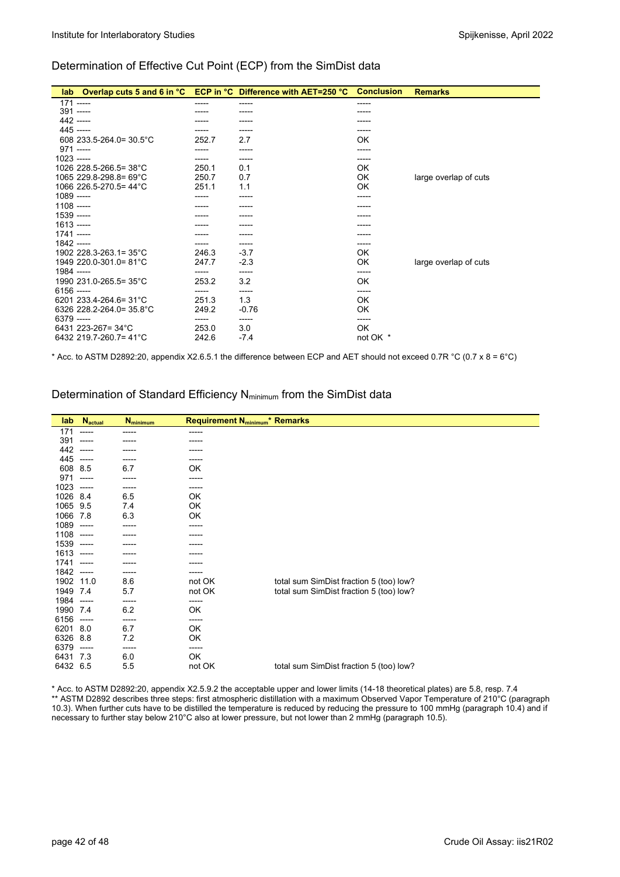## Determination of Effective Cut Point (ECP) from the SimDist data

| lab | Overlap cuts 5 and 6 in °C | ECP in °C | Difference with AET=250 °C | Conclusion | Remarks |
|---|---|---|---|---|---|
| 171 | ----- | ----- | ----- | ----- | |
| 391 | ----- | ----- | ----- | ----- | |
| 442 | ----- | ----- | ----- | ----- | |
| 445 | ----- | ----- | ----- | ----- | |
| 608 | 233.5-264.0= 30.5°C | 252.7 | 2.7 | OK | |
| 971 | ----- | ----- | ----- | ----- | |
| 1023 | ----- | ----- | ----- | ----- | |
| 1026 | 228.5-266.5= 38°C | 250.1 | 0.1 | OK | |
| 1065 | 229.8-298.8= 69°C | 250.7 | 0.7 | OK | large overlap of cuts |
| 1066 | 226.5-270.5= 44°C | 251.1 | 1.1 | OK | |
| 1089 | ----- | ----- | ----- | ----- | |
| 1108 | ----- | ----- | ----- | ----- | |
| 1539 | ----- | ----- | ----- | ----- | |
| 1613 | ----- | ----- | ----- | ----- | |
| 1741 | ----- | ----- | ----- | ----- | |
| 1842 | ----- | ----- | ----- | ----- | |
| 1902 | 228.3-263.1= 35°C | 246.3 | -3.7 | OK | |
| 1949 | 220.0-301.0= 81°C | 247.7 | -2.3 | OK | large overlap of cuts |
| 1984 | ----- | ----- | ----- | ----- | |
| 1990 | 231.0-265.5= 35°C | 253.2 | 3.2 | OK | |
| 6156 | ----- | ----- | ----- | ----- | |
| 6201 | 233.4-264.6= 31°C | 251.3 | 1.3 | OK | |
| 6326 | 228.2-264.0= 35.8°C | 249.2 | -0.76 | OK | |
| 6379 | ----- | ----- | ----- | ----- | |
| 6431 | 223-267= 34°C | 253.0 | 3.0 | OK | |
| 6432 | 219.7-260.7= 41°C | 242.6 | -7.4 | not OK * | |

\* Acc. to ASTM D2892:20, appendix X2.6.5.1 the difference between ECP and AET should not exceed 0.7R °C (0.7 x 8 = 6°C)

## Determination of Standard Efficiency $N_{minimum}$ from the SimDist data

| lab | $N_{actual}$ | $N_{minimum}$ | Requirement $N_{minimum}$* | Remarks |
|---|---|---|---|---|
| 171 | ----- | ----- | ----- | |
| 391 | ----- | ----- | ----- | |
| 442 | ----- | ----- | ----- | |
| 445 | ----- | ----- | ----- | |
| 608 | 8.5 | 6.7 | OK | |
| 971 | ----- | ----- | ----- | |
| 1023 | ----- | ----- | ----- | |
| 1026 | 8.4 | 6.5 | OK | |
| 1065 | 9.5 | 7.4 | OK | |
| 1066 | 7.8 | 6.3 | OK | |
| 1089 | ----- | ----- | ----- | |
| 1108 | ----- | ----- | ----- | |
| 1539 | ----- | ----- | ----- | |
| 1613 | ----- | ----- | ----- | |
| 1741 | ----- | ----- | ----- | |
| 1842 | ----- | ----- | ----- | |
| 1902 | 11.0 | 8.6 | not OK | total sum SimDist fraction 5 (too) low? |
| 1949 | 7.4 | 5.7 | not OK | total sum SimDist fraction 5 (too) low? |
| 1984 | ----- | ----- | ----- | |
| 1990 | 7.4 | 6.2 | OK | |
| 6156 | ----- | ----- | ----- | |
| 6201 | 8.0 | 6.7 | OK | |
| 6326 | 8.8 | 7.2 | OK | |
| 6379 | ----- | ----- | ----- | |
| 6431 | 7.3 | 6.0 | OK | |
| 6432 | 6.5 | 5.5 | not OK | total sum SimDist fraction 5 (too) low? |

\* Acc. to ASTM D2892:20, appendix X2.5.9.2 the acceptable upper and lower limits (14-18 theoretical plates) are 5.8, resp. 7.4

\*\* ASTM D2892 describes three steps: first atmospheric distillation with a maximum Observed Vapor Temperature of 210°C (paragraph 10.3). When further cuts have to be distilled the temperature is reduced by reducing the pressure to 100 mmHg (paragraph 10.4) and if necessary to further stay below 210°C also at lower pressure, but not lower than 2 mmHg (paragraph 10.5).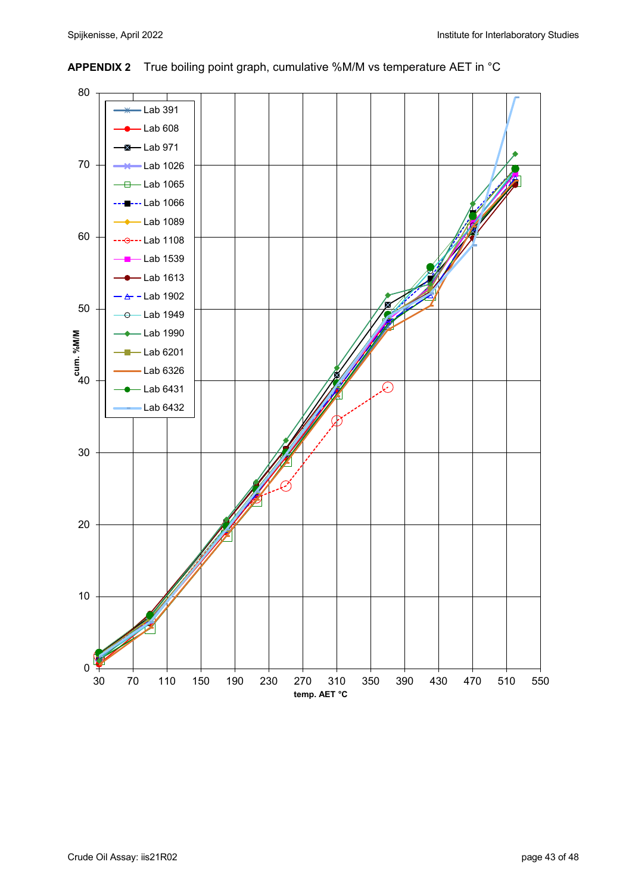**APPENDIX 2** True boiling point graph, cumulative %M/M vs temperature AET in °C

Legend: Lab 391, Lab 608, Lab 971, Lab 1026, Lab 1065, Lab 1066, Lab 1089, Lab 1108, Lab 1539, Lab 1613, Lab 1902, Lab 1949, Lab 1990, Lab 6201, Lab 6326, Lab 6431, Lab 6432

cum. %M/M

temp. AET °C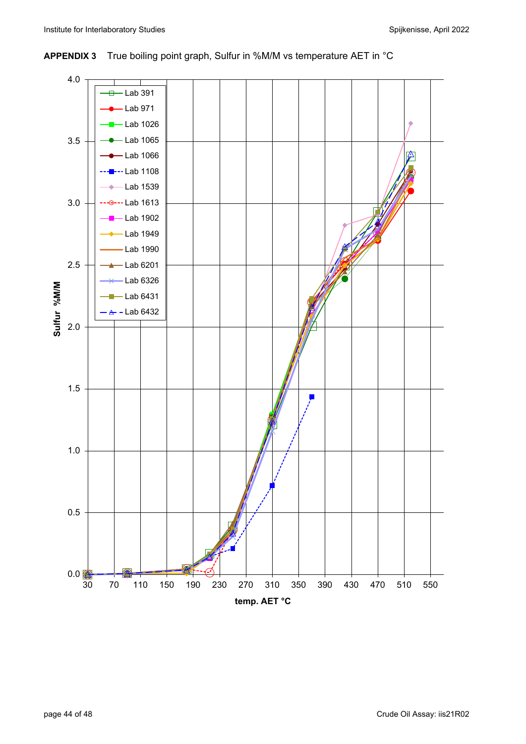**APPENDIX 3** True boiling point graph, Sulfur in %M/M vs temperature AET in °C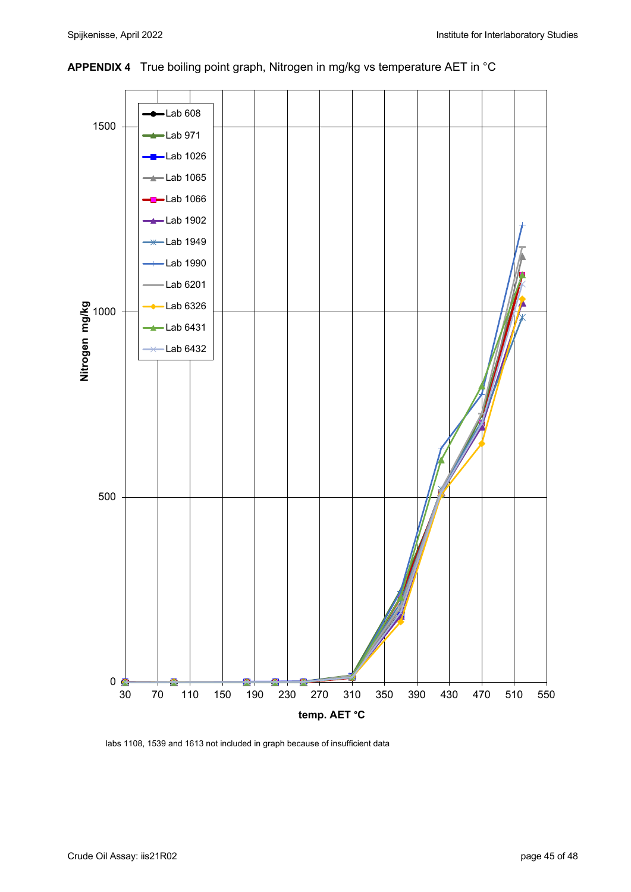**APPENDIX 4** True boiling point graph, Nitrogen in mg/kg vs temperature AET in °C

labs 1108, 1539 and 1613 not included in graph because of insufficient data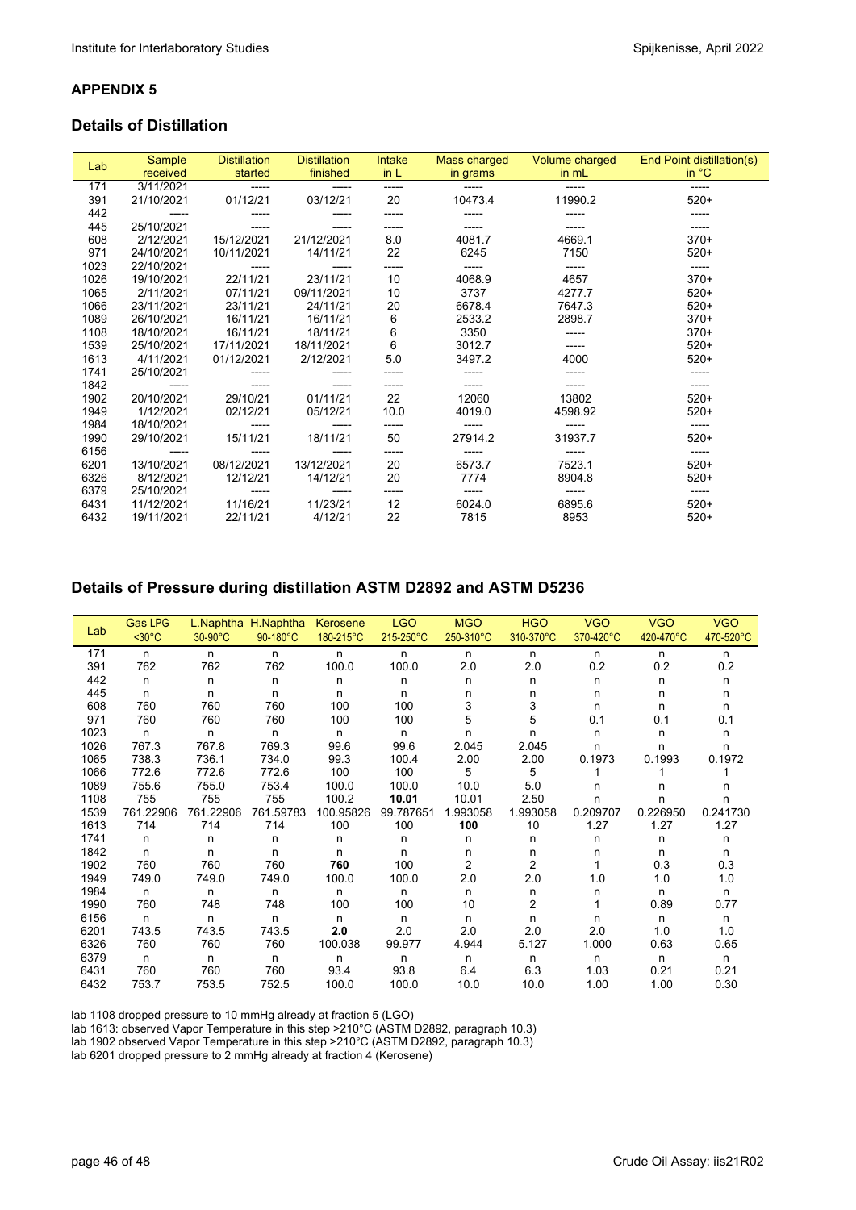## APPENDIX 5

### Details of Distillation

| Lab | Sample received | Distillation started | Distillation finished | Intake in L | Mass charged in grams | Volume charged in mL | End Point distillation(s) in °C |
|---|---|---|---|---|---|---|---|
| 171 | 3/11/2021 | ----- | ----- | ----- | ----- | ----- | ----- |
| 391 | 21/10/2021 | 01/12/21 | 03/12/21 | 20 | 10473.4 | 11990.2 | 520+ |
| 442 | ----- | ----- | ----- | ----- | ----- | ----- | ----- |
| 445 | 25/10/2021 | ----- | ----- | ----- | ----- | ----- | ----- |
| 608 | 2/12/2021 | 15/12/2021 | 21/12/2021 | 8.0 | 4081.7 | 4669.1 | 370+ |
| 971 | 24/10/2021 | 10/11/2021 | 14/11/21 | 22 | 6245 | 7150 | 520+ |
| 1023 | 22/10/2021 | ----- | ----- | ----- | ----- | ----- | ----- |
| 1026 | 19/10/2021 | 22/11/21 | 23/11/21 | 10 | 4068.9 | 4657 | 370+ |
| 1065 | 2/11/2021 | 07/11/21 | 09/11/2021 | 10 | 3737 | 4277.7 | 520+ |
| 1066 | 23/11/2021 | 23/11/21 | 24/11/21 | 20 | 6678.4 | 7647.3 | 520+ |
| 1089 | 26/10/2021 | 16/11/21 | 16/11/21 | 6 | 2533.2 | 2898.7 | 370+ |
| 1108 | 18/10/2021 | 16/11/21 | 18/11/21 | 6 | 3350 | ----- | 370+ |
| 1539 | 25/10/2021 | 17/11/2021 | 18/11/2021 | 6 | 3012.7 | ----- | 520+ |
| 1613 | 4/11/2021 | 01/12/2021 | 2/12/2021 | 5.0 | 3497.2 | 4000 | 520+ |
| 1741 | 25/10/2021 | ----- | ----- | ----- | ----- | ----- | ----- |
| 1842 | ----- | ----- | ----- | ----- | ----- | ----- | ----- |
| 1902 | 20/10/2021 | 29/10/21 | 01/11/21 | 22 | 12060 | 13802 | 520+ |
| 1949 | 1/12/2021 | 02/12/21 | 05/12/21 | 10.0 | 4019.0 | 4598.92 | 520+ |
| 1984 | 18/10/2021 | ----- | ----- | ----- | ----- | ----- | ----- |
| 1990 | 29/10/2021 | 15/11/21 | 18/11/21 | 50 | 27914.2 | 31937.7 | 520+ |
| 6156 | ----- | ----- | ----- | ----- | ----- | ----- | ----- |
| 6201 | 13/10/2021 | 08/12/2021 | 13/12/2021 | 20 | 6573.7 | 7523.1 | 520+ |
| 6326 | 8/12/2021 | 12/12/21 | 14/12/21 | 20 | 7774 | 8904.8 | 520+ |
| 6379 | 25/10/2021 | ----- | ----- | ----- | ----- | ----- | ----- |
| 6431 | 11/12/2021 | 11/16/21 | 11/23/21 | 12 | 6024.0 | 6895.6 | 520+ |
| 6432 | 19/11/2021 | 22/11/21 | 4/12/21 | 22 | 7815 | 8953 | 520+ |

### Details of Pressure during distillation ASTM D2892 and ASTM D5236

| Lab | Gas LPG <30°C | L.Naphtha 30-90°C | H.Naphtha 90-180°C | Kerosene 180-215°C | LGO 215-250°C | MGO 250-310°C | HGO 310-370°C | VGO 370-420°C | VGO 420-470°C | VGO 470-520°C |
|---|---|---|---|---|---|---|---|---|---|---|
| 171 | n | n | n | n | n | n | n | n | n | n |
| 391 | 762 | 762 | 762 | 100.0 | 100.0 | 2.0 | 2.0 | 0.2 | 0.2 | 0.2 |
| 442 | n | n | n | n | n | n | n | n | n | n |
| 445 | n | n | n | n | n | n | n | n | n | n |
| 608 | 760 | 760 | 760 | 100 | 100 | 3 | 3 | n | n | n |
| 971 | 760 | 760 | 760 | 100 | 100 | 5 | 5 | 0.1 | 0.1 | 0.1 |
| 1023 | n | n | n | n | n | n | n | n | n | n |
| 1026 | 767.3 | 767.8 | 769.3 | 99.6 | 99.6 | 2.045 | 2.045 | n | n | n |
| 1065 | 738.3 | 736.1 | 734.0 | 99.3 | 100.4 | 2.00 | 2.00 | 0.1973 | 0.1993 | 0.1972 |
| 1066 | 772.6 | 772.6 | 772.6 | 100 | 100 | 5 | 5 | 1 | 1 | 1 |
| 1089 | 755.6 | 755.0 | 753.4 | 100.0 | 100.0 | 10.0 | 5.0 | n | n | n |
| 1108 | 755 | 755 | 755 | 100.2 | **10.01** | 10.01 | 2.50 | n | n | n |
| 1539 | 761.22906 | 761.22906 | 761.59783 | 100.95826 | 99.787651 | 1.993058 | 1.993058 | 0.209707 | 0.226950 | 0.241730 |
| 1613 | 714 | 714 | 714 | 100 | 100 | **100** | 10 | 1.27 | 1.27 | 1.27 |
| 1741 | n | n | n | n | n | n | n | n | n | n |
| 1842 | n | n | n | n | n | n | n | n | n | n |
| 1902 | 760 | 760 | 760 | **760** | 100 | 2 | 2 | 1 | 0.3 | 0.3 |
| 1949 | 749.0 | 749.0 | 749.0 | 100.0 | 100.0 | 2.0 | 2.0 | 1.0 | 1.0 | 1.0 |
| 1984 | n | n | n | n | n | n | n | n | n | n |
| 1990 | 760 | 748 | 748 | 100 | 100 | 10 | 2 | 1 | 0.89 | 0.77 |
| 6156 | n | n | n | n | n | n | n | n | n | n |
| 6201 | 743.5 | 743.5 | 743.5 | **2.0** | 2.0 | 2.0 | 2.0 | 2.0 | 1.0 | 1.0 |
| 6326 | 760 | 760 | 760 | 100.038 | 99.977 | 4.944 | 5.127 | 1.000 | 0.63 | 0.65 |
| 6379 | n | n | n | n | n | n | n | n | n | n |
| 6431 | 760 | 760 | 760 | 93.4 | 93.8 | 6.4 | 6.3 | 1.03 | 0.21 | 0.21 |
| 6432 | 753.7 | 753.5 | 752.5 | 100.0 | 100.0 | 10.0 | 10.0 | 1.00 | 1.00 | 0.30 |

lab 1108 dropped pressure to 10 mmHg already at fraction 5 (LGO)
lab 1613: observed Vapor Temperature in this step >210°C (ASTM D2892, paragraph 10.3)
lab 1902 observed Vapor Temperature in this step >210°C (ASTM D2892, paragraph 10.3)
lab 6201 dropped pressure to 2 mmHg already at fraction 4 (Kerosene)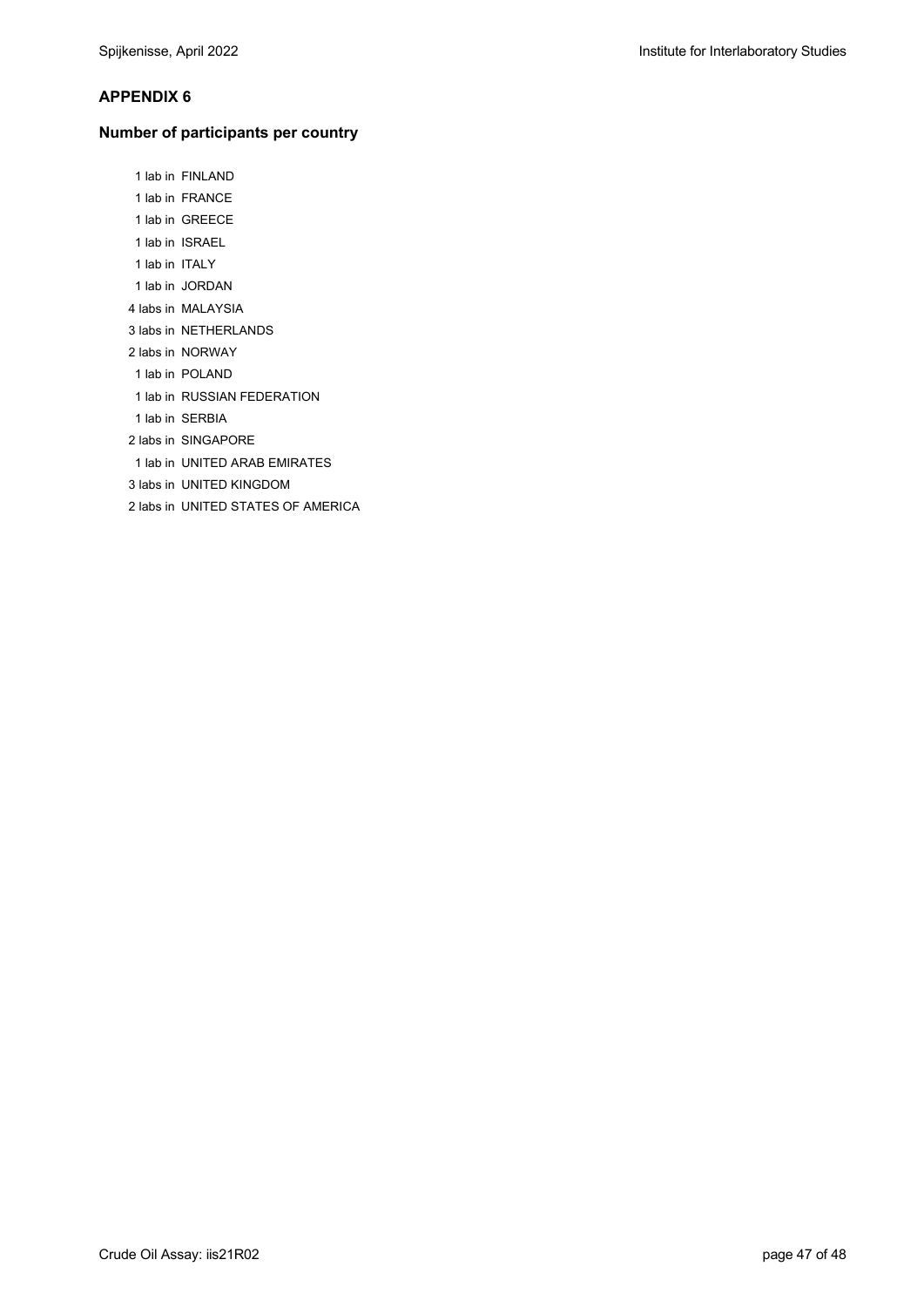## APPENDIX 6

### Number of participants per country

1 lab in FINLAND
1 lab in FRANCE
1 lab in GREECE
1 lab in ISRAEL
1 lab in ITALY
1 lab in JORDAN
4 labs in MALAYSIA
3 labs in NETHERLANDS
2 labs in NORWAY
1 lab in POLAND
1 lab in RUSSIAN FEDERATION
1 lab in SERBIA
2 labs in SINGAPORE
1 lab in UNITED ARAB EMIRATES
3 labs in UNITED KINGDOM
2 labs in UNITED STATES OF AMERICA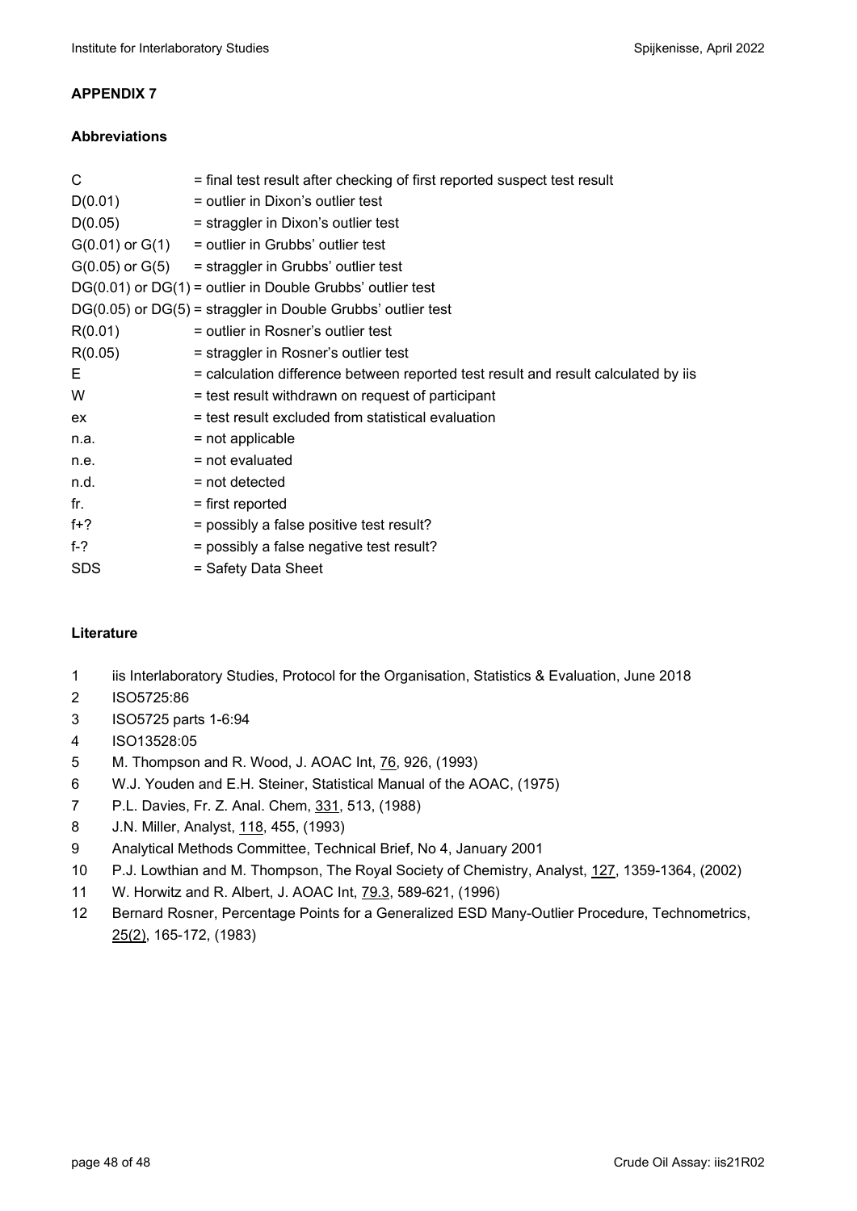**APPENDIX 7**

**Abbreviations**

| | |
|---|---|
| C | = final test result after checking of first reported suspect test result |
| D(0.01) | = outlier in Dixon's outlier test |
| D(0.05) | = straggler in Dixon's outlier test |
| G(0.01) or G(1) | = outlier in Grubbs' outlier test |
| G(0.05) or G(5) | = straggler in Grubbs' outlier test |
| DG(0.01) or DG(1) | = outlier in Double Grubbs' outlier test |
| DG(0.05) or DG(5) | = straggler in Double Grubbs' outlier test |
| R(0.01) | = outlier in Rosner's outlier test |
| R(0.05) | = straggler in Rosner's outlier test |
| E | = calculation difference between reported test result and result calculated by iis |
| W | = test result withdrawn on request of participant |
| ex | = test result excluded from statistical evaluation |
| n.a. | = not applicable |
| n.e. | = not evaluated |
| n.d. | = not detected |
| fr. | = first reported |
| f+? | = possibly a false positive test result? |
| f-? | = possibly a false negative test result? |
| SDS | = Safety Data Sheet |

**Literature**

1. iis Interlaboratory Studies, Protocol for the Organisation, Statistics & Evaluation, June 2018
2. ISO5725:86
3. ISO5725 parts 1-6:94
4. ISO13528:05
5. M. Thompson and R. Wood, J. AOAC Int, 76, 926, (1993)
6. W.J. Youden and E.H. Steiner, Statistical Manual of the AOAC, (1975)
7. P.L. Davies, Fr. Z. Anal. Chem, 331, 513, (1988)
8. J.N. Miller, Analyst, 118, 455, (1993)
9. Analytical Methods Committee, Technical Brief, No 4, January 2001
10. P.J. Lowthian and M. Thompson, The Royal Society of Chemistry, Analyst, 127, 1359-1364, (2002)
11. W. Horwitz and R. Albert, J. AOAC Int, 79.3, 589-621, (1996)
12. Bernard Rosner, Percentage Points for a Generalized ESD Many-Outlier Procedure, Technometrics, 25(2), 165-172, (1983)